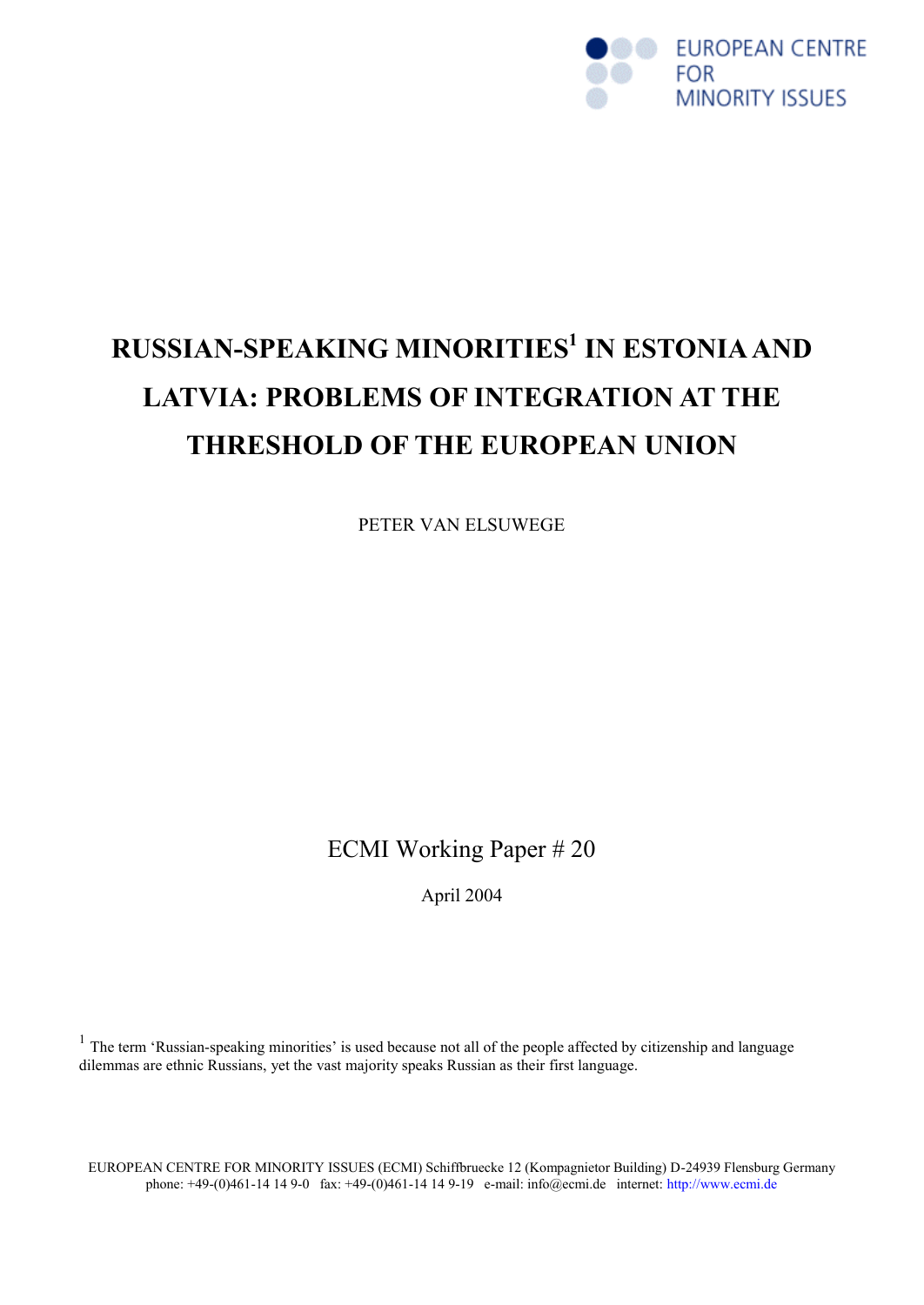EUROPEAN CENTRE FOR MINORITY ISSUES

# RUSSIAN-SPEAKING MINORITIES[1] IN ESTONIA AND LATVIA: PROBLEMS OF INTEGRATION AT THE THRESHOLD OF THE EUROPEAN UNION

PETER VAN ELSUWEGE

ECMI Working Paper # 20

April 2004

[1] The term 'Russian-speaking minorities' is used because not all of the people affected by citizenship and language dilemmas are ethnic Russians, yet the vast majority speaks Russian as their first language.

EUROPEAN CENTRE FOR MINORITY ISSUES (ECMI) Schiffbruecke 12 (Kompagnietor Building) D-24939 Flensburg Germany
phone: +49-(0)461-14 14 9-0 fax: +49-(0)461-14 14 9-19 e-mail: info@ecmi.de internet: http://www.ecmi.de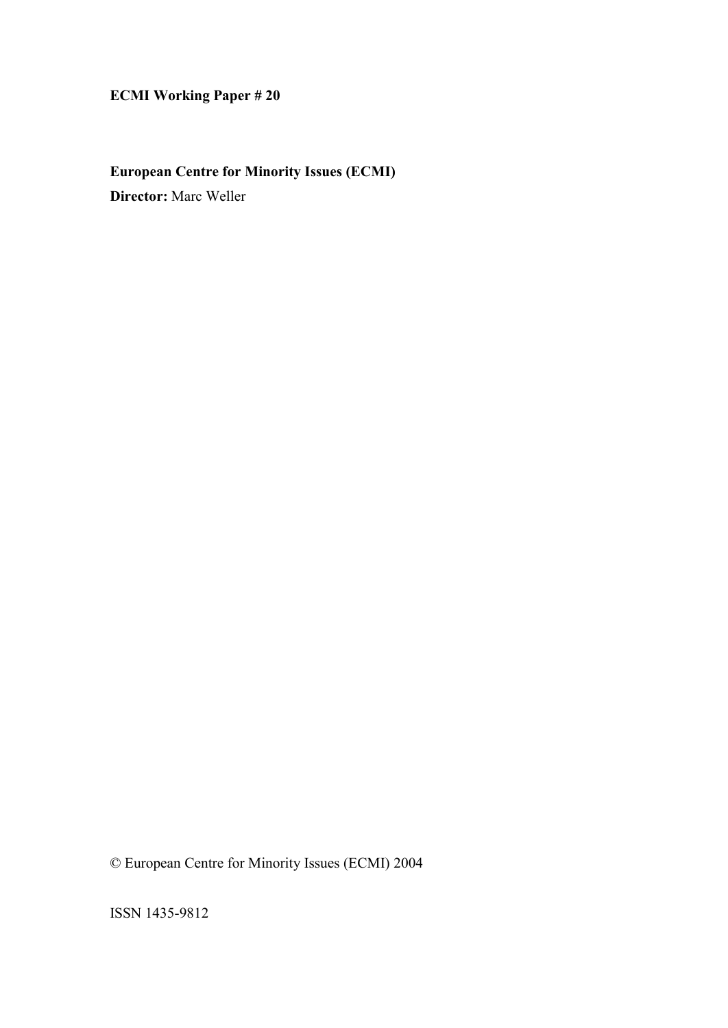**ECMI Working Paper # 20**

**European Centre for Minority Issues (ECMI)**
**Director:** Marc Weller

© European Centre for Minority Issues (ECMI) 2004

ISSN 1435-9812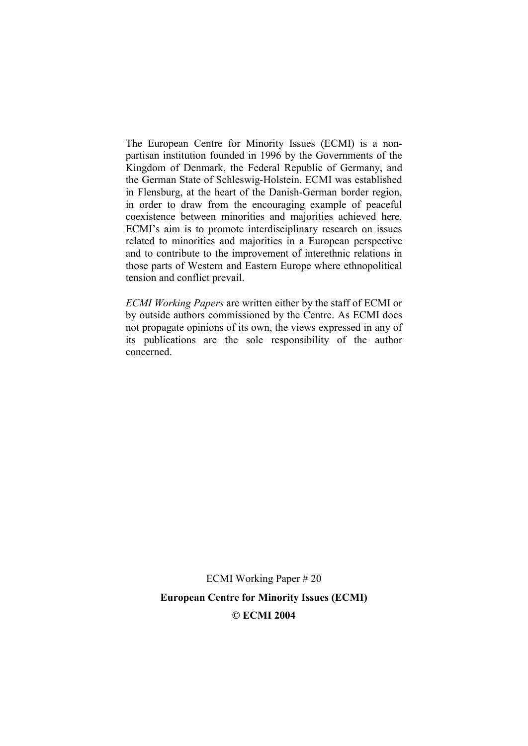The European Centre for Minority Issues (ECMI) is a non-partisan institution founded in 1996 by the Governments of the Kingdom of Denmark, the Federal Republic of Germany, and the German State of Schleswig-Holstein. ECMI was established in Flensburg, at the heart of the Danish-German border region, in order to draw from the encouraging example of peaceful coexistence between minorities and majorities achieved here. ECMI's aim is to promote interdisciplinary research on issues related to minorities and majorities in a European perspective and to contribute to the improvement of interethnic relations in those parts of Western and Eastern Europe where ethnopolitical tension and conflict prevail.

*ECMI Working Papers* are written either by the staff of ECMI or by outside authors commissioned by the Centre. As ECMI does not propagate opinions of its own, the views expressed in any of its publications are the sole responsibility of the author concerned.

ECMI Working Paper # 20

**European Centre for Minority Issues (ECMI)**

**© ECMI 2004**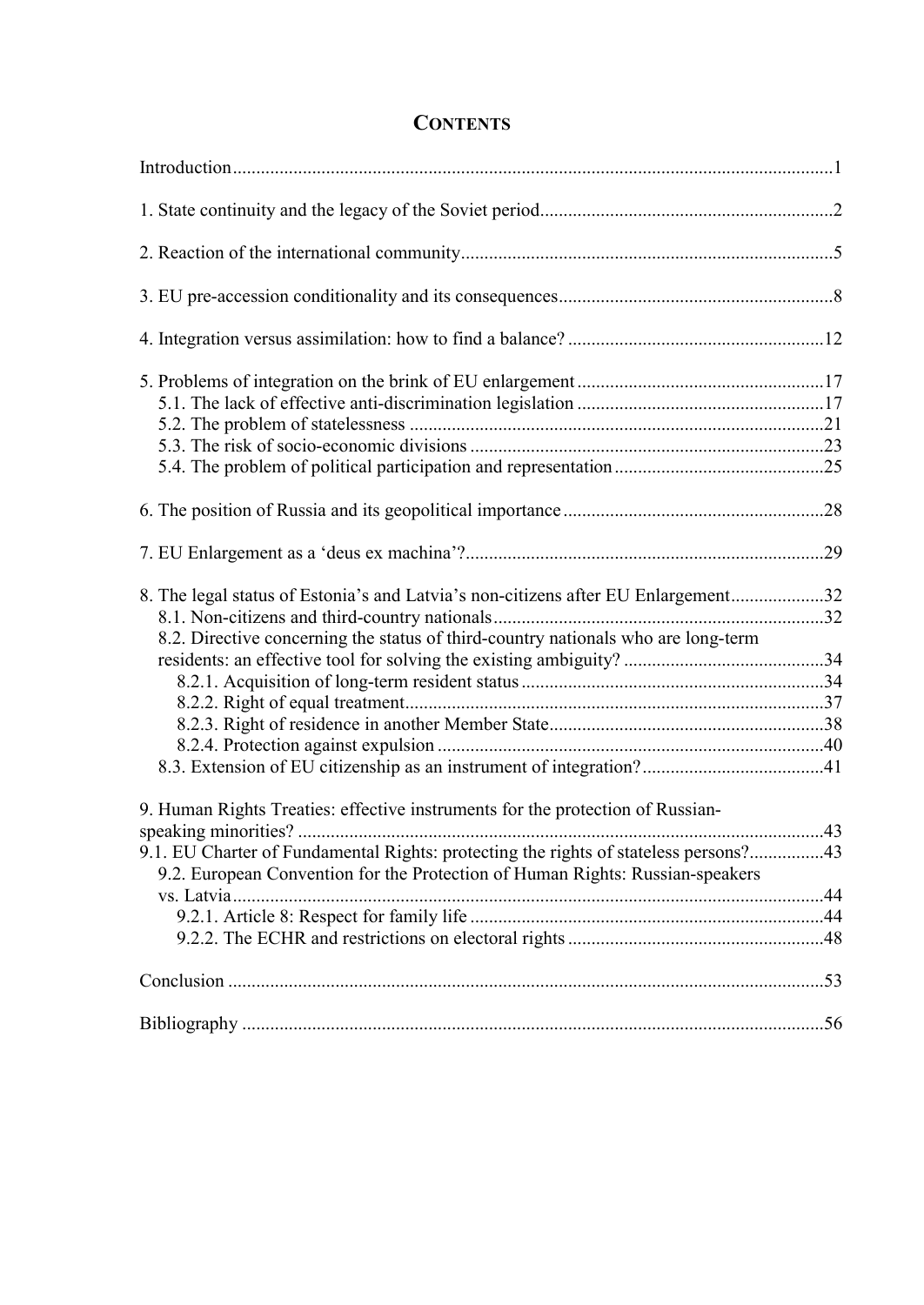# CONTENTS

Introduction ... 1

1. State continuity and the legacy of the Soviet period ... 2

2. Reaction of the international community ... 5

3. EU pre-accession conditionality and its consequences ... 8

4. Integration versus assimilation: how to find a balance? ... 12

5. Problems of integration on the brink of EU enlargement ... 17
   - 5.1. The lack of effective anti-discrimination legislation ... 17
   - 5.2. The problem of statelessness ... 21
   - 5.3. The risk of socio-economic divisions ... 23
   - 5.4. The problem of political participation and representation ... 25

6. The position of Russia and its geopolitical importance ... 28

7. EU Enlargement as a 'deus ex machina'? ... 29

8. The legal status of Estonia's and Latvia's non-citizens after EU Enlargement ... 32
   - 8.1. Non-citizens and third-country nationals ... 32
   - 8.2. Directive concerning the status of third-country nationals who are long-term residents: an effective tool for solving the existing ambiguity? ... 34
     - 8.2.1. Acquisition of long-term resident status ... 34
     - 8.2.2. Right of equal treatment ... 37
     - 8.2.3. Right of residence in another Member State ... 38
     - 8.2.4. Protection against expulsion ... 40
   - 8.3. Extension of EU citizenship as an instrument of integration? ... 41

9. Human Rights Treaties: effective instruments for the protection of Russian-speaking minorities? ... 43
   - 9.1. EU Charter of Fundamental Rights: protecting the rights of stateless persons? ... 43
   - 9.2. European Convention for the Protection of Human Rights: Russian-speakers vs. Latvia ... 44
     - 9.2.1. Article 8: Respect for family life ... 44
     - 9.2.2. The ECHR and restrictions on electoral rights ... 48

Conclusion ... 53

Bibliography ... 56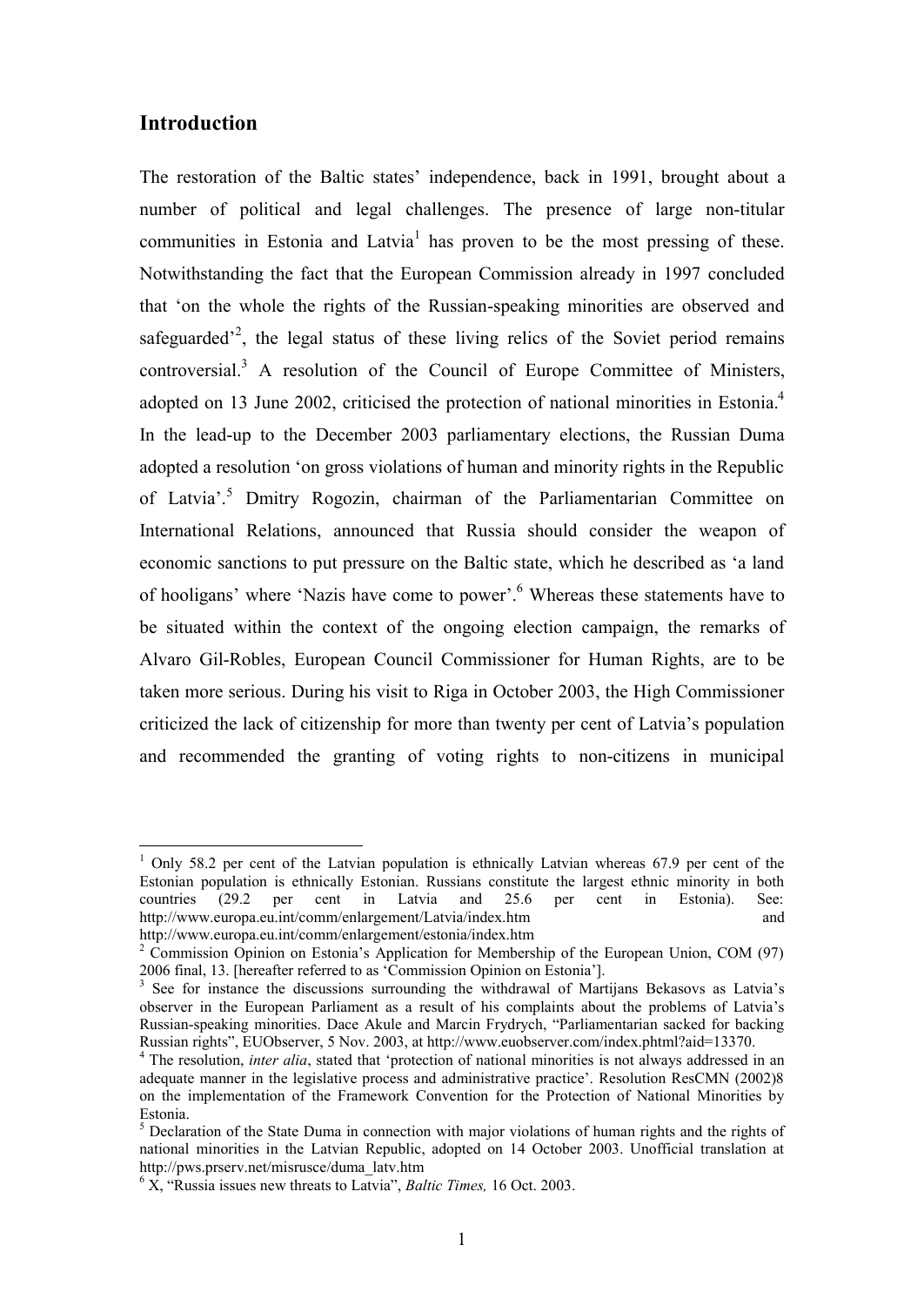## Introduction

The restoration of the Baltic states' independence, back in 1991, brought about a number of political and legal challenges. The presence of large non-titular communities in Estonia and Latvia[1] has proven to be the most pressing of these. Notwithstanding the fact that the European Commission already in 1997 concluded that 'on the whole the rights of the Russian-speaking minorities are observed and safeguarded'[2], the legal status of these living relics of the Soviet period remains controversial.[3] A resolution of the Council of Europe Committee of Ministers, adopted on 13 June 2002, criticised the protection of national minorities in Estonia.[4] In the lead-up to the December 2003 parliamentary elections, the Russian Duma adopted a resolution 'on gross violations of human and minority rights in the Republic of Latvia'.[5] Dmitry Rogozin, chairman of the Parliamentarian Committee on International Relations, announced that Russia should consider the weapon of economic sanctions to put pressure on the Baltic state, which he described as 'a land of hooligans' where 'Nazis have come to power'.[6] Whereas these statements have to be situated within the context of the ongoing election campaign, the remarks of Alvaro Gil-Robles, European Council Commissioner for Human Rights, are to be taken more serious. During his visit to Riga in October 2003, the High Commissioner criticized the lack of citizenship for more than twenty per cent of Latvia's population and recommended the granting of voting rights to non-citizens in municipal

---

[1] Only 58.2 per cent of the Latvian population is ethnically Latvian whereas 67.9 per cent of the Estonian population is ethnically Estonian. Russians constitute the largest ethnic minority in both countries (29.2 per cent in Latvia and 25.6 per cent in Estonia). See: http://www.europa.eu.int/comm/enlargement/Latvia/index.htm and http://www.europa.eu.int/comm/enlargement/estonia/index.htm

[2] Commission Opinion on Estonia's Application for Membership of the European Union, COM (97) 2006 final, 13. [hereafter referred to as 'Commission Opinion on Estonia'].

[3] See for instance the discussions surrounding the withdrawal of Martijans Bekasovs as Latvia's observer in the European Parliament as a result of his complaints about the problems of Latvia's Russian-speaking minorities. Dace Akule and Marcin Frydrych, "Parliamentarian sacked for backing Russian rights", EUObserver, 5 Nov. 2003, at http://www.euobserver.com/index.phtml?aid=13370.

[4] The resolution, *inter alia*, stated that 'protection of national minorities is not always addressed in an adequate manner in the legislative process and administrative practice'. Resolution ResCMN (2002)8 on the implementation of the Framework Convention for the Protection of National Minorities by Estonia.

[5] Declaration of the State Duma in connection with major violations of human rights and the rights of national minorities in the Latvian Republic, adopted on 14 October 2003. Unofficial translation at http://pws.prserv.net/misrusce/duma_latv.htm

[6] X, "Russia issues new threats to Latvia", *Baltic Times,* 16 Oct. 2003.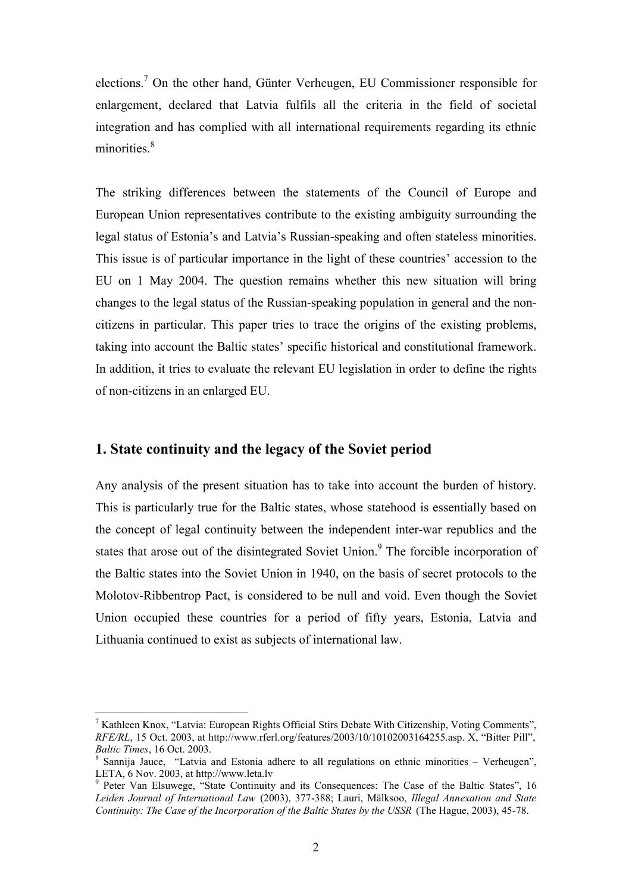elections.[7] On the other hand, Günter Verheugen, EU Commissioner responsible for enlargement, declared that Latvia fulfils all the criteria in the field of societal integration and has complied with all international requirements regarding its ethnic minorities.[8]

The striking differences between the statements of the Council of Europe and European Union representatives contribute to the existing ambiguity surrounding the legal status of Estonia's and Latvia's Russian-speaking and often stateless minorities. This issue is of particular importance in the light of these countries' accession to the EU on 1 May 2004. The question remains whether this new situation will bring changes to the legal status of the Russian-speaking population in general and the non-citizens in particular. This paper tries to trace the origins of the existing problems, taking into account the Baltic states' specific historical and constitutional framework. In addition, it tries to evaluate the relevant EU legislation in order to define the rights of non-citizens in an enlarged EU.

## 1. State continuity and the legacy of the Soviet period

Any analysis of the present situation has to take into account the burden of history. This is particularly true for the Baltic states, whose statehood is essentially based on the concept of legal continuity between the independent inter-war republics and the states that arose out of the disintegrated Soviet Union.[9] The forcible incorporation of the Baltic states into the Soviet Union in 1940, on the basis of secret protocols to the Molotov-Ribbentrop Pact, is considered to be null and void. Even though the Soviet Union occupied these countries for a period of fifty years, Estonia, Latvia and Lithuania continued to exist as subjects of international law.

---

[7] Kathleen Knox, "Latvia: European Rights Official Stirs Debate With Citizenship, Voting Comments", *RFE/RL*, 15 Oct. 2003, at http://www.rferl.org/features/2003/10/10102003164255.asp. X, "Bitter Pill", *Baltic Times*, 16 Oct. 2003.

[8] Sannija Jauce, "Latvia and Estonia adhere to all regulations on ethnic minorities – Verheugen", LETA, 6 Nov. 2003, at http://www.leta.lv

[9] Peter Van Elsuwege, "State Continuity and its Consequences: The Case of the Baltic States", 16 *Leiden Journal of International Law* (2003), 377-388; Lauri, Mälksoo, *Illegal Annexation and State Continuity: The Case of the Incorporation of the Baltic States by the USSR* (The Hague, 2003), 45-78.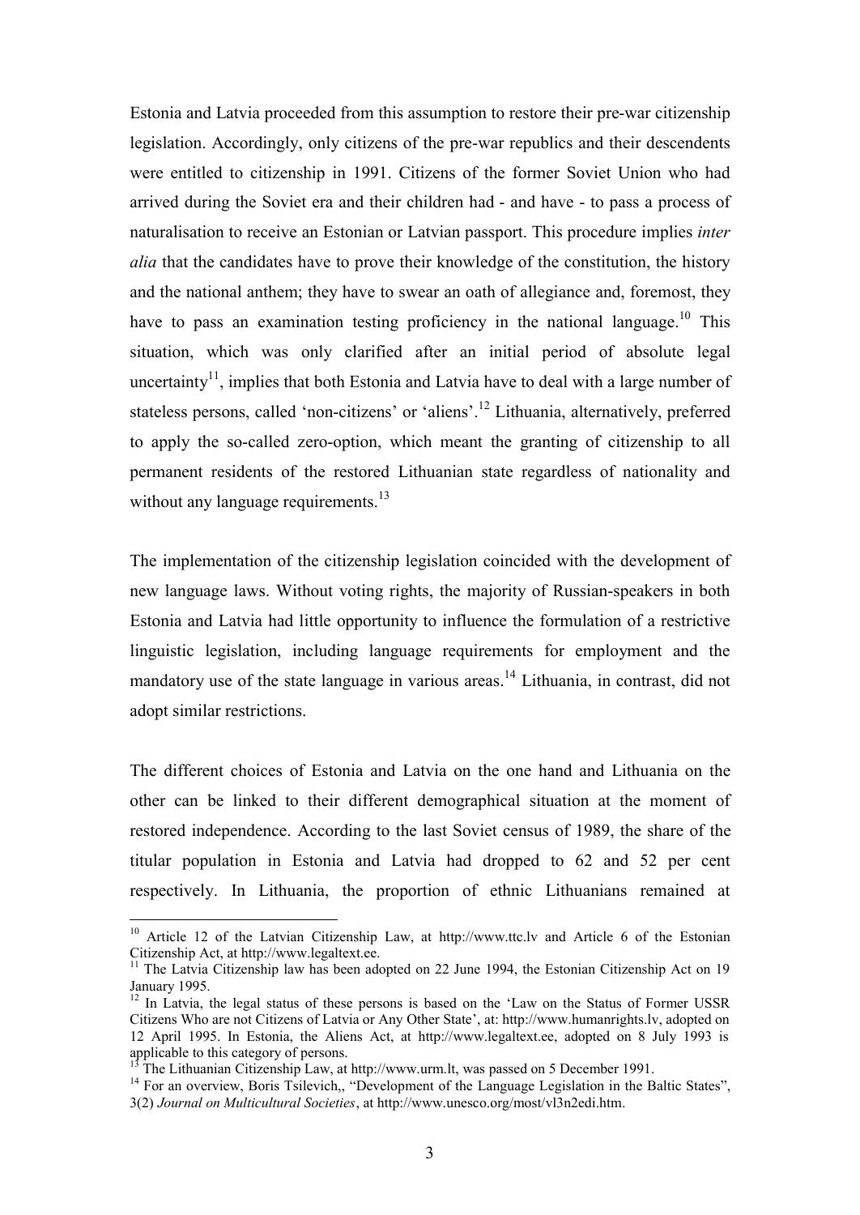Estonia and Latvia proceeded from this assumption to restore their pre-war citizenship legislation. Accordingly, only citizens of the pre-war republics and their descendents were entitled to citizenship in 1991. Citizens of the former Soviet Union who had arrived during the Soviet era and their children had - and have - to pass a process of naturalisation to receive an Estonian or Latvian passport. This procedure implies *inter alia* that the candidates have to prove their knowledge of the constitution, the history and the national anthem; they have to swear an oath of allegiance and, foremost, they have to pass an examination testing proficiency in the national language.[10] This situation, which was only clarified after an initial period of absolute legal uncertainty[11], implies that both Estonia and Latvia have to deal with a large number of stateless persons, called 'non-citizens' or 'aliens'.[12] Lithuania, alternatively, preferred to apply the so-called zero-option, which meant the granting of citizenship to all permanent residents of the restored Lithuanian state regardless of nationality and without any language requirements.[13]

The implementation of the citizenship legislation coincided with the development of new language laws. Without voting rights, the majority of Russian-speakers in both Estonia and Latvia had little opportunity to influence the formulation of a restrictive linguistic legislation, including language requirements for employment and the mandatory use of the state language in various areas.[14] Lithuania, in contrast, did not adopt similar restrictions.

The different choices of Estonia and Latvia on the one hand and Lithuania on the other can be linked to their different demographical situation at the moment of restored independence. According to the last Soviet census of 1989, the share of the titular population in Estonia and Latvia had dropped to 62 and 52 per cent respectively. In Lithuania, the proportion of ethnic Lithuanians remained at

---

[10] Article 12 of the Latvian Citizenship Law, at http://www.ttc.lv and Article 6 of the Estonian Citizenship Act, at http://www.legaltext.ee.

[11] The Latvia Citizenship law has been adopted on 22 June 1994, the Estonian Citizenship Act on 19 January 1995.

[12] In Latvia, the legal status of these persons is based on the 'Law on the Status of Former USSR Citizens Who are not Citizens of Latvia or Any Other State', at: http://www.humanrights.lv, adopted on 12 April 1995. In Estonia, the Aliens Act, at http://www.legaltext.ee, adopted on 8 July 1993 is applicable to this category of persons.

[13] The Lithuanian Citizenship Law, at http://www.urm.lt, was passed on 5 December 1991.

[14] For an overview, Boris Tsilevich,, "Development of the Language Legislation in the Baltic States", 3(2) *Journal on Multicultural Societies*, at http://www.unesco.org/most/vl3n2edi.htm.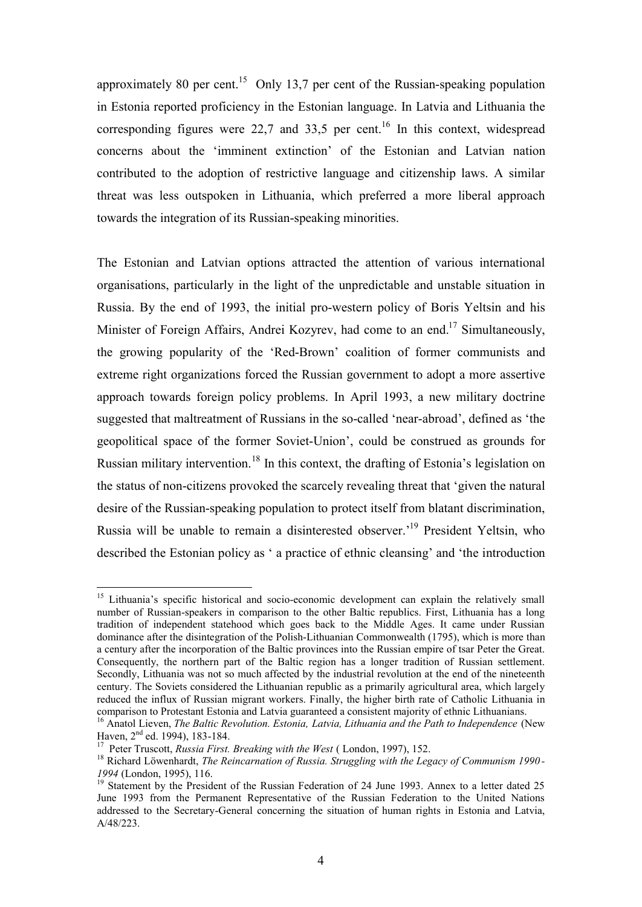approximately 80 per cent.[15] Only 13,7 per cent of the Russian-speaking population in Estonia reported proficiency in the Estonian language. In Latvia and Lithuania the corresponding figures were 22,7 and 33,5 per cent.[16] In this context, widespread concerns about the 'imminent extinction' of the Estonian and Latvian nation contributed to the adoption of restrictive language and citizenship laws. A similar threat was less outspoken in Lithuania, which preferred a more liberal approach towards the integration of its Russian-speaking minorities.

The Estonian and Latvian options attracted the attention of various international organisations, particularly in the light of the unpredictable and unstable situation in Russia. By the end of 1993, the initial pro-western policy of Boris Yeltsin and his Minister of Foreign Affairs, Andrei Kozyrev, had come to an end.[17] Simultaneously, the growing popularity of the 'Red-Brown' coalition of former communists and extreme right organizations forced the Russian government to adopt a more assertive approach towards foreign policy problems. In April 1993, a new military doctrine suggested that maltreatment of Russians in the so-called 'near-abroad', defined as 'the geopolitical space of the former Soviet-Union', could be construed as grounds for Russian military intervention.[18] In this context, the drafting of Estonia's legislation on the status of non-citizens provoked the scarcely revealing threat that 'given the natural desire of the Russian-speaking population to protect itself from blatant discrimination, Russia will be unable to remain a disinterested observer.'[19] President Yeltsin, who described the Estonian policy as ' a practice of ethnic cleansing' and 'the introduction

---

[15] Lithuania's specific historical and socio-economic development can explain the relatively small number of Russian-speakers in comparison to the other Baltic republics. First, Lithuania has a long tradition of independent statehood which goes back to the Middle Ages. It came under Russian dominance after the disintegration of the Polish-Lithuanian Commonwealth (1795), which is more than a century after the incorporation of the Baltic provinces into the Russian empire of tsar Peter the Great. Consequently, the northern part of the Baltic region has a longer tradition of Russian settlement. Secondly, Lithuania was not so much affected by the industrial revolution at the end of the nineteenth century. The Soviets considered the Lithuanian republic as a primarily agricultural area, which largely reduced the influx of Russian migrant workers. Finally, the higher birth rate of Catholic Lithuania in comparison to Protestant Estonia and Latvia guaranteed a consistent majority of ethnic Lithuanians.

[16] Anatol Lieven, *The Baltic Revolution. Estonia, Latvia, Lithuania and the Path to Independence* (New Haven, 2nd ed. 1994), 183-184.

[17] Peter Truscott, *Russia First. Breaking with the West* ( London, 1997), 152.

[18] Richard Löwenhardt, *The Reincarnation of Russia. Struggling with the Legacy of Communism 1990-1994* (London, 1995), 116.

[19] Statement by the President of the Russian Federation of 24 June 1993. Annex to a letter dated 25 June 1993 from the Permanent Representative of the Russian Federation to the United Nations addressed to the Secretary-General concerning the situation of human rights in Estonia and Latvia, A/48/223.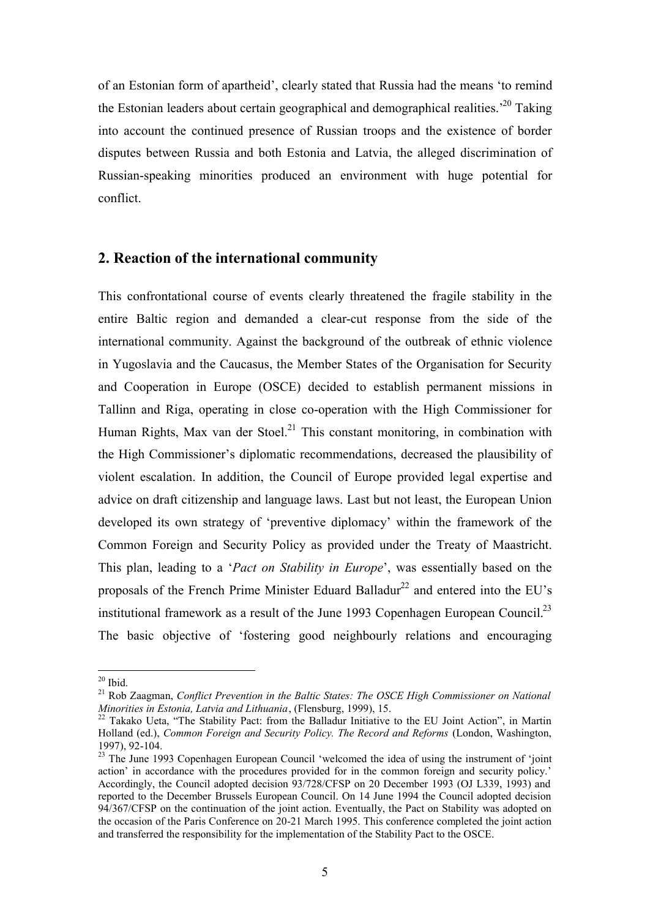of an Estonian form of apartheid', clearly stated that Russia had the means 'to remind the Estonian leaders about certain geographical and demographical realities.'[20] Taking into account the continued presence of Russian troops and the existence of border disputes between Russia and both Estonia and Latvia, the alleged discrimination of Russian-speaking minorities produced an environment with huge potential for conflict.

## 2. Reaction of the international community

This confrontational course of events clearly threatened the fragile stability in the entire Baltic region and demanded a clear-cut response from the side of the international community. Against the background of the outbreak of ethnic violence in Yugoslavia and the Caucasus, the Member States of the Organisation for Security and Cooperation in Europe (OSCE) decided to establish permanent missions in Tallinn and Riga, operating in close co-operation with the High Commissioner for Human Rights, Max van der Stoel.[21] This constant monitoring, in combination with the High Commissioner's diplomatic recommendations, decreased the plausibility of violent escalation. In addition, the Council of Europe provided legal expertise and advice on draft citizenship and language laws. Last but not least, the European Union developed its own strategy of 'preventive diplomacy' within the framework of the Common Foreign and Security Policy as provided under the Treaty of Maastricht. This plan, leading to a '*Pact on Stability in Europe*', was essentially based on the proposals of the French Prime Minister Eduard Balladur[22] and entered into the EU's institutional framework as a result of the June 1993 Copenhagen European Council.[23] The basic objective of 'fostering good neighbourly relations and encouraging

---

[20] Ibid.

[21] Rob Zaagman, *Conflict Prevention in the Baltic States: The OSCE High Commissioner on National Minorities in Estonia, Latvia and Lithuania*, (Flensburg, 1999), 15.

[22] Takako Ueta, "The Stability Pact: from the Balladur Initiative to the EU Joint Action", in Martin Holland (ed.), *Common Foreign and Security Policy. The Record and Reforms* (London, Washington, 1997), 92-104.

[23] The June 1993 Copenhagen European Council 'welcomed the idea of using the instrument of 'joint action' in accordance with the procedures provided for in the common foreign and security policy.' Accordingly, the Council adopted decision 93/728/CFSP on 20 December 1993 (OJ L339, 1993) and reported to the December Brussels European Council. On 14 June 1994 the Council adopted decision 94/367/CFSP on the continuation of the joint action. Eventually, the Pact on Stability was adopted on the occasion of the Paris Conference on 20-21 March 1995. This conference completed the joint action and transferred the responsibility for the implementation of the Stability Pact to the OSCE.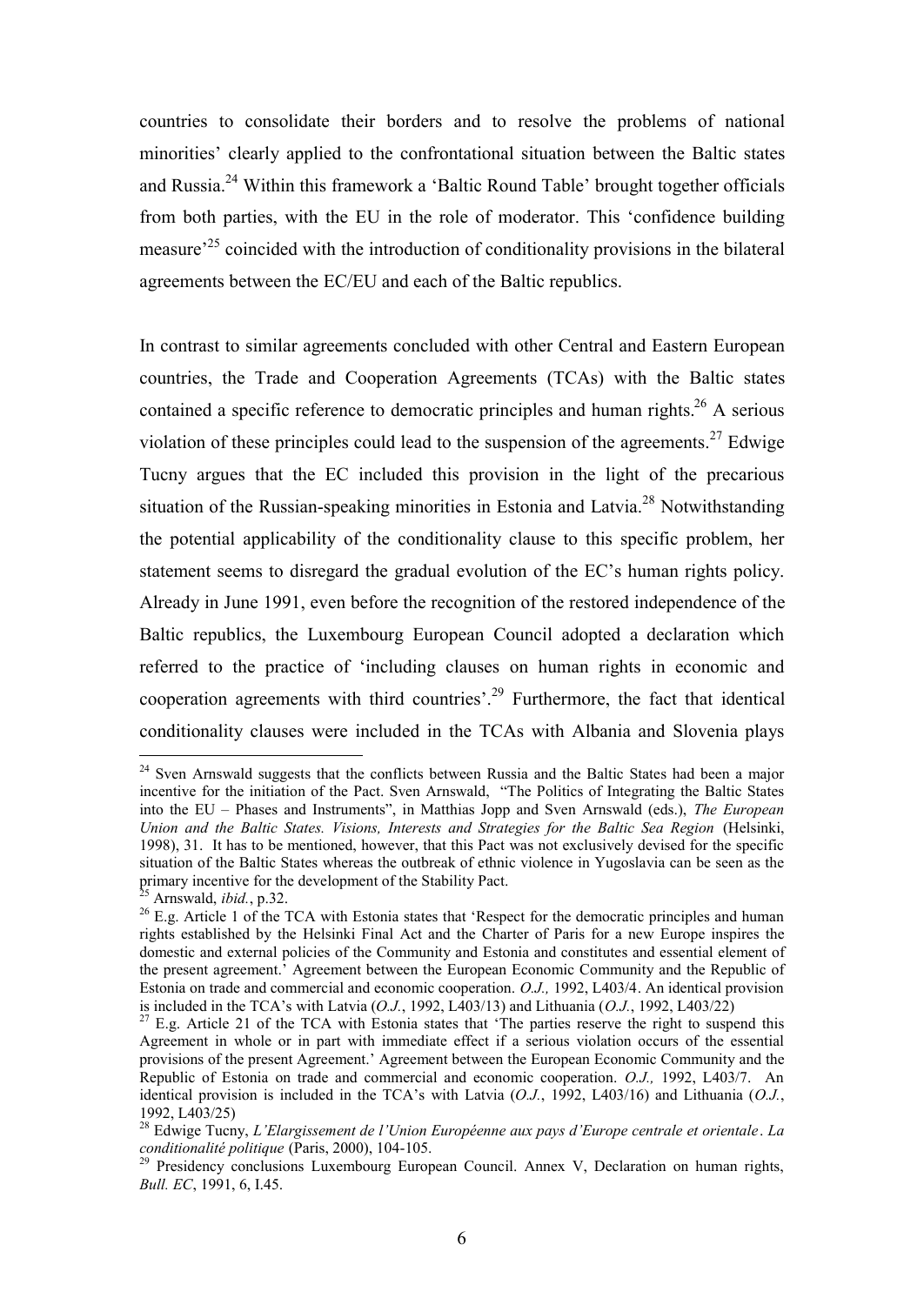countries to consolidate their borders and to resolve the problems of national minorities' clearly applied to the confrontational situation between the Baltic states and Russia.[24] Within this framework a 'Baltic Round Table' brought together officials from both parties, with the EU in the role of moderator. This 'confidence building measure'[25] coincided with the introduction of conditionality provisions in the bilateral agreements between the EC/EU and each of the Baltic republics.

In contrast to similar agreements concluded with other Central and Eastern European countries, the Trade and Cooperation Agreements (TCAs) with the Baltic states contained a specific reference to democratic principles and human rights.[26] A serious violation of these principles could lead to the suspension of the agreements.[27] Edwige Tucny argues that the EC included this provision in the light of the precarious situation of the Russian-speaking minorities in Estonia and Latvia.[28] Notwithstanding the potential applicability of the conditionality clause to this specific problem, her statement seems to disregard the gradual evolution of the EC's human rights policy. Already in June 1991, even before the recognition of the restored independence of the Baltic republics, the Luxembourg European Council adopted a declaration which referred to the practice of 'including clauses on human rights in economic and cooperation agreements with third countries'.[29] Furthermore, the fact that identical conditionality clauses were included in the TCAs with Albania and Slovenia plays

---

[24] Sven Arnswald suggests that the conflicts between Russia and the Baltic States had been a major incentive for the initiation of the Pact. Sven Arnswald, "The Politics of Integrating the Baltic States into the EU – Phases and Instruments", in Matthias Jopp and Sven Arnswald (eds.), *The European Union and the Baltic States. Visions, Interests and Strategies for the Baltic Sea Region* (Helsinki, 1998), 31. It has to be mentioned, however, that this Pact was not exclusively devised for the specific situation of the Baltic States whereas the outbreak of ethnic violence in Yugoslavia can be seen as the primary incentive for the development of the Stability Pact.

[25] Arnswald, *ibid.*, p.32.

[26] E.g. Article 1 of the TCA with Estonia states that 'Respect for the democratic principles and human rights established by the Helsinki Final Act and the Charter of Paris for a new Europe inspires the domestic and external policies of the Community and Estonia and constitutes and essential element of the present agreement.' Agreement between the European Economic Community and the Republic of Estonia on trade and commercial and economic cooperation. *O.J.,* 1992, L403/4. An identical provision is included in the TCA's with Latvia (*O.J.*, 1992, L403/13) and Lithuania (*O.J.*, 1992, L403/22)

[27] E.g. Article 21 of the TCA with Estonia states that 'The parties reserve the right to suspend this Agreement in whole or in part with immediate effect if a serious violation occurs of the essential provisions of the present Agreement.' Agreement between the European Economic Community and the Republic of Estonia on trade and commercial and economic cooperation. *O.J.,* 1992, L403/7. An identical provision is included in the TCA's with Latvia (*O.J.*, 1992, L403/16) and Lithuania (*O.J.*, 1992, L403/25)

[28] Edwige Tucny, *L'Elargissement de l'Union Européenne aux pays d'Europe centrale et orientale. La conditionalité politique* (Paris, 2000), 104-105.

[29] Presidency conclusions Luxembourg European Council. Annex V, Declaration on human rights, *Bull. EC*, 1991, 6, I.45.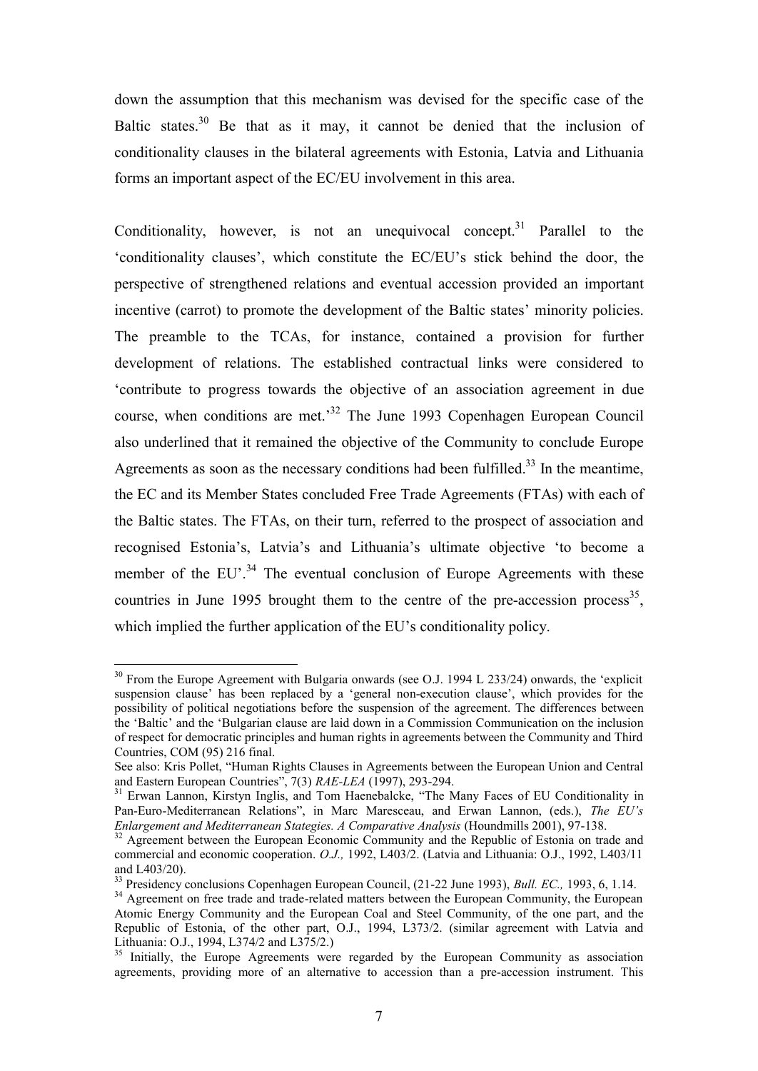down the assumption that this mechanism was devised for the specific case of the Baltic states.[30] Be that as it may, it cannot be denied that the inclusion of conditionality clauses in the bilateral agreements with Estonia, Latvia and Lithuania forms an important aspect of the EC/EU involvement in this area.

Conditionality, however, is not an unequivocal concept.[31] Parallel to the 'conditionality clauses', which constitute the EC/EU's stick behind the door, the perspective of strengthened relations and eventual accession provided an important incentive (carrot) to promote the development of the Baltic states' minority policies. The preamble to the TCAs, for instance, contained a provision for further development of relations. The established contractual links were considered to 'contribute to progress towards the objective of an association agreement in due course, when conditions are met.'[32] The June 1993 Copenhagen European Council also underlined that it remained the objective of the Community to conclude Europe Agreements as soon as the necessary conditions had been fulfilled.[33] In the meantime, the EC and its Member States concluded Free Trade Agreements (FTAs) with each of the Baltic states. The FTAs, on their turn, referred to the prospect of association and recognised Estonia's, Latvia's and Lithuania's ultimate objective 'to become a member of the EU'.[34] The eventual conclusion of Europe Agreements with these countries in June 1995 brought them to the centre of the pre-accession process[35], which implied the further application of the EU's conditionality policy.

---

[30] From the Europe Agreement with Bulgaria onwards (see O.J. 1994 L 233/24) onwards, the 'explicit suspension clause' has been replaced by a 'general non-execution clause', which provides for the possibility of political negotiations before the suspension of the agreement. The differences between the 'Baltic' and the 'Bulgarian clause are laid down in a Commission Communication on the inclusion of respect for democratic principles and human rights in agreements between the Community and Third Countries, COM (95) 216 final.
See also: Kris Pollet, "Human Rights Clauses in Agreements between the European Union and Central and Eastern European Countries", 7(3) *RAE-LEA* (1997), 293-294.

[31] Erwan Lannon, Kirstyn Inglis, and Tom Haenebalcke, "The Many Faces of EU Conditionality in Pan-Euro-Mediterranean Relations", in Marc Maresceau, and Erwan Lannon, (eds.), *The EU's Enlargement and Mediterranean Stategies. A Comparative Analysis* (Houndmills 2001), 97-138.

[32] Agreement between the European Economic Community and the Republic of Estonia on trade and commercial and economic cooperation. *O.J.,* 1992, L403/2. (Latvia and Lithuania: O.J., 1992, L403/11 and L403/20).

[33] Presidency conclusions Copenhagen European Council, (21-22 June 1993), *Bull. EC.,* 1993, 6, 1.14.

[34] Agreement on free trade and trade-related matters between the European Community, the European Atomic Energy Community and the European Coal and Steel Community, of the one part, and the Republic of Estonia, of the other part, O.J., 1994, L373/2. (similar agreement with Latvia and Lithuania: O.J., 1994, L374/2 and L375/2.)

[35] Initially, the Europe Agreements were regarded by the European Community as association agreements, providing more of an alternative to accession than a pre-accession instrument. This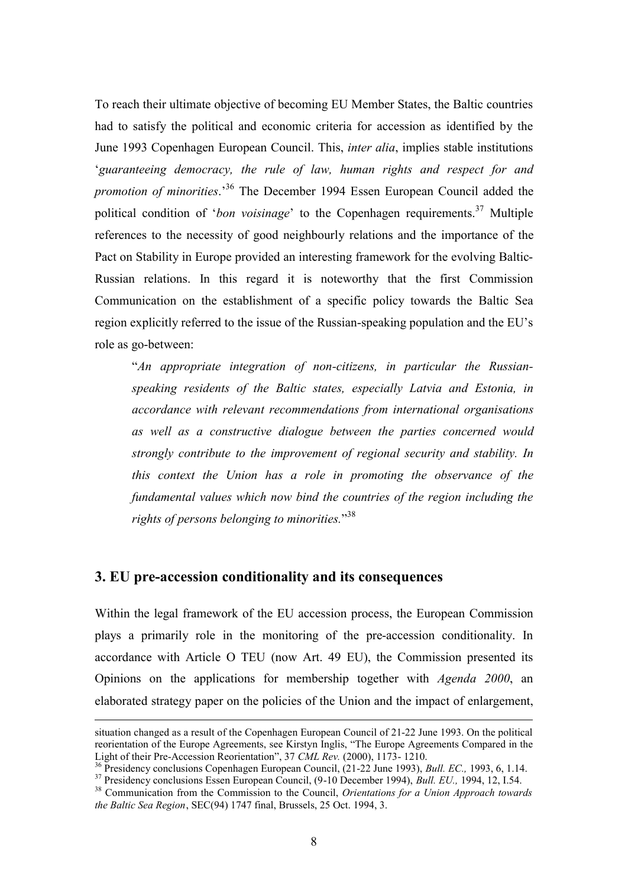To reach their ultimate objective of becoming EU Member States, the Baltic countries had to satisfy the political and economic criteria for accession as identified by the June 1993 Copenhagen European Council. This, *inter alia*, implies stable institutions '*guaranteeing democracy, the rule of law, human rights and respect for and promotion of minorities*.'[36] The December 1994 Essen European Council added the political condition of '*bon voisinage*' to the Copenhagen requirements.[37] Multiple references to the necessity of good neighbourly relations and the importance of the Pact on Stability in Europe provided an interesting framework for the evolving Baltic-Russian relations. In this regard it is noteworthy that the first Commission Communication on the establishment of a specific policy towards the Baltic Sea region explicitly referred to the issue of the Russian-speaking population and the EU's role as go-between:

> "*An appropriate integration of non-citizens, in particular the Russian-speaking residents of the Baltic states, especially Latvia and Estonia, in accordance with relevant recommendations from international organisations as well as a constructive dialogue between the parties concerned would strongly contribute to the improvement of regional security and stability. In this context the Union has a role in promoting the observance of the fundamental values which now bind the countries of the region including the rights of persons belonging to minorities.*"[38]

## 3. EU pre-accession conditionality and its consequences

Within the legal framework of the EU accession process, the European Commission plays a primarily role in the monitoring of the pre-accession conditionality. In accordance with Article O TEU (now Art. 49 EU), the Commission presented its Opinions on the applications for membership together with *Agenda 2000*, an elaborated strategy paper on the policies of the Union and the impact of enlargement,

---

situation changed as a result of the Copenhagen European Council of 21-22 June 1993. On the political reorientation of the Europe Agreements, see Kirstyn Inglis, "The Europe Agreements Compared in the Light of their Pre-Accession Reorientation", 37 *CML Rev.* (2000), 1173- 1210.

[36] Presidency conclusions Copenhagen European Council, (21-22 June 1993), *Bull. EC.,* 1993, 6, 1.14.

[37] Presidency conclusions Essen European Council, (9-10 December 1994), *Bull. EU.,* 1994, 12, I.54.

[38] Communication from the Commission to the Council, *Orientations for a Union Approach towards the Baltic Sea Region*, SEC(94) 1747 final, Brussels, 25 Oct. 1994, 3.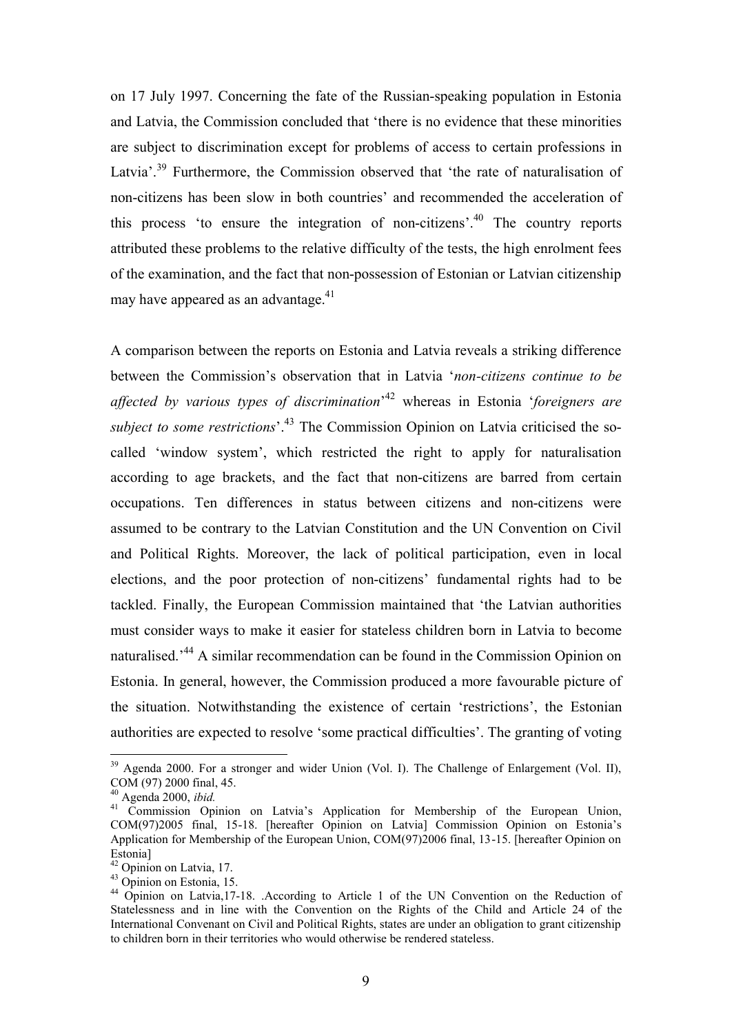on 17 July 1997. Concerning the fate of the Russian-speaking population in Estonia and Latvia, the Commission concluded that 'there is no evidence that these minorities are subject to discrimination except for problems of access to certain professions in Latvia'.[39] Furthermore, the Commission observed that 'the rate of naturalisation of non-citizens has been slow in both countries' and recommended the acceleration of this process 'to ensure the integration of non-citizens'.[40] The country reports attributed these problems to the relative difficulty of the tests, the high enrolment fees of the examination, and the fact that non-possession of Estonian or Latvian citizenship may have appeared as an advantage.[41]

A comparison between the reports on Estonia and Latvia reveals a striking difference between the Commission's observation that in Latvia '*non-citizens continue to be affected by various types of discrimination*'[42] whereas in Estonia '*foreigners are subject to some restrictions*'.[43] The Commission Opinion on Latvia criticised the so-called 'window system', which restricted the right to apply for naturalisation according to age brackets, and the fact that non-citizens are barred from certain occupations. Ten differences in status between citizens and non-citizens were assumed to be contrary to the Latvian Constitution and the UN Convention on Civil and Political Rights. Moreover, the lack of political participation, even in local elections, and the poor protection of non-citizens' fundamental rights had to be tackled. Finally, the European Commission maintained that 'the Latvian authorities must consider ways to make it easier for stateless children born in Latvia to become naturalised.'[44] A similar recommendation can be found in the Commission Opinion on Estonia. In general, however, the Commission produced a more favourable picture of the situation. Notwithstanding the existence of certain 'restrictions', the Estonian authorities are expected to resolve 'some practical difficulties'. The granting of voting

---

[39] Agenda 2000. For a stronger and wider Union (Vol. I). The Challenge of Enlargement (Vol. II), COM (97) 2000 final, 45.

[40] Agenda 2000, *ibid.*

[41] Commission Opinion on Latvia's Application for Membership of the European Union, COM(97)2005 final, 15-18. [hereafter Opinion on Latvia] Commission Opinion on Estonia's Application for Membership of the European Union, COM(97)2006 final, 13-15. [hereafter Opinion on Estonia]

[42] Opinion on Latvia, 17.

[43] Opinion on Estonia, 15.

[44] Opinion on Latvia,17-18. .According to Article 1 of the UN Convention on the Reduction of Statelessness and in line with the Convention on the Rights of the Child and Article 24 of the International Convenant on Civil and Political Rights, states are under an obligation to grant citizenship to children born in their territories who would otherwise be rendered stateless.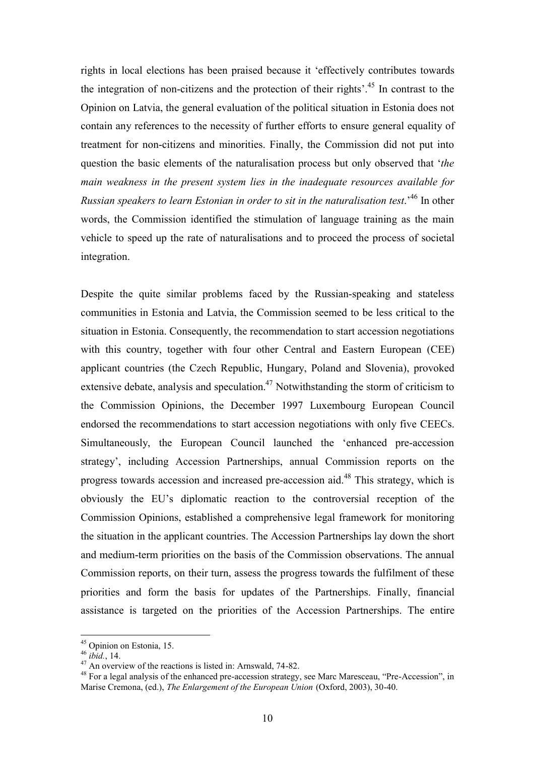rights in local elections has been praised because it 'effectively contributes towards the integration of non-citizens and the protection of their rights'.[45] In contrast to the Opinion on Latvia, the general evaluation of the political situation in Estonia does not contain any references to the necessity of further efforts to ensure general equality of treatment for non-citizens and minorities. Finally, the Commission did not put into question the basic elements of the naturalisation process but only observed that '*the main weakness in the present system lies in the inadequate resources available for Russian speakers to learn Estonian in order to sit in the naturalisation test.*'[46] In other words, the Commission identified the stimulation of language training as the main vehicle to speed up the rate of naturalisations and to proceed the process of societal integration.

Despite the quite similar problems faced by the Russian-speaking and stateless communities in Estonia and Latvia, the Commission seemed to be less critical to the situation in Estonia. Consequently, the recommendation to start accession negotiations with this country, together with four other Central and Eastern European (CEE) applicant countries (the Czech Republic, Hungary, Poland and Slovenia), provoked extensive debate, analysis and speculation.[47] Notwithstanding the storm of criticism to the Commission Opinions, the December 1997 Luxembourg European Council endorsed the recommendations to start accession negotiations with only five CEECs. Simultaneously, the European Council launched the 'enhanced pre-accession strategy', including Accession Partnerships, annual Commission reports on the progress towards accession and increased pre-accession aid.[48] This strategy, which is obviously the EU's diplomatic reaction to the controversial reception of the Commission Opinions, established a comprehensive legal framework for monitoring the situation in the applicant countries. The Accession Partnerships lay down the short and medium-term priorities on the basis of the Commission observations. The annual Commission reports, on their turn, assess the progress towards the fulfilment of these priorities and form the basis for updates of the Partnerships. Finally, financial assistance is targeted on the priorities of the Accession Partnerships. The entire

---

[45] Opinion on Estonia, 15.

[46] *ibid.*, 14.

[47] An overview of the reactions is listed in: Arnswald, 74-82.

[48] For a legal analysis of the enhanced pre-accession strategy, see Marc Maresceau, "Pre-Accession", in Marise Cremona, (ed.), *The Enlargement of the European Union* (Oxford, 2003), 30-40.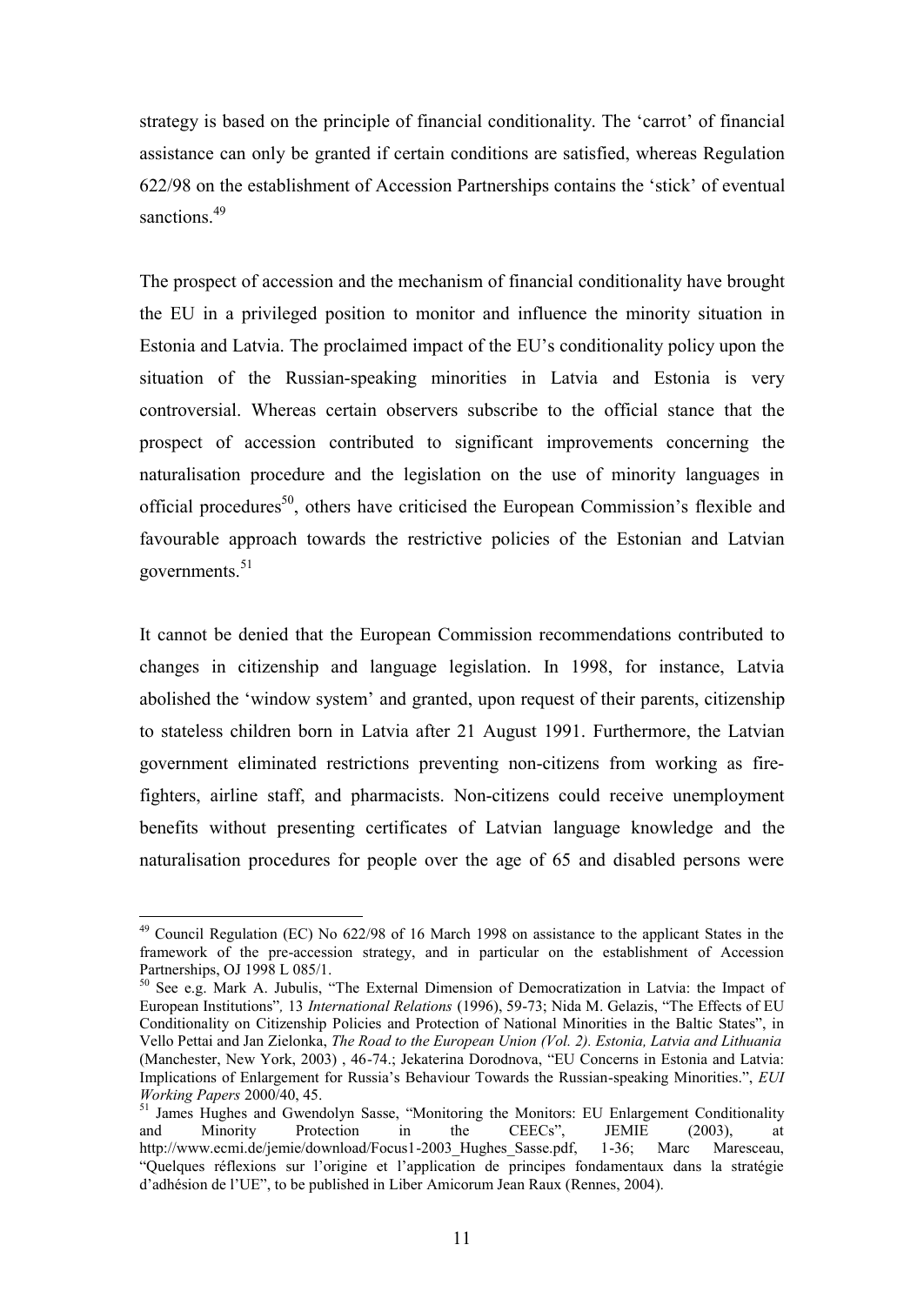strategy is based on the principle of financial conditionality. The 'carrot' of financial assistance can only be granted if certain conditions are satisfied, whereas Regulation 622/98 on the establishment of Accession Partnerships contains the 'stick' of eventual sanctions.[49]

The prospect of accession and the mechanism of financial conditionality have brought the EU in a privileged position to monitor and influence the minority situation in Estonia and Latvia. The proclaimed impact of the EU's conditionality policy upon the situation of the Russian-speaking minorities in Latvia and Estonia is very controversial. Whereas certain observers subscribe to the official stance that the prospect of accession contributed to significant improvements concerning the naturalisation procedure and the legislation on the use of minority languages in official procedures[50], others have criticised the European Commission's flexible and favourable approach towards the restrictive policies of the Estonian and Latvian governments.[51]

It cannot be denied that the European Commission recommendations contributed to changes in citizenship and language legislation. In 1998, for instance, Latvia abolished the 'window system' and granted, upon request of their parents, citizenship to stateless children born in Latvia after 21 August 1991. Furthermore, the Latvian government eliminated restrictions preventing non-citizens from working as fire-fighters, airline staff, and pharmacists. Non-citizens could receive unemployment benefits without presenting certificates of Latvian language knowledge and the naturalisation procedures for people over the age of 65 and disabled persons were

---

[49] Council Regulation (EC) No 622/98 of 16 March 1998 on assistance to the applicant States in the framework of the pre-accession strategy, and in particular on the establishment of Accession Partnerships, OJ 1998 L 085/1.

[50] See e.g. Mark A. Jubulis, "The External Dimension of Democratization in Latvia: the Impact of European Institutions", 13 *International Relations* (1996), 59-73; Nida M. Gelazis, "The Effects of EU Conditionality on Citizenship Policies and Protection of National Minorities in the Baltic States", in Vello Pettai and Jan Zielonka, *The Road to the European Union (Vol. 2). Estonia, Latvia and Lithuania* (Manchester, New York, 2003) , 46-74.; Jekaterina Dorodnova, "EU Concerns in Estonia and Latvia: Implications of Enlargement for Russia's Behaviour Towards the Russian-speaking Minorities.", *EUI Working Papers* 2000/40, 45.

[51] James Hughes and Gwendolyn Sasse, "Monitoring the Monitors: EU Enlargement Conditionality and Minority Protection in the CEECs", JEMIE (2003), at http://www.ecmi.de/jemie/download/Focus1-2003_Hughes_Sasse.pdf, 1-36; Marc Maresceau, "Quelques réflexions sur l'origine et l'application de principes fondamentaux dans la stratégie d'adhésion de l'UE", to be published in Liber Amicorum Jean Raux (Rennes, 2004).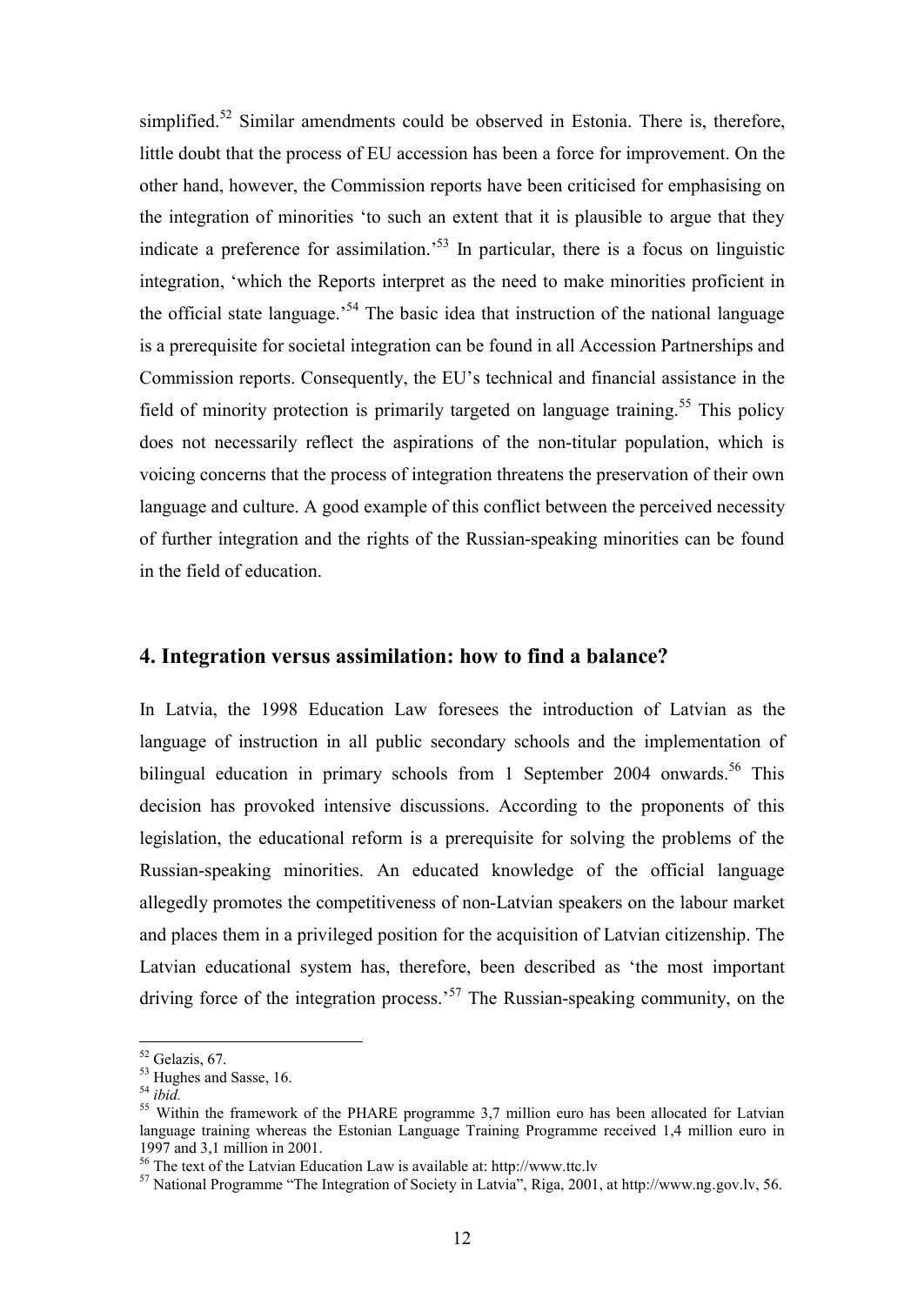simplified.[52] Similar amendments could be observed in Estonia. There is, therefore, little doubt that the process of EU accession has been a force for improvement. On the other hand, however, the Commission reports have been criticised for emphasising on the integration of minorities 'to such an extent that it is plausible to argue that they indicate a preference for assimilation.'[53] In particular, there is a focus on linguistic integration, 'which the Reports interpret as the need to make minorities proficient in the official state language.'[54] The basic idea that instruction of the national language is a prerequisite for societal integration can be found in all Accession Partnerships and Commission reports. Consequently, the EU's technical and financial assistance in the field of minority protection is primarily targeted on language training.[55] This policy does not necessarily reflect the aspirations of the non-titular population, which is voicing concerns that the process of integration threatens the preservation of their own language and culture. A good example of this conflict between the perceived necessity of further integration and the rights of the Russian-speaking minorities can be found in the field of education.

## 4. Integration versus assimilation: how to find a balance?

In Latvia, the 1998 Education Law foresees the introduction of Latvian as the language of instruction in all public secondary schools and the implementation of bilingual education in primary schools from 1 September 2004 onwards.[56] This decision has provoked intensive discussions. According to the proponents of this legislation, the educational reform is a prerequisite for solving the problems of the Russian-speaking minorities. An educated knowledge of the official language allegedly promotes the competitiveness of non-Latvian speakers on the labour market and places them in a privileged position for the acquisition of Latvian citizenship. The Latvian educational system has, therefore, been described as 'the most important driving force of the integration process.'[57] The Russian-speaking community, on the

---

[52] Gelazis, 67.

[53] Hughes and Sasse, 16.

[54] *ibid.*

[55] Within the framework of the PHARE programme 3,7 million euro has been allocated for Latvian language training whereas the Estonian Language Training Programme received 1,4 million euro in 1997 and 3,1 million in 2001.

[56] The text of the Latvian Education Law is available at: http://www.ttc.lv

[57] National Programme "The Integration of Society in Latvia", Riga, 2001, at http://www.ng.gov.lv, 56.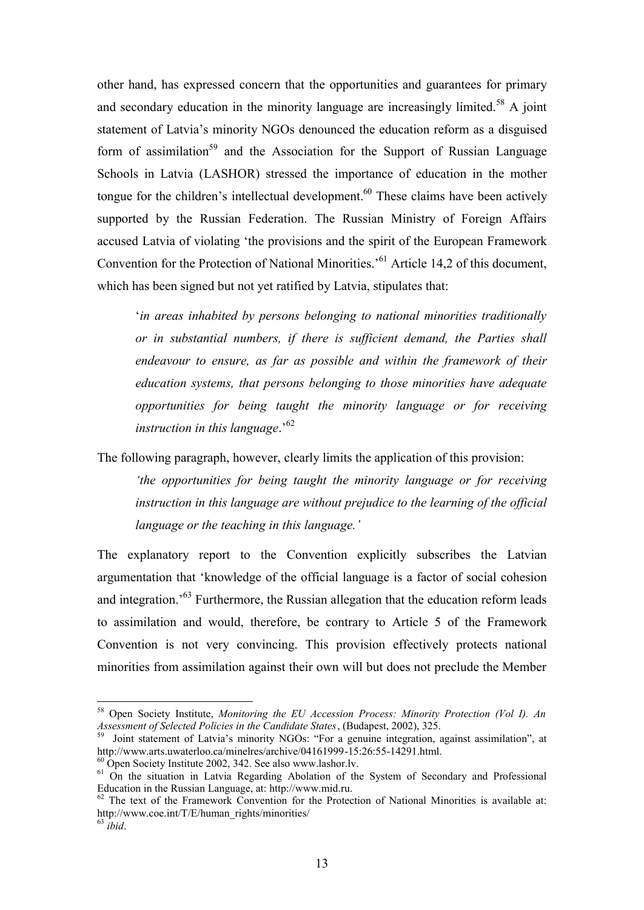other hand, has expressed concern that the opportunities and guarantees for primary and secondary education in the minority language are increasingly limited.[58] A joint statement of Latvia's minority NGOs denounced the education reform as a disguised form of assimilation[59] and the Association for the Support of Russian Language Schools in Latvia (LASHOR) stressed the importance of education in the mother tongue for the children's intellectual development.[60] These claims have been actively supported by the Russian Federation. The Russian Ministry of Foreign Affairs accused Latvia of violating 'the provisions and the spirit of the European Framework Convention for the Protection of National Minorities.'[61] Article 14,2 of this document, which has been signed but not yet ratified by Latvia, stipulates that:

> '*in areas inhabited by persons belonging to national minorities traditionally or in substantial numbers, if there is sufficient demand, the Parties shall endeavour to ensure, as far as possible and within the framework of their education systems, that persons belonging to those minorities have adequate opportunities for being taught the minority language or for receiving instruction in this language*.'[62]

The following paragraph, however, clearly limits the application of this provision:

> *'the opportunities for being taught the minority language or for receiving instruction in this language are without prejudice to the learning of the official language or the teaching in this language.'*

The explanatory report to the Convention explicitly subscribes the Latvian argumentation that 'knowledge of the official language is a factor of social cohesion and integration.'[63] Furthermore, the Russian allegation that the education reform leads to assimilation and would, therefore, be contrary to Article 5 of the Framework Convention is not very convincing. This provision effectively protects national minorities from assimilation against their own will but does not preclude the Member

---

[58] Open Society Institute, *Monitoring the EU Accession Process: Minority Protection (Vol I). An Assessment of Selected Policies in the Candidate States*, (Budapest, 2002), 325.

[59] Joint statement of Latvia's minority NGOs: "For a genuine integration, against assimilation", at http://www.arts.uwaterloo.ca/minelres/archive/04161999-15:26:55-14291.html.

[60] Open Society Institute 2002, 342. See also www.lashor.lv.

[61] On the situation in Latvia Regarding Abolation of the System of Secondary and Professional Education in the Russian Language, at: http://www.mid.ru.

[62] The text of the Framework Convention for the Protection of National Minorities is available at: http://www.coe.int/T/E/human_rights/minorities/

[63] *ibid*.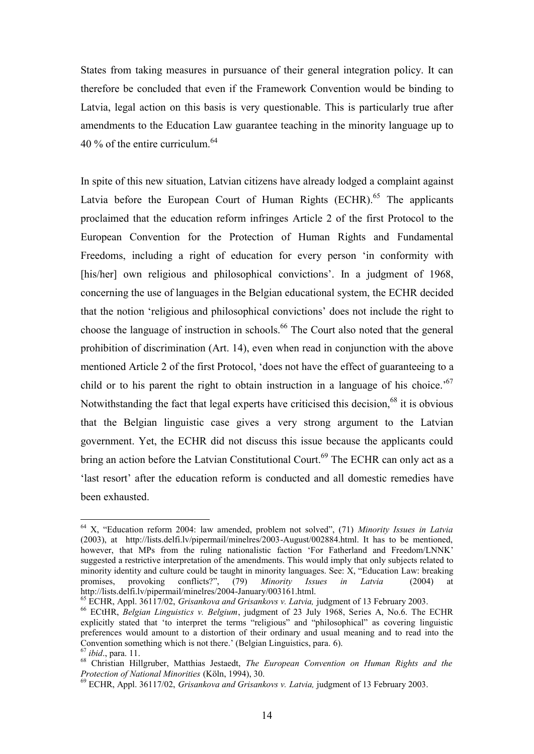States from taking measures in pursuance of their general integration policy. It can therefore be concluded that even if the Framework Convention would be binding to Latvia, legal action on this basis is very questionable. This is particularly true after amendments to the Education Law guarantee teaching in the minority language up to 40 % of the entire curriculum.[64]

In spite of this new situation, Latvian citizens have already lodged a complaint against Latvia before the European Court of Human Rights (ECHR).[65] The applicants proclaimed that the education reform infringes Article 2 of the first Protocol to the European Convention for the Protection of Human Rights and Fundamental Freedoms, including a right of education for every person 'in conformity with [his/her] own religious and philosophical convictions'. In a judgment of 1968, concerning the use of languages in the Belgian educational system, the ECHR decided that the notion 'religious and philosophical convictions' does not include the right to choose the language of instruction in schools.[66] The Court also noted that the general prohibition of discrimination (Art. 14), even when read in conjunction with the above mentioned Article 2 of the first Protocol, 'does not have the effect of guaranteeing to a child or to his parent the right to obtain instruction in a language of his choice.'[67] Notwithstanding the fact that legal experts have criticised this decision,[68] it is obvious that the Belgian linguistic case gives a very strong argument to the Latvian government. Yet, the ECHR did not discuss this issue because the applicants could bring an action before the Latvian Constitutional Court.[69] The ECHR can only act as a 'last resort' after the education reform is conducted and all domestic remedies have been exhausted.

---

[64] X, "Education reform 2004: law amended, problem not solved", (71) *Minority Issues in Latvia* (2003), at http://lists.delfi.lv/pipermail/minelres/2003-August/002884.html. It has to be mentioned, however, that MPs from the ruling nationalistic faction 'For Fatherland and Freedom/LNNK' suggested a restrictive interpretation of the amendments. This would imply that only subjects related to minority identity and culture could be taught in minority languages. See: X, "Education Law: breaking promises, provoking conflicts?", (79) *Minority Issues in Latvia* (2004) at http://lists.delfi.lv/pipermail/minelres/2004-January/003161.html.

[65] ECHR, Appl. 36117/02, *Grisankova and Grisankovs v. Latvia,* judgment of 13 February 2003.

[66] ECtHR, *Belgian Linguistics v. Belgium*, judgment of 23 July 1968, Series A, No.6. The ECHR explicitly stated that 'to interpret the terms "religious" and "philosophical" as covering linguistic preferences would amount to a distortion of their ordinary and usual meaning and to read into the Convention something which is not there.' (Belgian Linguistics, para. 6).

[67] *ibid*., para. 11.

[68] Christian Hillgruber, Matthias Jestaedt, *The European Convention on Human Rights and the Protection of National Minorities* (Köln, 1994), 30.

[69] ECHR, Appl. 36117/02, *Grisankova and Grisankovs v. Latvia,* judgment of 13 February 2003.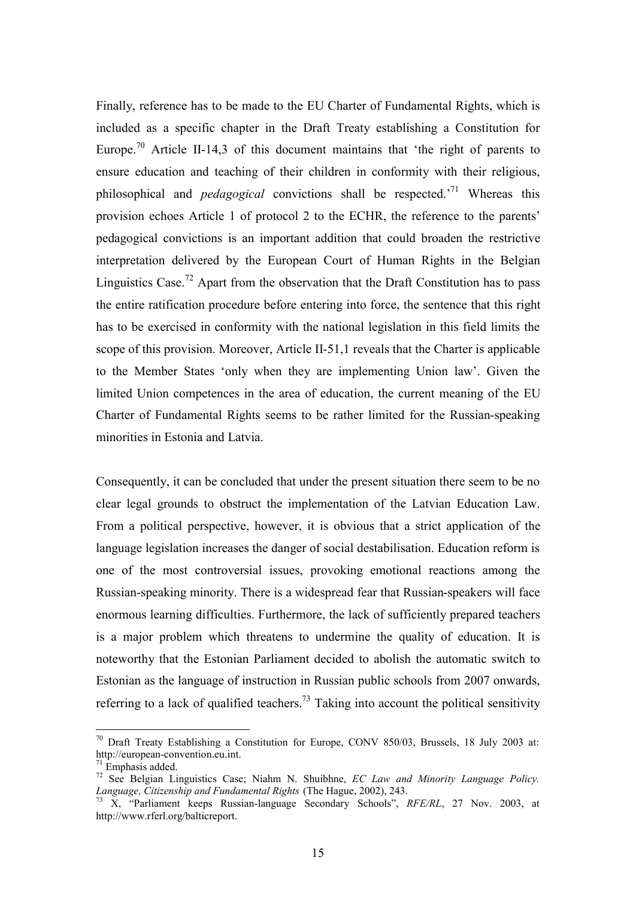Finally, reference has to be made to the EU Charter of Fundamental Rights, which is included as a specific chapter in the Draft Treaty establishing a Constitution for Europe.[70] Article II-14,3 of this document maintains that 'the right of parents to ensure education and teaching of their children in conformity with their religious, philosophical and *pedagogical* convictions shall be respected.'[71] Whereas this provision echoes Article 1 of protocol 2 to the ECHR, the reference to the parents' pedagogical convictions is an important addition that could broaden the restrictive interpretation delivered by the European Court of Human Rights in the Belgian Linguistics Case.[72] Apart from the observation that the Draft Constitution has to pass the entire ratification procedure before entering into force, the sentence that this right has to be exercised in conformity with the national legislation in this field limits the scope of this provision. Moreover, Article II-51,1 reveals that the Charter is applicable to the Member States 'only when they are implementing Union law'. Given the limited Union competences in the area of education, the current meaning of the EU Charter of Fundamental Rights seems to be rather limited for the Russian-speaking minorities in Estonia and Latvia.

Consequently, it can be concluded that under the present situation there seem to be no clear legal grounds to obstruct the implementation of the Latvian Education Law. From a political perspective, however, it is obvious that a strict application of the language legislation increases the danger of social destabilisation. Education reform is one of the most controversial issues, provoking emotional reactions among the Russian-speaking minority. There is a widespread fear that Russian-speakers will face enormous learning difficulties. Furthermore, the lack of sufficiently prepared teachers is a major problem which threatens to undermine the quality of education. It is noteworthy that the Estonian Parliament decided to abolish the automatic switch to Estonian as the language of instruction in Russian public schools from 2007 onwards, referring to a lack of qualified teachers.[73] Taking into account the political sensitivity

---

[70] Draft Treaty Establishing a Constitution for Europe, CONV 850/03, Brussels, 18 July 2003 at: http://european-convention.eu.int.

[71] Emphasis added.

[72] See Belgian Linguistics Case; Niahm N. Shuibhne, *EC Law and Minority Language Policy. Language, Citizenship and Fundamental Rights* (The Hague, 2002), 243.

[73] X, "Parliament keeps Russian-language Secondary Schools", *RFE/RL*, 27 Nov. 2003, at http://www.rferl.org/balticreport.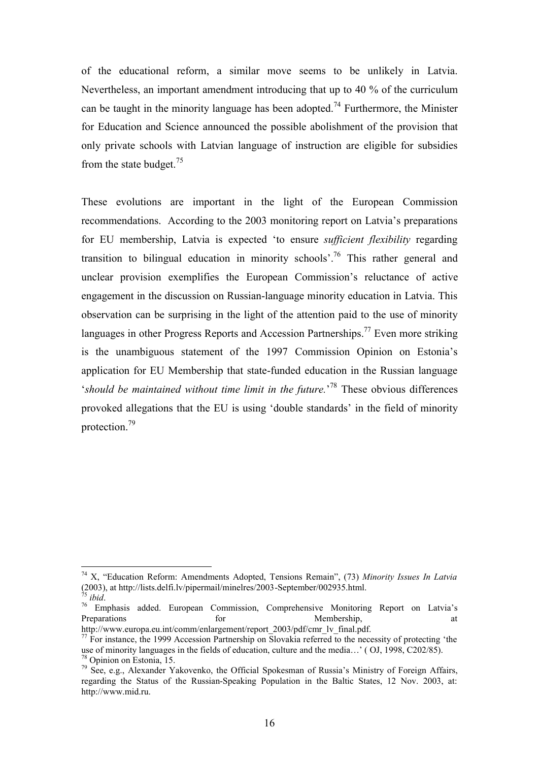of the educational reform, a similar move seems to be unlikely in Latvia. Nevertheless, an important amendment introducing that up to 40 % of the curriculum can be taught in the minority language has been adopted.[74] Furthermore, the Minister for Education and Science announced the possible abolishment of the provision that only private schools with Latvian language of instruction are eligible for subsidies from the state budget.[75]

These evolutions are important in the light of the European Commission recommendations. According to the 2003 monitoring report on Latvia's preparations for EU membership, Latvia is expected 'to ensure *sufficient flexibility* regarding transition to bilingual education in minority schools'.[76] This rather general and unclear provision exemplifies the European Commission's reluctance of active engagement in the discussion on Russian-language minority education in Latvia. This observation can be surprising in the light of the attention paid to the use of minority languages in other Progress Reports and Accession Partnerships.[77] Even more striking is the unambiguous statement of the 1997 Commission Opinion on Estonia's application for EU Membership that state-funded education in the Russian language '*should be maintained without time limit in the future.*'[78] These obvious differences provoked allegations that the EU is using 'double standards' in the field of minority protection.[79]

---

[74] X, "Education Reform: Amendments Adopted, Tensions Remain", (73) *Minority Issues In Latvia* (2003), at http://lists.delfi.lv/pipermail/minelres/2003-September/002935.html.

[75] *ibid*.

[76] Emphasis added. European Commission, Comprehensive Monitoring Report on Latvia's Preparations for Membership, at http://www.europa.eu.int/comm/enlargement/report_2003/pdf/cmr_lv_final.pdf.

[77] For instance, the 1999 Accession Partnership on Slovakia referred to the necessity of protecting 'the use of minority languages in the fields of education, culture and the media…' ( OJ, 1998, C202/85).

[78] Opinion on Estonia, 15.

[79] See, e.g., Alexander Yakovenko, the Official Spokesman of Russia's Ministry of Foreign Affairs, regarding the Status of the Russian-Speaking Population in the Baltic States, 12 Nov. 2003, at: http://www.mid.ru.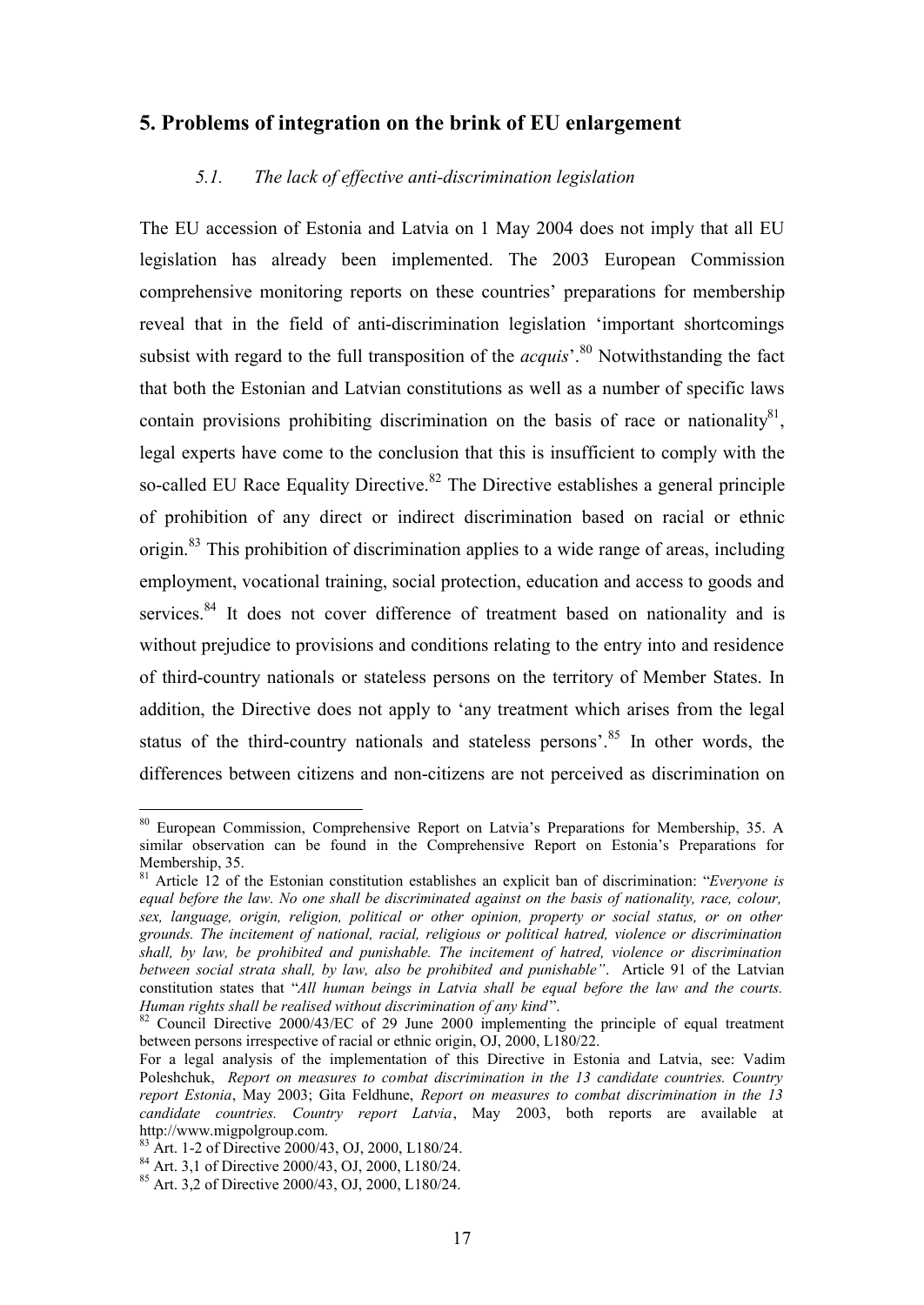## 5. Problems of integration on the brink of EU enlargement

### *5.1. The lack of effective anti-discrimination legislation*

The EU accession of Estonia and Latvia on 1 May 2004 does not imply that all EU legislation has already been implemented. The 2003 European Commission comprehensive monitoring reports on these countries' preparations for membership reveal that in the field of anti-discrimination legislation 'important shortcomings subsist with regard to the full transposition of the *acquis*'.[80] Notwithstanding the fact that both the Estonian and Latvian constitutions as well as a number of specific laws contain provisions prohibiting discrimination on the basis of race or nationality[81], legal experts have come to the conclusion that this is insufficient to comply with the so-called EU Race Equality Directive.[82] The Directive establishes a general principle of prohibition of any direct or indirect discrimination based on racial or ethnic origin.[83] This prohibition of discrimination applies to a wide range of areas, including employment, vocational training, social protection, education and access to goods and services.[84] It does not cover difference of treatment based on nationality and is without prejudice to provisions and conditions relating to the entry into and residence of third-country nationals or stateless persons on the territory of Member States. In addition, the Directive does not apply to 'any treatment which arises from the legal status of the third-country nationals and stateless persons'.[85] In other words, the differences between citizens and non-citizens are not perceived as discrimination on

---

[80] European Commission, Comprehensive Report on Latvia's Preparations for Membership, 35. A similar observation can be found in the Comprehensive Report on Estonia's Preparations for Membership, 35.

[81] Article 12 of the Estonian constitution establishes an explicit ban of discrimination: "*Everyone is equal before the law. No one shall be discriminated against on the basis of nationality, race, colour, sex, language, origin, religion, political or other opinion, property or social status, or on other grounds. The incitement of national, racial, religious or political hatred, violence or discrimination shall, by law, be prohibited and punishable. The incitement of hatred, violence or discrimination between social strata shall, by law, also be prohibited and punishable*". Article 91 of the Latvian constitution states that "*All human beings in Latvia shall be equal before the law and the courts. Human rights shall be realised without discrimination of any kind*".

[82] Council Directive 2000/43/EC of 29 June 2000 implementing the principle of equal treatment between persons irrespective of racial or ethnic origin, OJ, 2000, L180/22.

For a legal analysis of the implementation of this Directive in Estonia and Latvia, see: Vadim Poleshchuk, *Report on measures to combat discrimination in the 13 candidate countries. Country report Estonia*, May 2003; Gita Feldhune, *Report on measures to combat discrimination in the 13 candidate countries. Country report Latvia*, May 2003, both reports are available at http://www.migpolgroup.com.

[83] Art. 1-2 of Directive 2000/43, OJ, 2000, L180/24.

[84] Art. 3,1 of Directive 2000/43, OJ, 2000, L180/24.

[85] Art. 3,2 of Directive 2000/43, OJ, 2000, L180/24.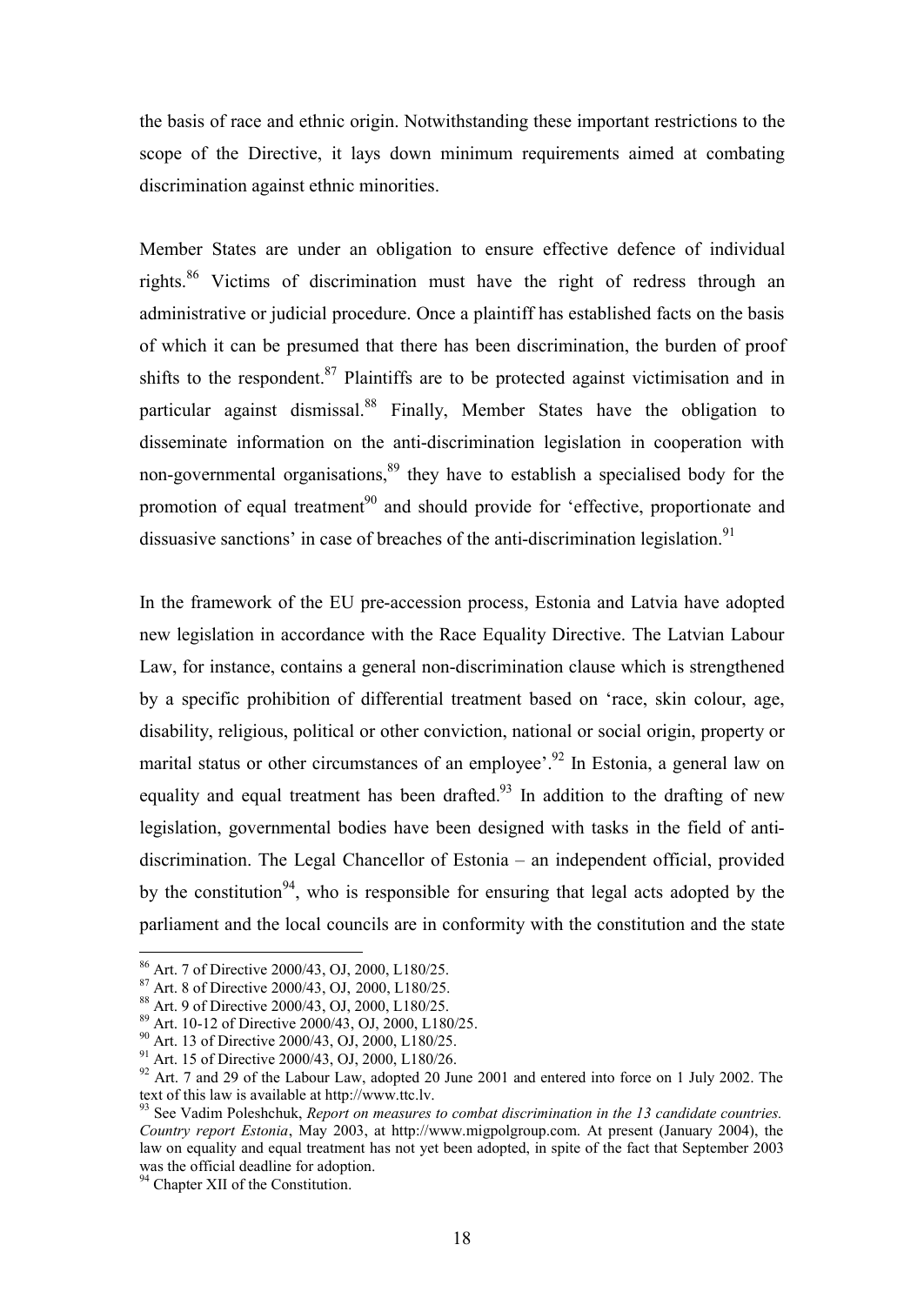the basis of race and ethnic origin. Notwithstanding these important restrictions to the scope of the Directive, it lays down minimum requirements aimed at combating discrimination against ethnic minorities.

Member States are under an obligation to ensure effective defence of individual rights.[86] Victims of discrimination must have the right of redress through an administrative or judicial procedure. Once a plaintiff has established facts on the basis of which it can be presumed that there has been discrimination, the burden of proof shifts to the respondent.[87] Plaintiffs are to be protected against victimisation and in particular against dismissal.[88] Finally, Member States have the obligation to disseminate information on the anti-discrimination legislation in cooperation with non-governmental organisations,[89] they have to establish a specialised body for the promotion of equal treatment[90] and should provide for 'effective, proportionate and dissuasive sanctions' in case of breaches of the anti-discrimination legislation.[91]

In the framework of the EU pre-accession process, Estonia and Latvia have adopted new legislation in accordance with the Race Equality Directive. The Latvian Labour Law, for instance, contains a general non-discrimination clause which is strengthened by a specific prohibition of differential treatment based on 'race, skin colour, age, disability, religious, political or other conviction, national or social origin, property or marital status or other circumstances of an employee'.[92] In Estonia, a general law on equality and equal treatment has been drafted.[93] In addition to the drafting of new legislation, governmental bodies have been designed with tasks in the field of anti-discrimination. The Legal Chancellor of Estonia – an independent official, provided by the constitution[94], who is responsible for ensuring that legal acts adopted by the parliament and the local councils are in conformity with the constitution and the state

---

[86] Art. 7 of Directive 2000/43, OJ, 2000, L180/25.

[87] Art. 8 of Directive 2000/43, OJ, 2000, L180/25.

[88] Art. 9 of Directive 2000/43, OJ, 2000, L180/25.

[89] Art. 10-12 of Directive 2000/43, OJ, 2000, L180/25.

[90] Art. 13 of Directive 2000/43, OJ, 2000, L180/25.

[91] Art. 15 of Directive 2000/43, OJ, 2000, L180/26.

[92] Art. 7 and 29 of the Labour Law, adopted 20 June 2001 and entered into force on 1 July 2002. The text of this law is available at http://www.ttc.lv.

[93] See Vadim Poleshchuk, *Report on measures to combat discrimination in the 13 candidate countries. Country report Estonia*, May 2003, at http://www.migpolgroup.com. At present (January 2004), the law on equality and equal treatment has not yet been adopted, in spite of the fact that September 2003 was the official deadline for adoption.

[94] Chapter XII of the Constitution.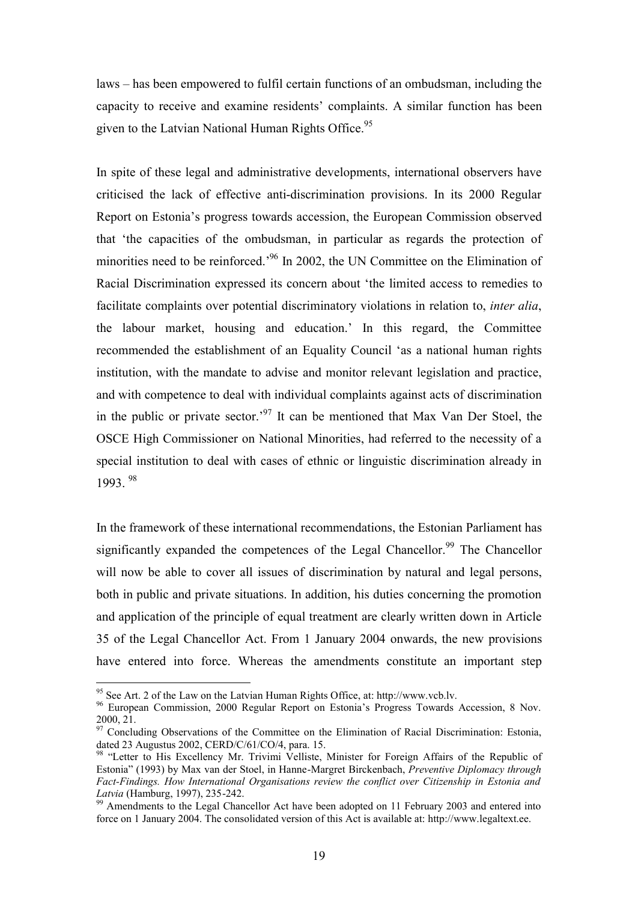laws – has been empowered to fulfil certain functions of an ombudsman, including the capacity to receive and examine residents' complaints. A similar function has been given to the Latvian National Human Rights Office.[95]

In spite of these legal and administrative developments, international observers have criticised the lack of effective anti-discrimination provisions. In its 2000 Regular Report on Estonia's progress towards accession, the European Commission observed that 'the capacities of the ombudsman, in particular as regards the protection of minorities need to be reinforced.'[96] In 2002, the UN Committee on the Elimination of Racial Discrimination expressed its concern about 'the limited access to remedies to facilitate complaints over potential discriminatory violations in relation to, *inter alia*, the labour market, housing and education.' In this regard, the Committee recommended the establishment of an Equality Council 'as a national human rights institution, with the mandate to advise and monitor relevant legislation and practice, and with competence to deal with individual complaints against acts of discrimination in the public or private sector.'[97] It can be mentioned that Max Van Der Stoel, the OSCE High Commissioner on National Minorities, had referred to the necessity of a special institution to deal with cases of ethnic or linguistic discrimination already in 1993. [98]

In the framework of these international recommendations, the Estonian Parliament has significantly expanded the competences of the Legal Chancellor.[99] The Chancellor will now be able to cover all issues of discrimination by natural and legal persons, both in public and private situations. In addition, his duties concerning the promotion and application of the principle of equal treatment are clearly written down in Article 35 of the Legal Chancellor Act. From 1 January 2004 onwards, the new provisions have entered into force. Whereas the amendments constitute an important step

---

[95] See Art. 2 of the Law on the Latvian Human Rights Office, at: http://www.vcb.lv.

[96] European Commission, 2000 Regular Report on Estonia's Progress Towards Accession, 8 Nov. 2000, 21.

[97] Concluding Observations of the Committee on the Elimination of Racial Discrimination: Estonia, dated 23 Augustus 2002, CERD/C/61/CO/4, para. 15.

[98] "Letter to His Excellency Mr. Trivimi Velliste, Minister for Foreign Affairs of the Republic of Estonia" (1993) by Max van der Stoel, in Hanne-Margret Birckenbach, *Preventive Diplomacy through Fact-Findings. How International Organisations review the conflict over Citizenship in Estonia and Latvia* (Hamburg, 1997), 235-242.

[99] Amendments to the Legal Chancellor Act have been adopted on 11 February 2003 and entered into force on 1 January 2004. The consolidated version of this Act is available at: http://www.legaltext.ee.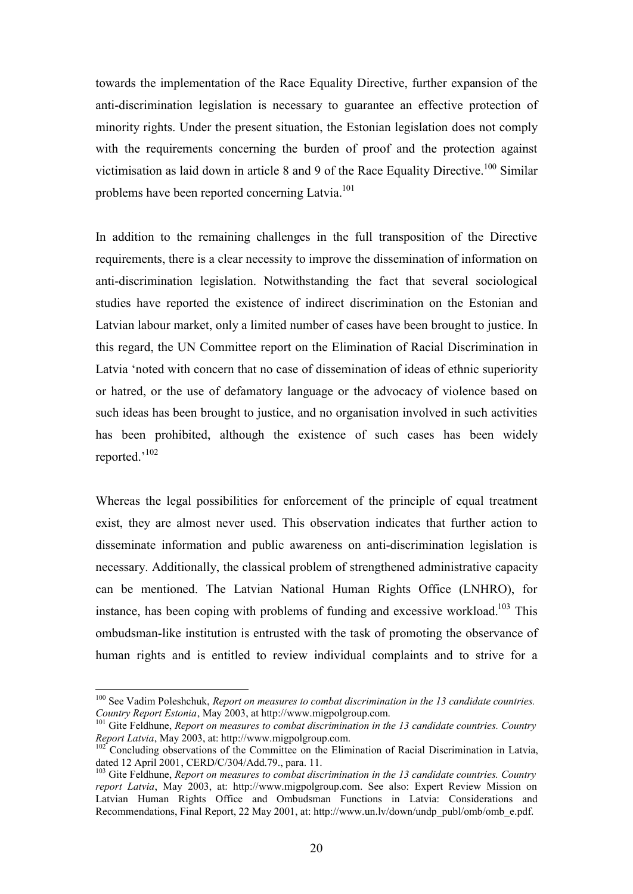towards the implementation of the Race Equality Directive, further expansion of the anti-discrimination legislation is necessary to guarantee an effective protection of minority rights. Under the present situation, the Estonian legislation does not comply with the requirements concerning the burden of proof and the protection against victimisation as laid down in article 8 and 9 of the Race Equality Directive.[100] Similar problems have been reported concerning Latvia.[101]

In addition to the remaining challenges in the full transposition of the Directive requirements, there is a clear necessity to improve the dissemination of information on anti-discrimination legislation. Notwithstanding the fact that several sociological studies have reported the existence of indirect discrimination on the Estonian and Latvian labour market, only a limited number of cases have been brought to justice. In this regard, the UN Committee report on the Elimination of Racial Discrimination in Latvia 'noted with concern that no case of dissemination of ideas of ethnic superiority or hatred, or the use of defamatory language or the advocacy of violence based on such ideas has been brought to justice, and no organisation involved in such activities has been prohibited, although the existence of such cases has been widely reported.'[102]

Whereas the legal possibilities for enforcement of the principle of equal treatment exist, they are almost never used. This observation indicates that further action to disseminate information and public awareness on anti-discrimination legislation is necessary. Additionally, the classical problem of strengthened administrative capacity can be mentioned. The Latvian National Human Rights Office (LNHRO), for instance, has been coping with problems of funding and excessive workload.[103] This ombudsman-like institution is entrusted with the task of promoting the observance of human rights and is entitled to review individual complaints and to strive for a

---

[100] See Vadim Poleshchuk, *Report on measures to combat discrimination in the 13 candidate countries. Country Report Estonia*, May 2003, at http://www.migpolgroup.com.

[101] Gite Feldhune, *Report on measures to combat discrimination in the 13 candidate countries. Country Report Latvia*, May 2003, at: http://www.migpolgroup.com.

[102] Concluding observations of the Committee on the Elimination of Racial Discrimination in Latvia, dated 12 April 2001, CERD/C/304/Add.79., para. 11.

[103] Gite Feldhune, *Report on measures to combat discrimination in the 13 candidate countries. Country report Latvia*, May 2003, at: http://www.migpolgroup.com. See also: Expert Review Mission on Latvian Human Rights Office and Ombudsman Functions in Latvia: Considerations and Recommendations, Final Report, 22 May 2001, at: http://www.un.lv/down/undp_publ/omb/omb_e.pdf.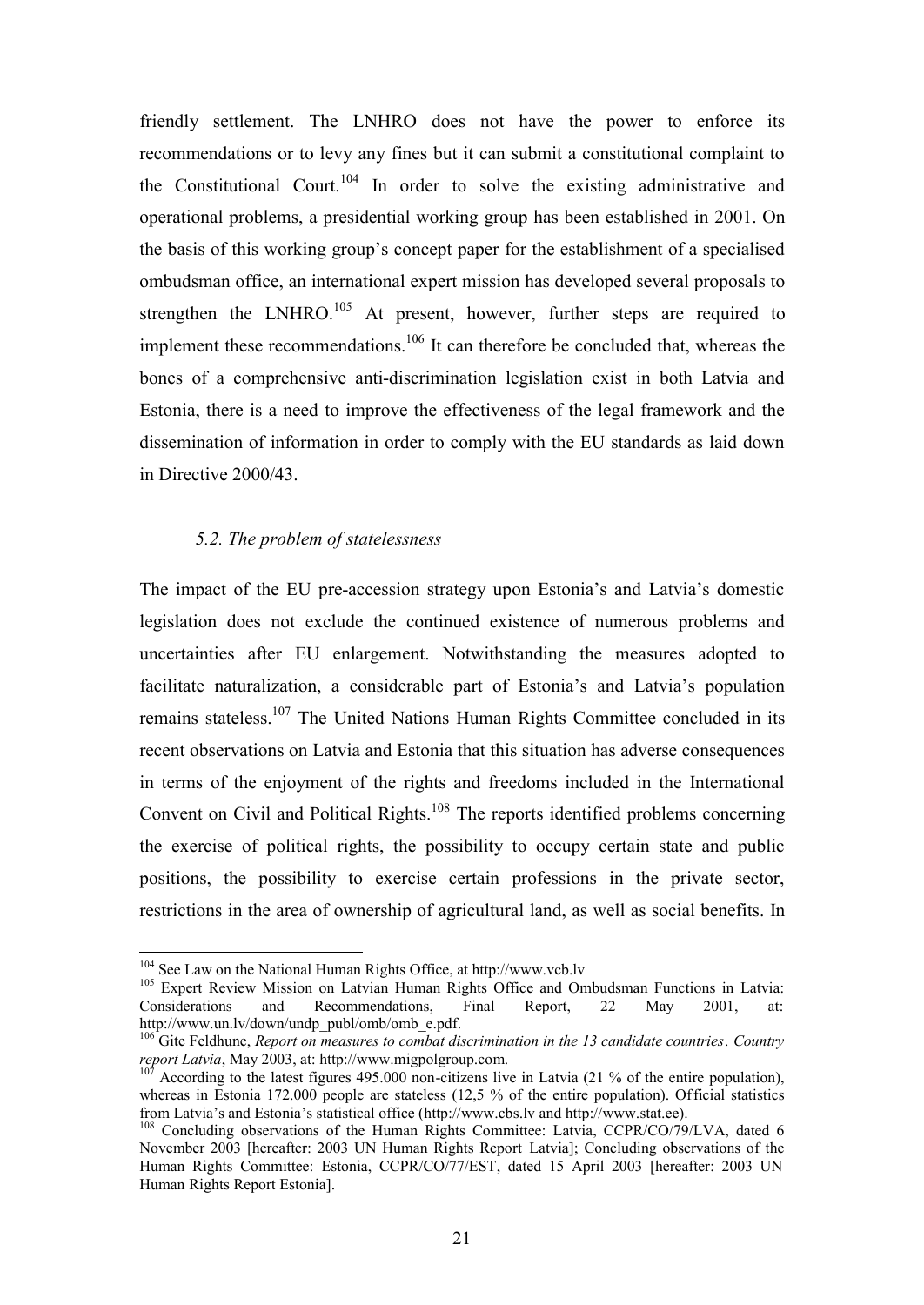friendly settlement. The LNHRO does not have the power to enforce its recommendations or to levy any fines but it can submit a constitutional complaint to the Constitutional Court.[104] In order to solve the existing administrative and operational problems, a presidential working group has been established in 2001. On the basis of this working group's concept paper for the establishment of a specialised ombudsman office, an international expert mission has developed several proposals to strengthen the LNHRO.[105] At present, however, further steps are required to implement these recommendations.[106] It can therefore be concluded that, whereas the bones of a comprehensive anti-discrimination legislation exist in both Latvia and Estonia, there is a need to improve the effectiveness of the legal framework and the dissemination of information in order to comply with the EU standards as laid down in Directive 2000/43.

### *5.2. The problem of statelessness*

The impact of the EU pre-accession strategy upon Estonia's and Latvia's domestic legislation does not exclude the continued existence of numerous problems and uncertainties after EU enlargement. Notwithstanding the measures adopted to facilitate naturalization, a considerable part of Estonia's and Latvia's population remains stateless.[107] The United Nations Human Rights Committee concluded in its recent observations on Latvia and Estonia that this situation has adverse consequences in terms of the enjoyment of the rights and freedoms included in the International Convent on Civil and Political Rights.[108] The reports identified problems concerning the exercise of political rights, the possibility to occupy certain state and public positions, the possibility to exercise certain professions in the private sector, restrictions in the area of ownership of agricultural land, as well as social benefits. In

---

[104] See Law on the National Human Rights Office, at http://www.vcb.lv

[105] Expert Review Mission on Latvian Human Rights Office and Ombudsman Functions in Latvia: Considerations and Recommendations, Final Report, 22 May 2001, at: http://www.un.lv/down/undp_publ/omb/omb_e.pdf.

[106] Gite Feldhune, *Report on measures to combat discrimination in the 13 candidate countries*. *Country report Latvia*, May 2003, at: http://www.migpolgroup.com.

[107] According to the latest figures 495.000 non-citizens live in Latvia (21 % of the entire population), whereas in Estonia 172.000 people are stateless (12,5 % of the entire population). Official statistics from Latvia's and Estonia's statistical office (http://www.cbs.lv and http://www.stat.ee).

[108] Concluding observations of the Human Rights Committee: Latvia, CCPR/CO/79/LVA, dated 6 November 2003 [hereafter: 2003 UN Human Rights Report Latvia]; Concluding observations of the Human Rights Committee: Estonia, CCPR/CO/77/EST, dated 15 April 2003 [hereafter: 2003 UN Human Rights Report Estonia].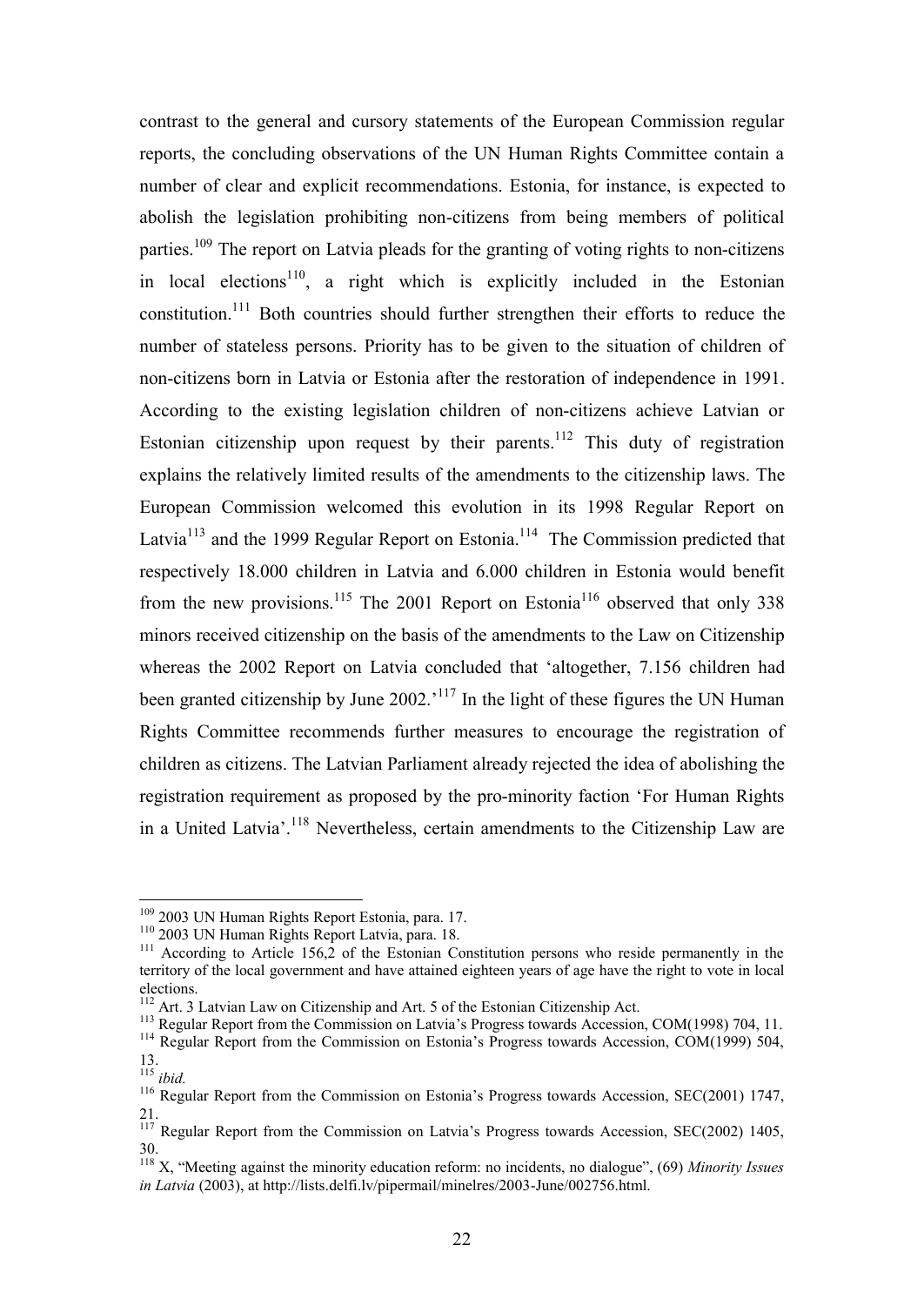contrast to the general and cursory statements of the European Commission regular reports, the concluding observations of the UN Human Rights Committee contain a number of clear and explicit recommendations. Estonia, for instance, is expected to abolish the legislation prohibiting non-citizens from being members of political parties.[109] The report on Latvia pleads for the granting of voting rights to non-citizens in local elections[110], a right which is explicitly included in the Estonian constitution.[111] Both countries should further strengthen their efforts to reduce the number of stateless persons. Priority has to be given to the situation of children of non-citizens born in Latvia or Estonia after the restoration of independence in 1991. According to the existing legislation children of non-citizens achieve Latvian or Estonian citizenship upon request by their parents.[112] This duty of registration explains the relatively limited results of the amendments to the citizenship laws. The European Commission welcomed this evolution in its 1998 Regular Report on Latvia[113] and the 1999 Regular Report on Estonia.[114] The Commission predicted that respectively 18.000 children in Latvia and 6.000 children in Estonia would benefit from the new provisions.[115] The 2001 Report on Estonia[116] observed that only 338 minors received citizenship on the basis of the amendments to the Law on Citizenship whereas the 2002 Report on Latvia concluded that 'altogether, 7.156 children had been granted citizenship by June 2002.'[117] In the light of these figures the UN Human Rights Committee recommends further measures to encourage the registration of children as citizens. The Latvian Parliament already rejected the idea of abolishing the registration requirement as proposed by the pro-minority faction 'For Human Rights in a United Latvia'.[118] Nevertheless, certain amendments to the Citizenship Law are

---

[109] 2003 UN Human Rights Report Estonia, para. 17.

[110] 2003 UN Human Rights Report Latvia, para. 18.

[111] According to Article 156,2 of the Estonian Constitution persons who reside permanently in the territory of the local government and have attained eighteen years of age have the right to vote in local elections.

[112] Art. 3 Latvian Law on Citizenship and Art. 5 of the Estonian Citizenship Act.

[113] Regular Report from the Commission on Latvia's Progress towards Accession, COM(1998) 704, 11.

[114] Regular Report from the Commission on Estonia's Progress towards Accession, COM(1999) 504, 13.

[115] *ibid.*

[116] Regular Report from the Commission on Estonia's Progress towards Accession, SEC(2001) 1747, 21.

[117] Regular Report from the Commission on Latvia's Progress towards Accession, SEC(2002) 1405, 30.

[118] X, "Meeting against the minority education reform: no incidents, no dialogue", (69) *Minority Issues in Latvia* (2003), at http://lists.delfi.lv/pipermail/minelres/2003-June/002756.html.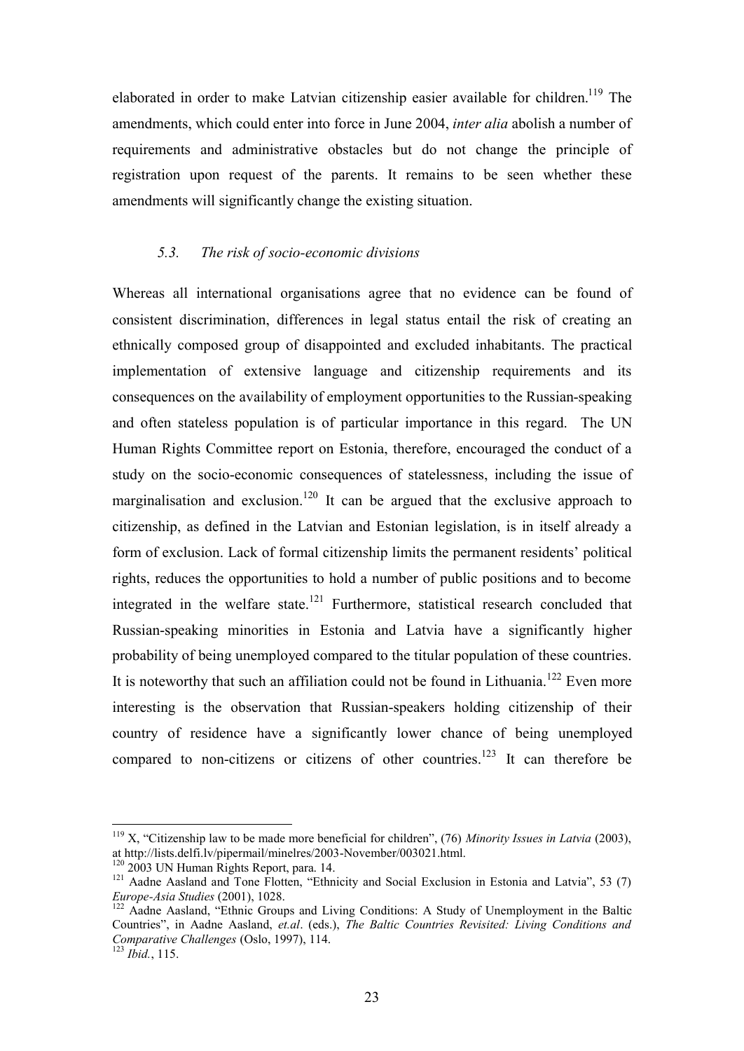elaborated in order to make Latvian citizenship easier available for children.[119] The amendments, which could enter into force in June 2004, *inter alia* abolish a number of requirements and administrative obstacles but do not change the principle of registration upon request of the parents. It remains to be seen whether these amendments will significantly change the existing situation.

### *5.3. The risk of socio-economic divisions*

Whereas all international organisations agree that no evidence can be found of consistent discrimination, differences in legal status entail the risk of creating an ethnically composed group of disappointed and excluded inhabitants. The practical implementation of extensive language and citizenship requirements and its consequences on the availability of employment opportunities to the Russian-speaking and often stateless population is of particular importance in this regard. The UN Human Rights Committee report on Estonia, therefore, encouraged the conduct of a study on the socio-economic consequences of statelessness, including the issue of marginalisation and exclusion.[120] It can be argued that the exclusive approach to citizenship, as defined in the Latvian and Estonian legislation, is in itself already a form of exclusion. Lack of formal citizenship limits the permanent residents' political rights, reduces the opportunities to hold a number of public positions and to become integrated in the welfare state.[121] Furthermore, statistical research concluded that Russian-speaking minorities in Estonia and Latvia have a significantly higher probability of being unemployed compared to the titular population of these countries. It is noteworthy that such an affiliation could not be found in Lithuania.[122] Even more interesting is the observation that Russian-speakers holding citizenship of their country of residence have a significantly lower chance of being unemployed compared to non-citizens or citizens of other countries.[123] It can therefore be

---

[119] X, "Citizenship law to be made more beneficial for children", (76) *Minority Issues in Latvia* (2003), at http://lists.delfi.lv/pipermail/minelres/2003-November/003021.html.

[120] 2003 UN Human Rights Report, para. 14.

[121] Aadne Aasland and Tone Flotten, "Ethnicity and Social Exclusion in Estonia and Latvia", 53 (7) *Europe-Asia Studies* (2001), 1028.

[122] Aadne Aasland, "Ethnic Groups and Living Conditions: A Study of Unemployment in the Baltic Countries", in Aadne Aasland, *et.al*. (eds.), *The Baltic Countries Revisited: Living Conditions and Comparative Challenges* (Oslo, 1997), 114.

[123] *Ibid.*, 115.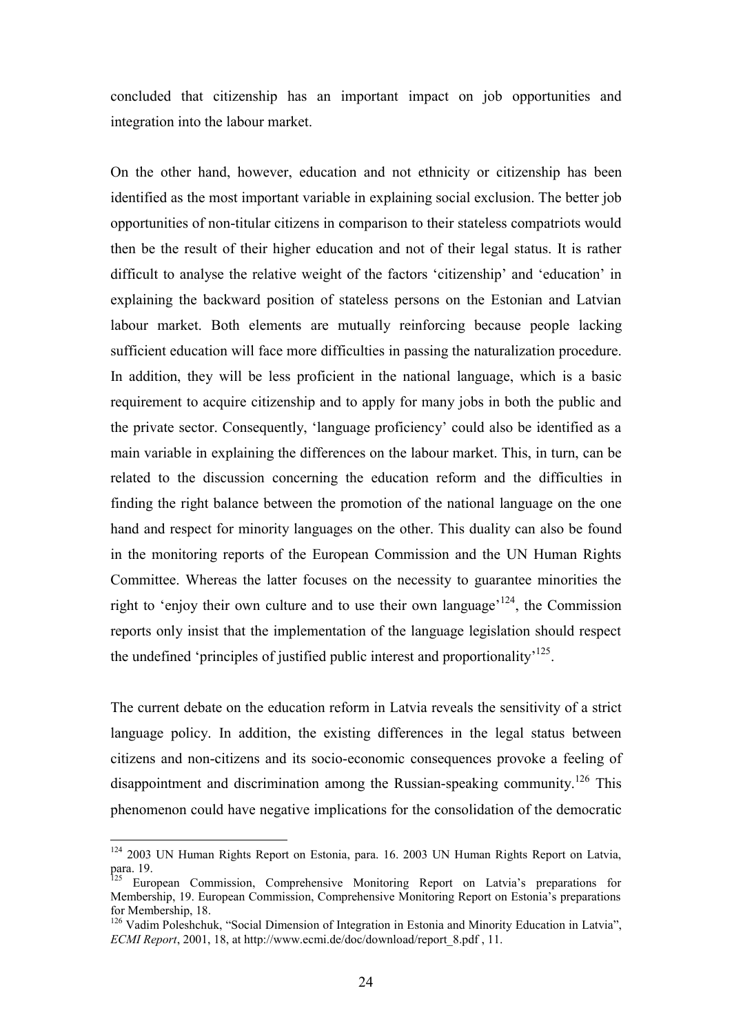concluded that citizenship has an important impact on job opportunities and integration into the labour market.

On the other hand, however, education and not ethnicity or citizenship has been identified as the most important variable in explaining social exclusion. The better job opportunities of non-titular citizens in comparison to their stateless compatriots would then be the result of their higher education and not of their legal status. It is rather difficult to analyse the relative weight of the factors 'citizenship' and 'education' in explaining the backward position of stateless persons on the Estonian and Latvian labour market. Both elements are mutually reinforcing because people lacking sufficient education will face more difficulties in passing the naturalization procedure. In addition, they will be less proficient in the national language, which is a basic requirement to acquire citizenship and to apply for many jobs in both the public and the private sector. Consequently, 'language proficiency' could also be identified as a main variable in explaining the differences on the labour market. This, in turn, can be related to the discussion concerning the education reform and the difficulties in finding the right balance between the promotion of the national language on the one hand and respect for minority languages on the other. This duality can also be found in the monitoring reports of the European Commission and the UN Human Rights Committee. Whereas the latter focuses on the necessity to guarantee minorities the right to 'enjoy their own culture and to use their own language'[124], the Commission reports only insist that the implementation of the language legislation should respect the undefined 'principles of justified public interest and proportionality'[125].

The current debate on the education reform in Latvia reveals the sensitivity of a strict language policy. In addition, the existing differences in the legal status between citizens and non-citizens and its socio-economic consequences provoke a feeling of disappointment and discrimination among the Russian-speaking community.[126] This phenomenon could have negative implications for the consolidation of the democratic

---

[124] 2003 UN Human Rights Report on Estonia, para. 16. 2003 UN Human Rights Report on Latvia, para. 19.

[125] European Commission, Comprehensive Monitoring Report on Latvia's preparations for Membership, 19. European Commission, Comprehensive Monitoring Report on Estonia's preparations for Membership, 18.

[126] Vadim Poleshchuk, "Social Dimension of Integration in Estonia and Minority Education in Latvia", *ECMI Report*, 2001, 18, at http://www.ecmi.de/doc/download/report_8.pdf , 11.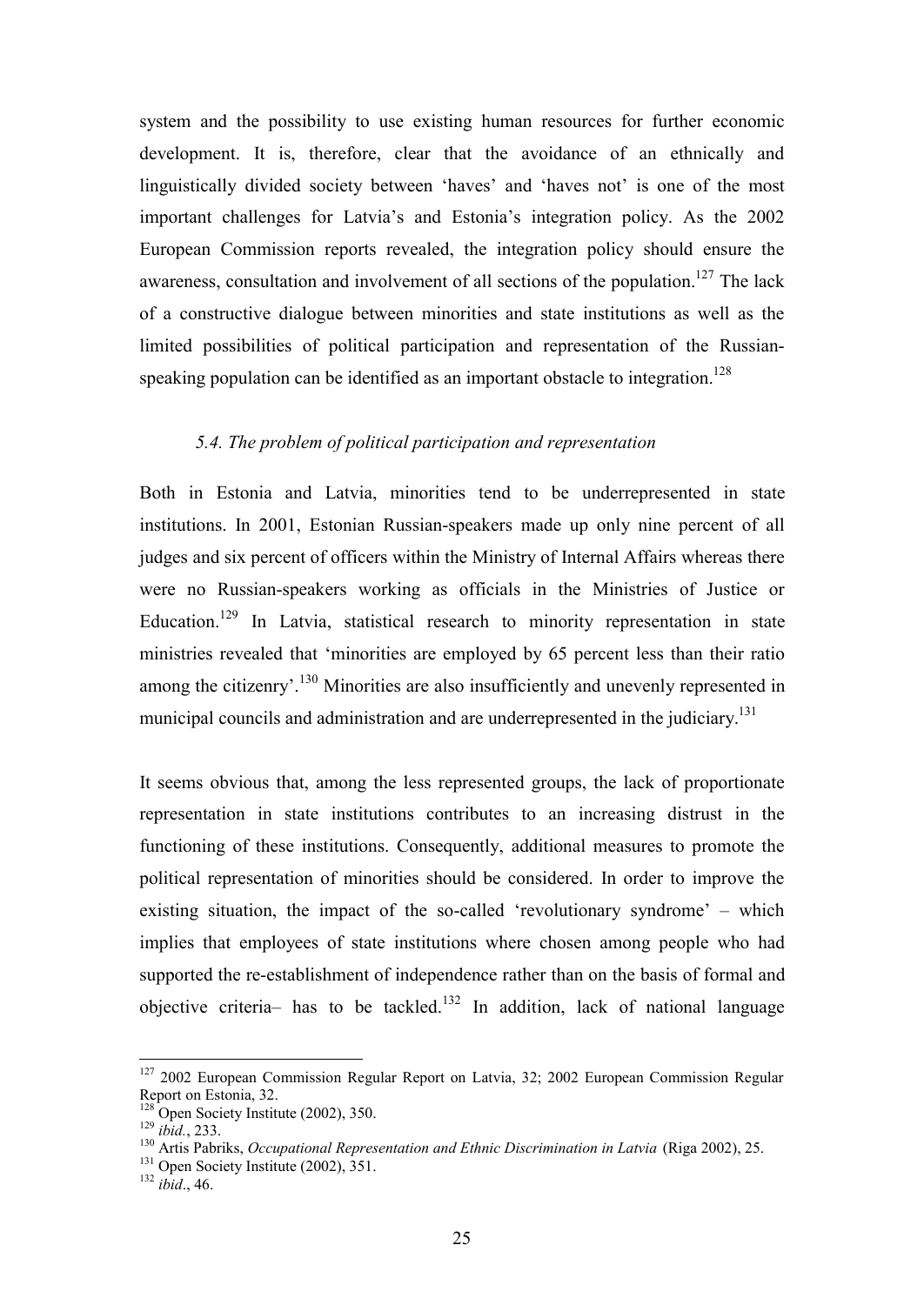system and the possibility to use existing human resources for further economic development. It is, therefore, clear that the avoidance of an ethnically and linguistically divided society between 'haves' and 'haves not' is one of the most important challenges for Latvia's and Estonia's integration policy. As the 2002 European Commission reports revealed, the integration policy should ensure the awareness, consultation and involvement of all sections of the population.[127] The lack of a constructive dialogue between minorities and state institutions as well as the limited possibilities of political participation and representation of the Russian-speaking population can be identified as an important obstacle to integration.[128]

### *5.4. The problem of political participation and representation*

Both in Estonia and Latvia, minorities tend to be underrepresented in state institutions. In 2001, Estonian Russian-speakers made up only nine percent of all judges and six percent of officers within the Ministry of Internal Affairs whereas there were no Russian-speakers working as officials in the Ministries of Justice or Education.[129] In Latvia, statistical research to minority representation in state ministries revealed that 'minorities are employed by 65 percent less than their ratio among the citizenry'.[130] Minorities are also insufficiently and unevenly represented in municipal councils and administration and are underrepresented in the judiciary.[131]

It seems obvious that, among the less represented groups, the lack of proportionate representation in state institutions contributes to an increasing distrust in the functioning of these institutions. Consequently, additional measures to promote the political representation of minorities should be considered. In order to improve the existing situation, the impact of the so-called 'revolutionary syndrome' – which implies that employees of state institutions where chosen among people who had supported the re-establishment of independence rather than on the basis of formal and objective criteria– has to be tackled.[132] In addition, lack of national language

---

[127] 2002 European Commission Regular Report on Latvia, 32; 2002 European Commission Regular Report on Estonia, 32.

[128] Open Society Institute (2002), 350.

[129] *ibid.*, 233.

[130] Artis Pabriks, *Occupational Representation and Ethnic Discrimination in Latvia* (Riga 2002), 25.

[131] Open Society Institute (2002), 351.

[132] *ibid*., 46.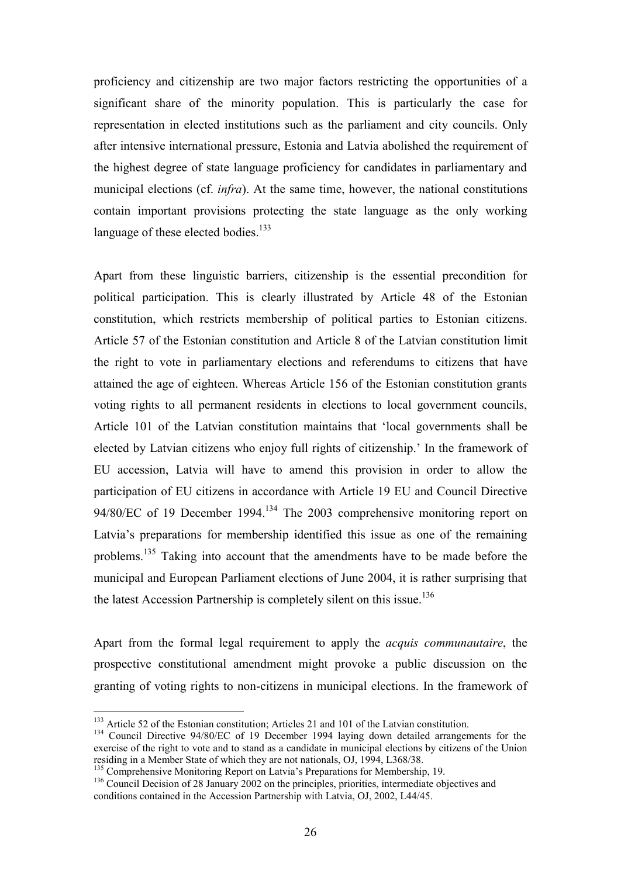proficiency and citizenship are two major factors restricting the opportunities of a significant share of the minority population. This is particularly the case for representation in elected institutions such as the parliament and city councils. Only after intensive international pressure, Estonia and Latvia abolished the requirement of the highest degree of state language proficiency for candidates in parliamentary and municipal elections (cf. *infra*). At the same time, however, the national constitutions contain important provisions protecting the state language as the only working language of these elected bodies.[133]

Apart from these linguistic barriers, citizenship is the essential precondition for political participation. This is clearly illustrated by Article 48 of the Estonian constitution, which restricts membership of political parties to Estonian citizens. Article 57 of the Estonian constitution and Article 8 of the Latvian constitution limit the right to vote in parliamentary elections and referendums to citizens that have attained the age of eighteen. Whereas Article 156 of the Estonian constitution grants voting rights to all permanent residents in elections to local government councils, Article 101 of the Latvian constitution maintains that 'local governments shall be elected by Latvian citizens who enjoy full rights of citizenship.' In the framework of EU accession, Latvia will have to amend this provision in order to allow the participation of EU citizens in accordance with Article 19 EU and Council Directive 94/80/EC of 19 December 1994.[134] The 2003 comprehensive monitoring report on Latvia's preparations for membership identified this issue as one of the remaining problems.[135] Taking into account that the amendments have to be made before the municipal and European Parliament elections of June 2004, it is rather surprising that the latest Accession Partnership is completely silent on this issue.[136]

Apart from the formal legal requirement to apply the *acquis communautaire*, the prospective constitutional amendment might provoke a public discussion on the granting of voting rights to non-citizens in municipal elections. In the framework of

---

[133] Article 52 of the Estonian constitution; Articles 21 and 101 of the Latvian constitution.

[134] Council Directive 94/80/EC of 19 December 1994 laying down detailed arrangements for the exercise of the right to vote and to stand as a candidate in municipal elections by citizens of the Union residing in a Member State of which they are not nationals, OJ, 1994, L368/38.

[135] Comprehensive Monitoring Report on Latvia's Preparations for Membership, 19.

[136] Council Decision of 28 January 2002 on the principles, priorities, intermediate objectives and conditions contained in the Accession Partnership with Latvia, OJ, 2002, L44/45.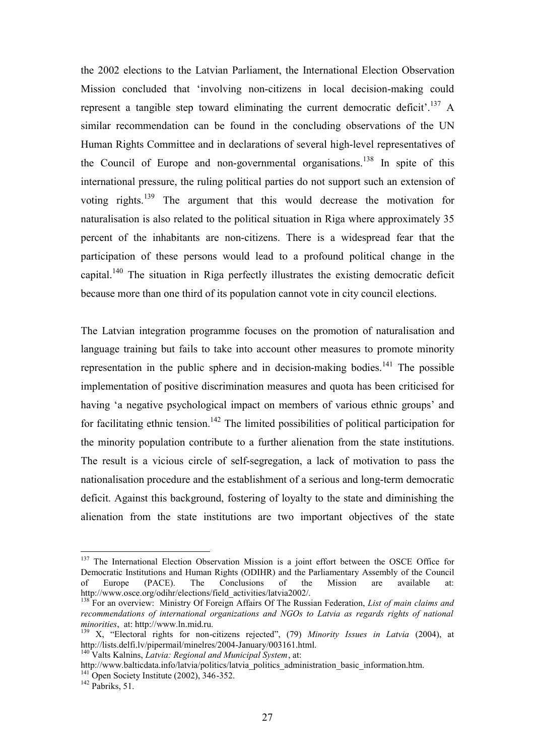the 2002 elections to the Latvian Parliament, the International Election Observation Mission concluded that 'involving non-citizens in local decision-making could represent a tangible step toward eliminating the current democratic deficit'.[137] A similar recommendation can be found in the concluding observations of the UN Human Rights Committee and in declarations of several high-level representatives of the Council of Europe and non-governmental organisations.[138] In spite of this international pressure, the ruling political parties do not support such an extension of voting rights.[139] The argument that this would decrease the motivation for naturalisation is also related to the political situation in Riga where approximately 35 percent of the inhabitants are non-citizens. There is a widespread fear that the participation of these persons would lead to a profound political change in the capital.[140] The situation in Riga perfectly illustrates the existing democratic deficit because more than one third of its population cannot vote in city council elections.

The Latvian integration programme focuses on the promotion of naturalisation and language training but fails to take into account other measures to promote minority representation in the public sphere and in decision-making bodies.[141] The possible implementation of positive discrimination measures and quota has been criticised for having 'a negative psychological impact on members of various ethnic groups' and for facilitating ethnic tension.[142] The limited possibilities of political participation for the minority population contribute to a further alienation from the state institutions. The result is a vicious circle of self-segregation, a lack of motivation to pass the nationalisation procedure and the establishment of a serious and long-term democratic deficit. Against this background, fostering of loyalty to the state and diminishing the alienation from the state institutions are two important objectives of the state

---

[137] The International Election Observation Mission is a joint effort between the OSCE Office for Democratic Institutions and Human Rights (ODIHR) and the Parliamentary Assembly of the Council of Europe (PACE). The Conclusions of the Mission are available at: http://www.osce.org/odihr/elections/field_activities/latvia2002/.

[138] For an overview: Ministry Of Foreign Affairs Of The Russian Federation, *List of main claims and recommendations of international organizations and NGOs to Latvia as regards rights of national minorities*, at: http://www.ln.mid.ru.

[139] X, "Electoral rights for non-citizens rejected", (79) *Minority Issues in Latvia* (2004), at http://lists.delfi.lv/pipermail/minelres/2004-January/003161.html.

[140] Valts Kalnins, *Latvia: Regional and Municipal System*, at: http://www.balticdata.info/latvia/politics/latvia_politics_administration_basic_information.htm.

[141] Open Society Institute (2002), 346-352.

[142] Pabriks, 51.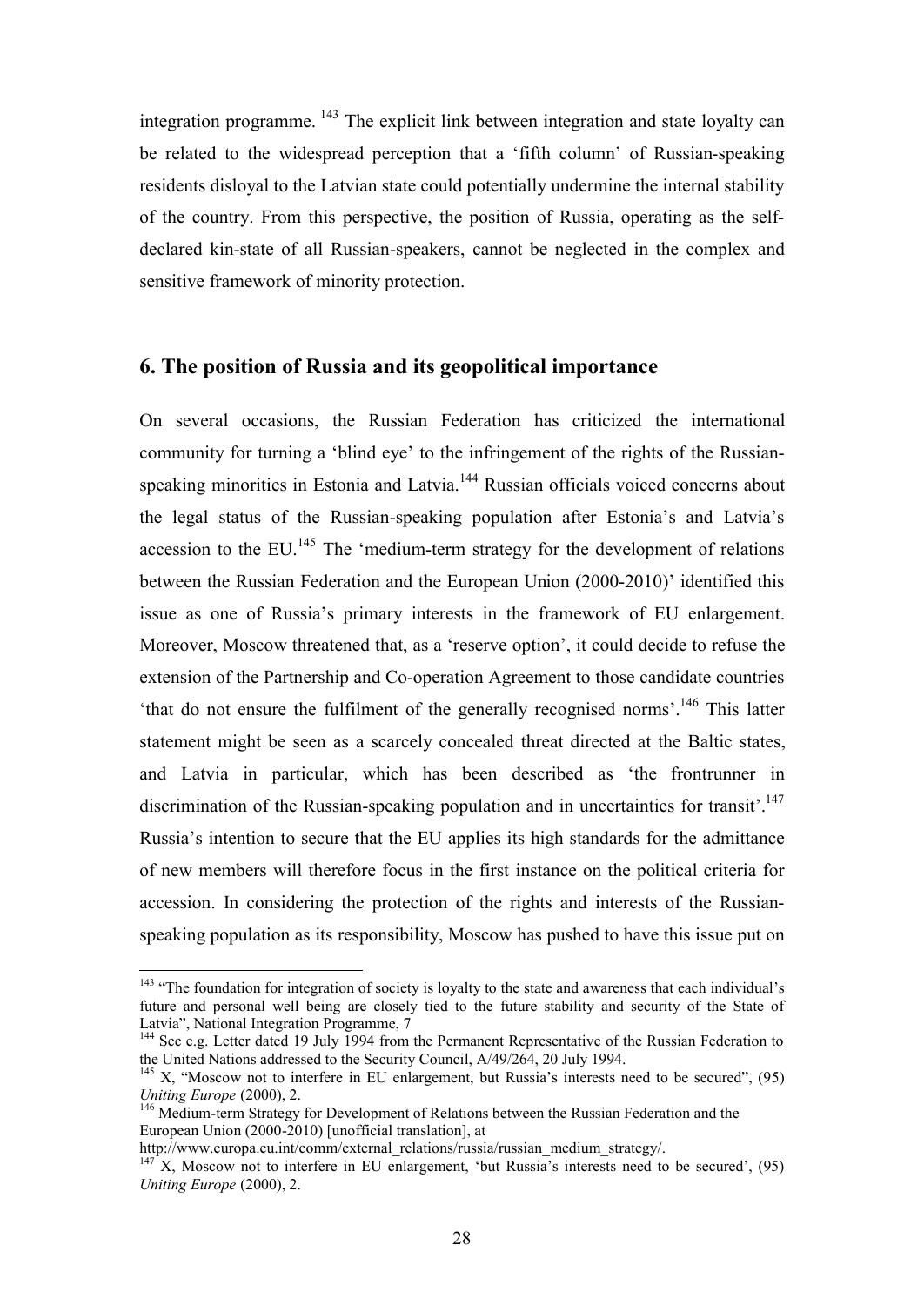integration programme. [143] The explicit link between integration and state loyalty can be related to the widespread perception that a 'fifth column' of Russian-speaking residents disloyal to the Latvian state could potentially undermine the internal stability of the country. From this perspective, the position of Russia, operating as the self-declared kin-state of all Russian-speakers, cannot be neglected in the complex and sensitive framework of minority protection.

## 6. The position of Russia and its geopolitical importance

On several occasions, the Russian Federation has criticized the international community for turning a 'blind eye' to the infringement of the rights of the Russian-speaking minorities in Estonia and Latvia.[144] Russian officials voiced concerns about the legal status of the Russian-speaking population after Estonia's and Latvia's accession to the EU.[145] The 'medium-term strategy for the development of relations between the Russian Federation and the European Union (2000-2010)' identified this issue as one of Russia's primary interests in the framework of EU enlargement. Moreover, Moscow threatened that, as a 'reserve option', it could decide to refuse the extension of the Partnership and Co-operation Agreement to those candidate countries 'that do not ensure the fulfilment of the generally recognised norms'.[146] This latter statement might be seen as a scarcely concealed threat directed at the Baltic states, and Latvia in particular, which has been described as 'the frontrunner in discrimination of the Russian-speaking population and in uncertainties for transit'.[147] Russia's intention to secure that the EU applies its high standards for the admittance of new members will therefore focus in the first instance on the political criteria for accession. In considering the protection of the rights and interests of the Russian-speaking population as its responsibility, Moscow has pushed to have this issue put on

---

[143] "The foundation for integration of society is loyalty to the state and awareness that each individual's future and personal well being are closely tied to the future stability and security of the State of Latvia", National Integration Programme, 7

[144] See e.g. Letter dated 19 July 1994 from the Permanent Representative of the Russian Federation to the United Nations addressed to the Security Council, A/49/264, 20 July 1994.

[145] X, "Moscow not to interfere in EU enlargement, but Russia's interests need to be secured", (95) *Uniting Europe* (2000), 2.

[146] Medium-term Strategy for Development of Relations between the Russian Federation and the European Union (2000-2010) [unofficial translation], at http://www.europa.eu.int/comm/external_relations/russia/russian_medium_strategy/.

[147] X, Moscow not to interfere in EU enlargement, 'but Russia's interests need to be secured', (95) *Uniting Europe* (2000), 2.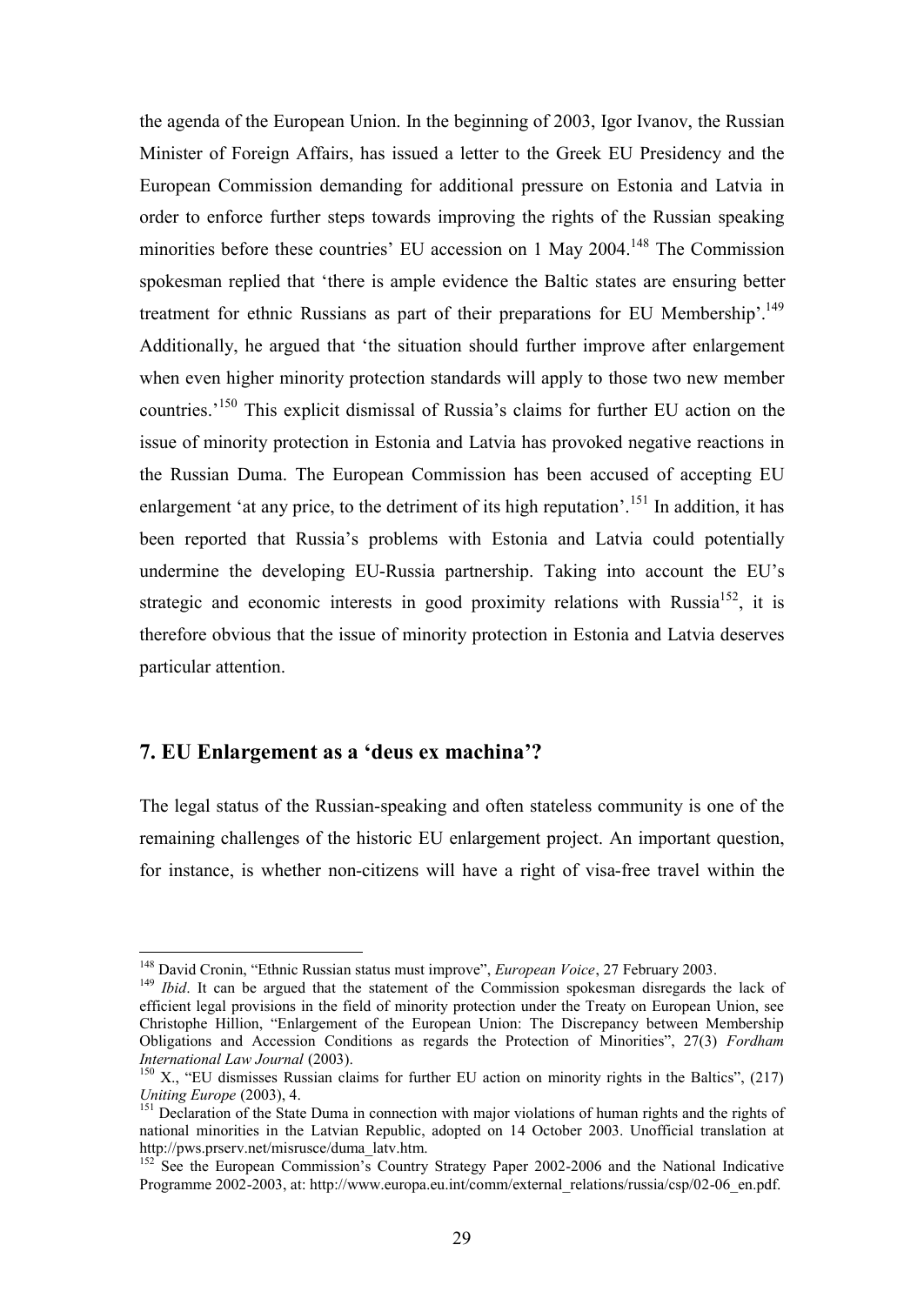the agenda of the European Union. In the beginning of 2003, Igor Ivanov, the Russian Minister of Foreign Affairs, has issued a letter to the Greek EU Presidency and the European Commission demanding for additional pressure on Estonia and Latvia in order to enforce further steps towards improving the rights of the Russian speaking minorities before these countries' EU accession on 1 May 2004.[148] The Commission spokesman replied that 'there is ample evidence the Baltic states are ensuring better treatment for ethnic Russians as part of their preparations for EU Membership'.[149] Additionally, he argued that 'the situation should further improve after enlargement when even higher minority protection standards will apply to those two new member countries.'[150] This explicit dismissal of Russia's claims for further EU action on the issue of minority protection in Estonia and Latvia has provoked negative reactions in the Russian Duma. The European Commission has been accused of accepting EU enlargement 'at any price, to the detriment of its high reputation'.[151] In addition, it has been reported that Russia's problems with Estonia and Latvia could potentially undermine the developing EU-Russia partnership. Taking into account the EU's strategic and economic interests in good proximity relations with Russia[152], it is therefore obvious that the issue of minority protection in Estonia and Latvia deserves particular attention.

## 7. EU Enlargement as a 'deus ex machina'?

The legal status of the Russian-speaking and often stateless community is one of the remaining challenges of the historic EU enlargement project. An important question, for instance, is whether non-citizens will have a right of visa-free travel within the

---

[148] David Cronin, "Ethnic Russian status must improve", *European Voice*, 27 February 2003.

[149] *Ibid*. It can be argued that the statement of the Commission spokesman disregards the lack of efficient legal provisions in the field of minority protection under the Treaty on European Union, see Christophe Hillion, "Enlargement of the European Union: The Discrepancy between Membership Obligations and Accession Conditions as regards the Protection of Minorities", 27(3) *Fordham International Law Journal* (2003).

[150] X., "EU dismisses Russian claims for further EU action on minority rights in the Baltics", (217) *Uniting Europe* (2003), 4.

[151] Declaration of the State Duma in connection with major violations of human rights and the rights of national minorities in the Latvian Republic, adopted on 14 October 2003. Unofficial translation at http://pws.prserv.net/misrusce/duma_latv.htm.

[152] See the European Commission's Country Strategy Paper 2002-2006 and the National Indicative Programme 2002-2003, at: http://www.europa.eu.int/comm/external_relations/russia/csp/02-06_en.pdf.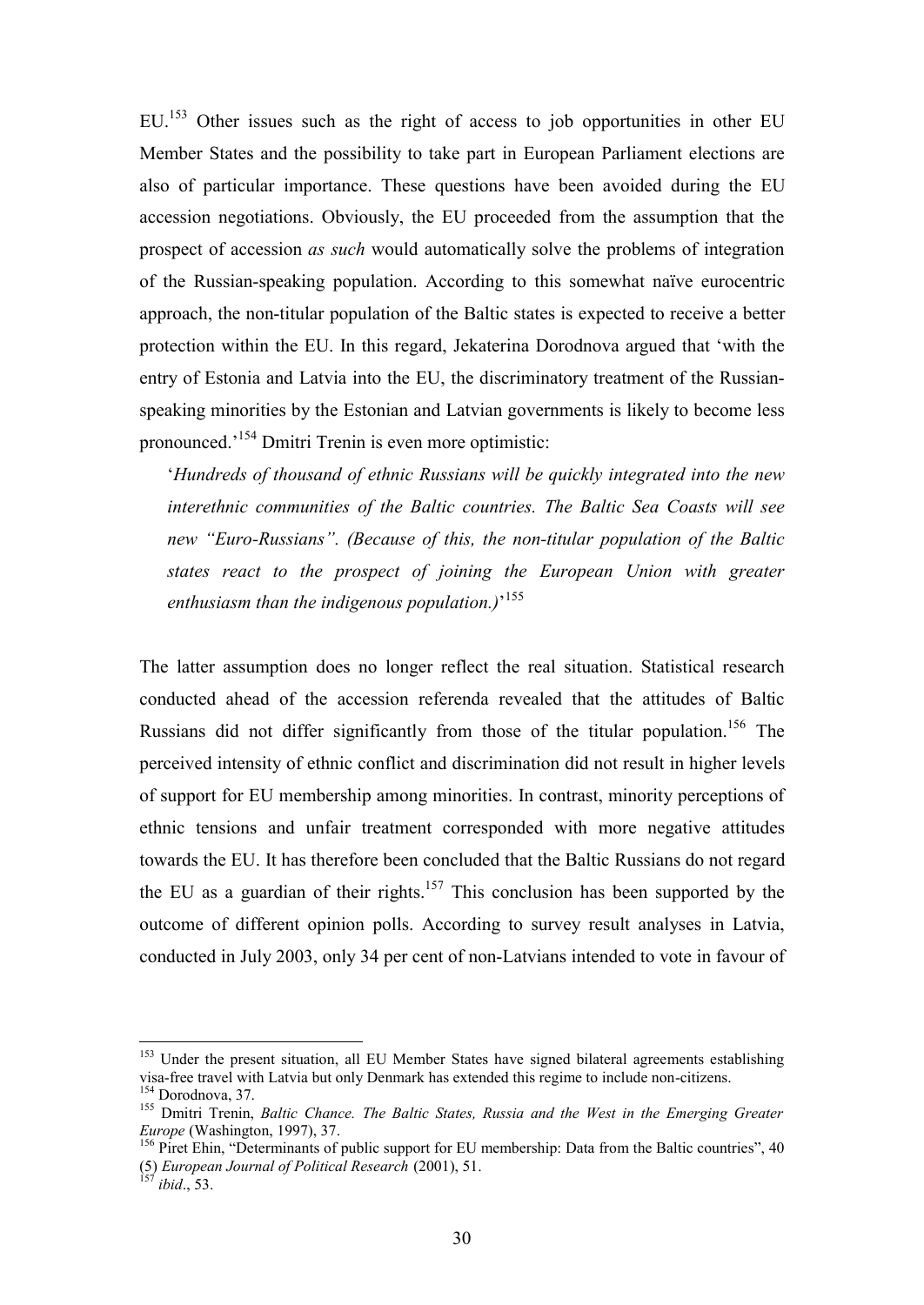EU.[153] Other issues such as the right of access to job opportunities in other EU Member States and the possibility to take part in European Parliament elections are also of particular importance. These questions have been avoided during the EU accession negotiations. Obviously, the EU proceeded from the assumption that the prospect of accession *as such* would automatically solve the problems of integration of the Russian-speaking population. According to this somewhat naïve eurocentric approach, the non-titular population of the Baltic states is expected to receive a better protection within the EU. In this regard, Jekaterina Dorodnova argued that 'with the entry of Estonia and Latvia into the EU, the discriminatory treatment of the Russian-speaking minorities by the Estonian and Latvian governments is likely to become less pronounced.'[154] Dmitri Trenin is even more optimistic:

> '*Hundreds of thousand of ethnic Russians will be quickly integrated into the new interethnic communities of the Baltic countries. The Baltic Sea Coasts will see new "Euro-Russians". (Because of this, the non-titular population of the Baltic states react to the prospect of joining the European Union with greater enthusiasm than the indigenous population.)*'[155]

The latter assumption does no longer reflect the real situation. Statistical research conducted ahead of the accession referenda revealed that the attitudes of Baltic Russians did not differ significantly from those of the titular population.[156] The perceived intensity of ethnic conflict and discrimination did not result in higher levels of support for EU membership among minorities. In contrast, minority perceptions of ethnic tensions and unfair treatment corresponded with more negative attitudes towards the EU. It has therefore been concluded that the Baltic Russians do not regard the EU as a guardian of their rights.[157] This conclusion has been supported by the outcome of different opinion polls. According to survey result analyses in Latvia, conducted in July 2003, only 34 per cent of non-Latvians intended to vote in favour of

---

[153] Under the present situation, all EU Member States have signed bilateral agreements establishing visa-free travel with Latvia but only Denmark has extended this regime to include non-citizens.

[154] Dorodnova, 37.

[155] Dmitri Trenin, *Baltic Chance. The Baltic States, Russia and the West in the Emerging Greater Europe* (Washington, 1997), 37.

[156] Piret Ehin, "Determinants of public support for EU membership: Data from the Baltic countries", 40 (5) *European Journal of Political Research* (2001), 51.

[157] *ibid*., 53.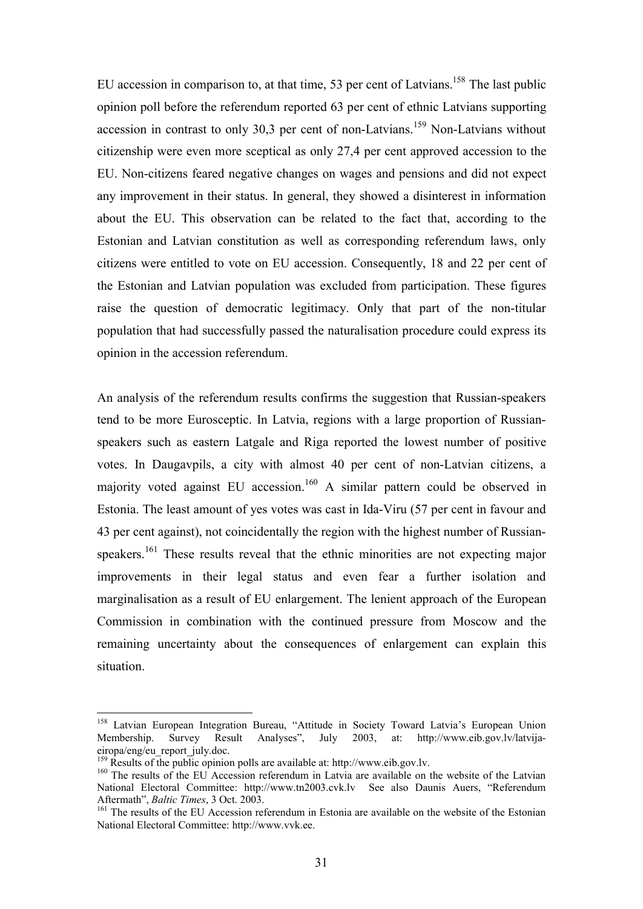EU accession in comparison to, at that time, 53 per cent of Latvians.[158] The last public opinion poll before the referendum reported 63 per cent of ethnic Latvians supporting accession in contrast to only 30,3 per cent of non-Latvians.[159] Non-Latvians without citizenship were even more sceptical as only 27,4 per cent approved accession to the EU. Non-citizens feared negative changes on wages and pensions and did not expect any improvement in their status. In general, they showed a disinterest in information about the EU. This observation can be related to the fact that, according to the Estonian and Latvian constitution as well as corresponding referendum laws, only citizens were entitled to vote on EU accession. Consequently, 18 and 22 per cent of the Estonian and Latvian population was excluded from participation. These figures raise the question of democratic legitimacy. Only that part of the non-titular population that had successfully passed the naturalisation procedure could express its opinion in the accession referendum.

An analysis of the referendum results confirms the suggestion that Russian-speakers tend to be more Eurosceptic. In Latvia, regions with a large proportion of Russian-speakers such as eastern Latgale and Riga reported the lowest number of positive votes. In Daugavpils, a city with almost 40 per cent of non-Latvian citizens, a majority voted against EU accession.[160] A similar pattern could be observed in Estonia. The least amount of yes votes was cast in Ida-Viru (57 per cent in favour and 43 per cent against), not coincidentally the region with the highest number of Russian-speakers.[161] These results reveal that the ethnic minorities are not expecting major improvements in their legal status and even fear a further isolation and marginalisation as a result of EU enlargement. The lenient approach of the European Commission in combination with the continued pressure from Moscow and the remaining uncertainty about the consequences of enlargement can explain this situation.

---

[158] Latvian European Integration Bureau, "Attitude in Society Toward Latvia's European Union Membership. Survey Result Analyses", July 2003, at: http://www.eib.gov.lv/latvija-eiropa/eng/eu_report_july.doc.

[159] Results of the public opinion polls are available at: http://www.eib.gov.lv.

[160] The results of the EU Accession referendum in Latvia are available on the website of the Latvian National Electoral Committee: http://www.tn2003.cvk.lv See also Daunis Auers, "Referendum Aftermath", *Baltic Times*, 3 Oct. 2003.

[161] The results of the EU Accession referendum in Estonia are available on the website of the Estonian National Electoral Committee: http://www.vvk.ee.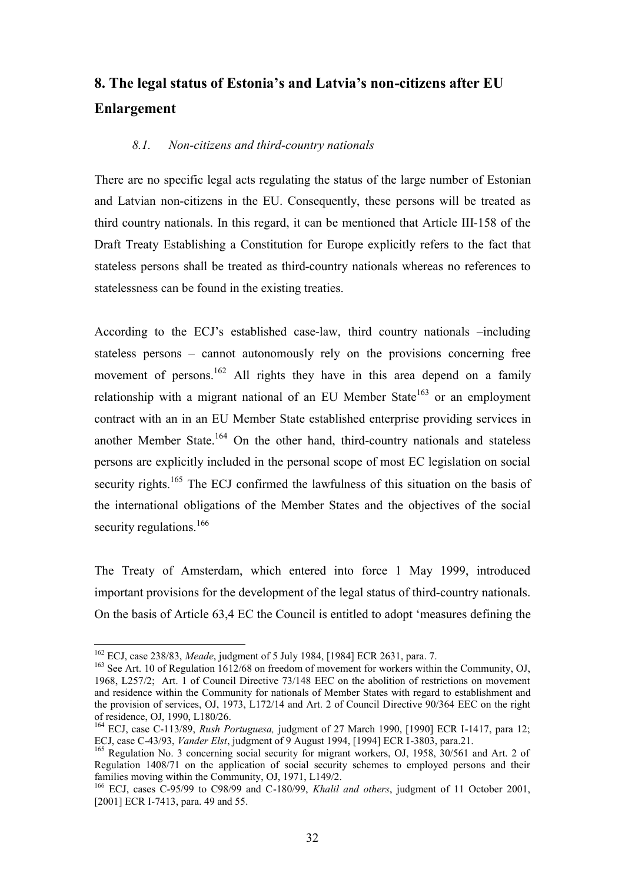## 8. The legal status of Estonia's and Latvia's non-citizens after EU Enlargement

### *8.1. Non-citizens and third-country nationals*

There are no specific legal acts regulating the status of the large number of Estonian and Latvian non-citizens in the EU. Consequently, these persons will be treated as third country nationals. In this regard, it can be mentioned that Article III-158 of the Draft Treaty Establishing a Constitution for Europe explicitly refers to the fact that stateless persons shall be treated as third-country nationals whereas no references to statelessness can be found in the existing treaties.

According to the ECJ's established case-law, third country nationals –including stateless persons – cannot autonomously rely on the provisions concerning free movement of persons.[162] All rights they have in this area depend on a family relationship with a migrant national of an EU Member State[163] or an employment contract with an in an EU Member State established enterprise providing services in another Member State.[164] On the other hand, third-country nationals and stateless persons are explicitly included in the personal scope of most EC legislation on social security rights.[165] The ECJ confirmed the lawfulness of this situation on the basis of the international obligations of the Member States and the objectives of the social security regulations.[166]

The Treaty of Amsterdam, which entered into force 1 May 1999, introduced important provisions for the development of the legal status of third-country nationals. On the basis of Article 63,4 EC the Council is entitled to adopt 'measures defining the

---

[162] ECJ, case 238/83, *Meade*, judgment of 5 July 1984, [1984] ECR 2631, para. 7.

[163] See Art. 10 of Regulation 1612/68 on freedom of movement for workers within the Community, OJ, 1968, L257/2; Art. 1 of Council Directive 73/148 EEC on the abolition of restrictions on movement and residence within the Community for nationals of Member States with regard to establishment and the provision of services, OJ, 1973, L172/14 and Art. 2 of Council Directive 90/364 EEC on the right of residence, OJ, 1990, L180/26.

[164] ECJ, case C-113/89, *Rush Portuguesa,* judgment of 27 March 1990, [1990] ECR I-1417, para 12; ECJ, case C-43/93, *Vander Elst*, judgment of 9 August 1994, [1994] ECR I-3803, para.21.

[165] Regulation No. 3 concerning social security for migrant workers, OJ, 1958, 30/561 and Art. 2 of Regulation 1408/71 on the application of social security schemes to employed persons and their families moving within the Community, OJ, 1971, L149/2.

[166] ECJ, cases C-95/99 to C98/99 and C-180/99, *Khalil and others*, judgment of 11 October 2001, [2001] ECR I-7413, para. 49 and 55.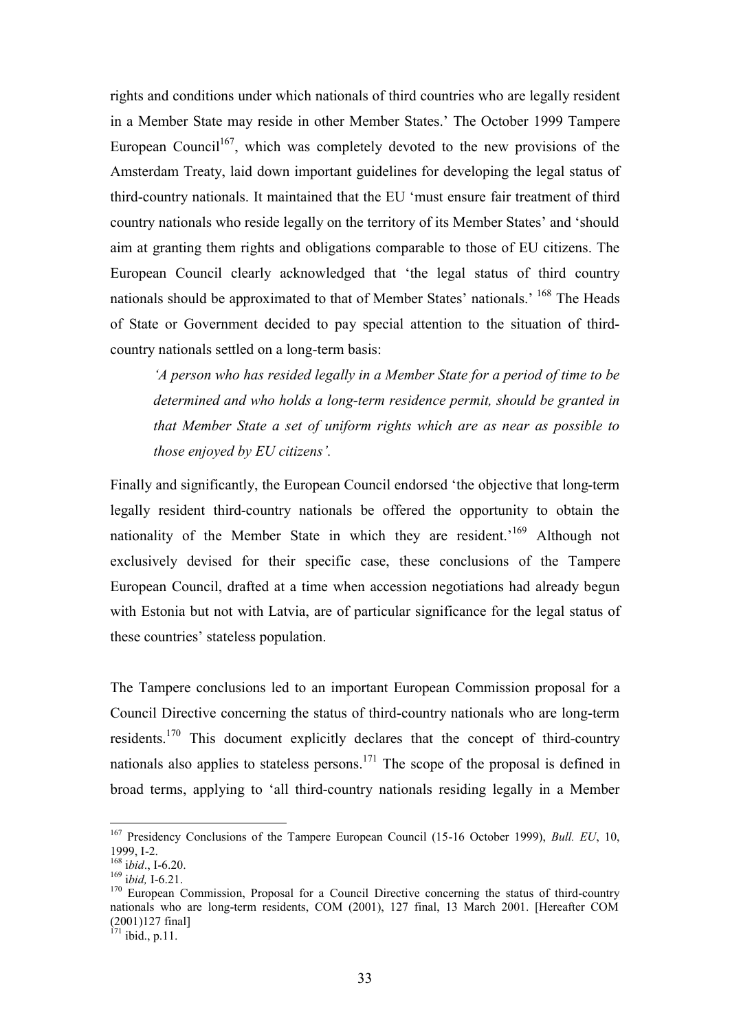rights and conditions under which nationals of third countries who are legally resident in a Member State may reside in other Member States.' The October 1999 Tampere European Council[167], which was completely devoted to the new provisions of the Amsterdam Treaty, laid down important guidelines for developing the legal status of third-country nationals. It maintained that the EU 'must ensure fair treatment of third country nationals who reside legally on the territory of its Member States' and 'should aim at granting them rights and obligations comparable to those of EU citizens. The European Council clearly acknowledged that 'the legal status of third country nationals should be approximated to that of Member States' nationals.' [168] The Heads of State or Government decided to pay special attention to the situation of third-country nationals settled on a long-term basis:

> *'A person who has resided legally in a Member State for a period of time to be determined and who holds a long-term residence permit, should be granted in that Member State a set of uniform rights which are as near as possible to those enjoyed by EU citizens'.*

Finally and significantly, the European Council endorsed 'the objective that long-term legally resident third-country nationals be offered the opportunity to obtain the nationality of the Member State in which they are resident.'[169] Although not exclusively devised for their specific case, these conclusions of the Tampere European Council, drafted at a time when accession negotiations had already begun with Estonia but not with Latvia, are of particular significance for the legal status of these countries' stateless population.

The Tampere conclusions led to an important European Commission proposal for a Council Directive concerning the status of third-country nationals who are long-term residents.[170] This document explicitly declares that the concept of third-country nationals also applies to stateless persons.[171] The scope of the proposal is defined in broad terms, applying to 'all third-country nationals residing legally in a Member

---

[167] Presidency Conclusions of the Tampere European Council (15-16 October 1999), *Bull. EU*, 10, 1999, I-2.

[168] i*bid*., I-6.20.

[169] i*bid,* I-6.21.

[170] European Commission, Proposal for a Council Directive concerning the status of third-country nationals who are long-term residents, COM (2001), 127 final, 13 March 2001. [Hereafter COM (2001)127 final]

[171] ibid., p.11.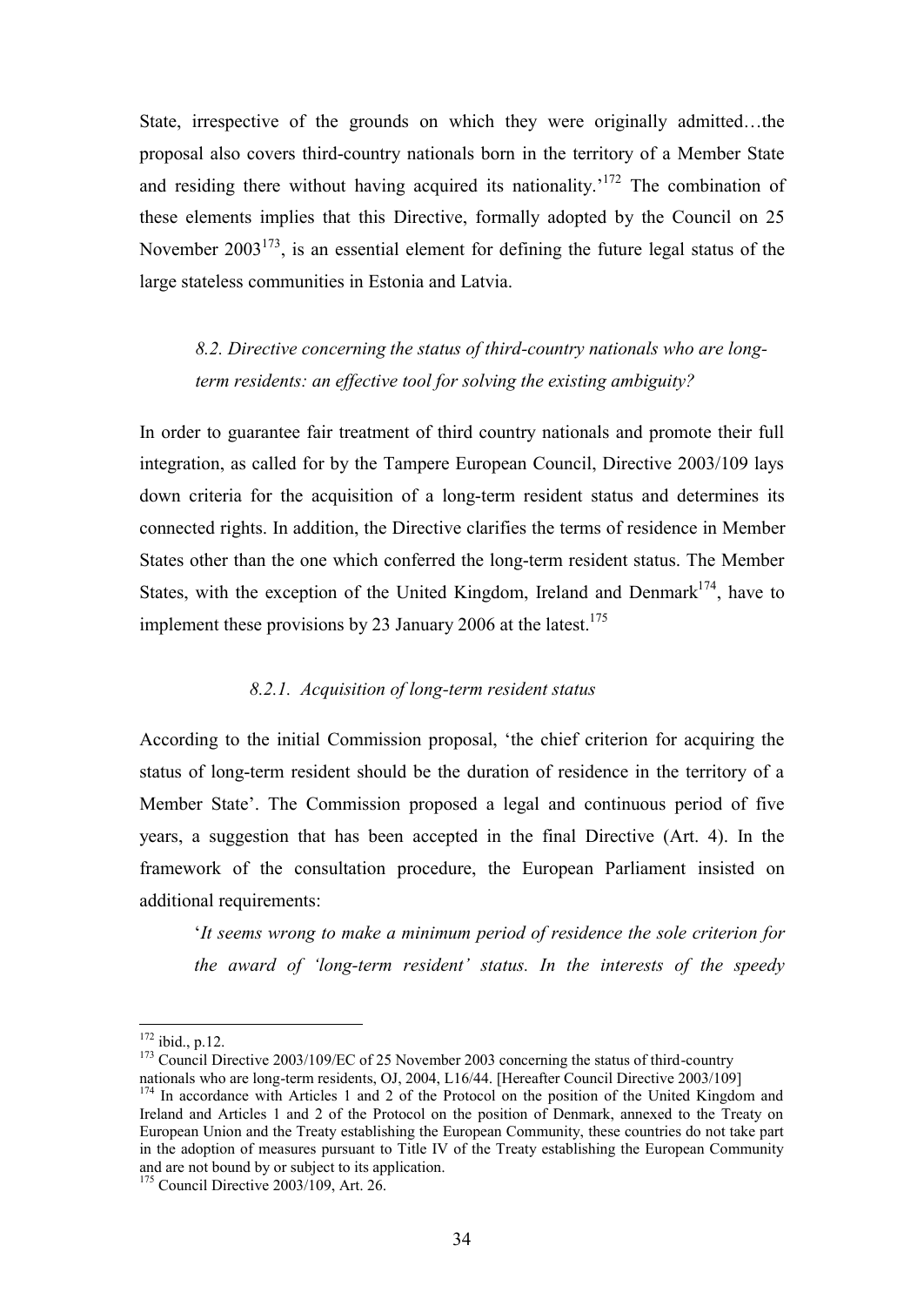State, irrespective of the grounds on which they were originally admitted…the proposal also covers third-country nationals born in the territory of a Member State and residing there without having acquired its nationality.'[172] The combination of these elements implies that this Directive, formally adopted by the Council on 25 November 2003[173], is an essential element for defining the future legal status of the large stateless communities in Estonia and Latvia.

### *8.2. Directive concerning the status of third-country nationals who are long-term residents: an effective tool for solving the existing ambiguity?*

In order to guarantee fair treatment of third country nationals and promote their full integration, as called for by the Tampere European Council, Directive 2003/109 lays down criteria for the acquisition of a long-term resident status and determines its connected rights. In addition, the Directive clarifies the terms of residence in Member States other than the one which conferred the long-term resident status. The Member States, with the exception of the United Kingdom, Ireland and Denmark[174], have to implement these provisions by 23 January 2006 at the latest.[175]

#### *8.2.1. Acquisition of long-term resident status*

According to the initial Commission proposal, 'the chief criterion for acquiring the status of long-term resident should be the duration of residence in the territory of a Member State'. The Commission proposed a legal and continuous period of five years, a suggestion that has been accepted in the final Directive (Art. 4). In the framework of the consultation procedure, the European Parliament insisted on additional requirements:

> '*It seems wrong to make a minimum period of residence the sole criterion for the award of 'long-term resident' status. In the interests of the speedy*

---

[172] ibid., p.12.

[173] Council Directive 2003/109/EC of 25 November 2003 concerning the status of third-country nationals who are long-term residents, OJ, 2004, L16/44. [Hereafter Council Directive 2003/109]

[174] In accordance with Articles 1 and 2 of the Protocol on the position of the United Kingdom and Ireland and Articles 1 and 2 of the Protocol on the position of Denmark, annexed to the Treaty on European Union and the Treaty establishing the European Community, these countries do not take part in the adoption of measures pursuant to Title IV of the Treaty establishing the European Community and are not bound by or subject to its application.

[175] Council Directive 2003/109, Art. 26.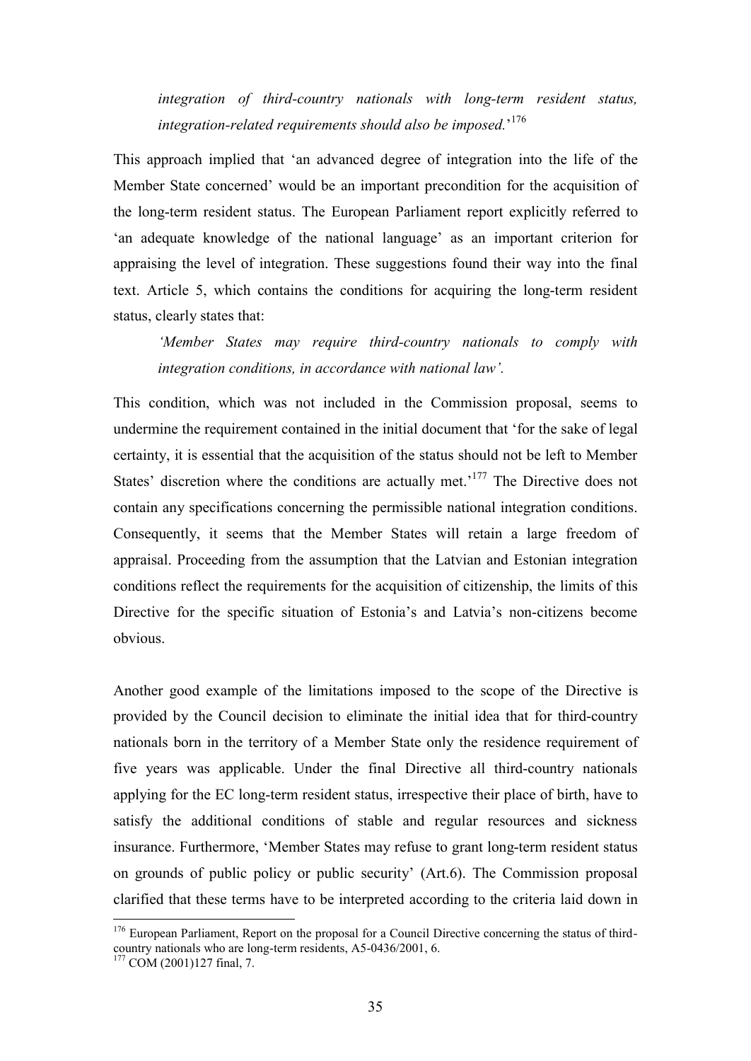*integration of third-country nationals with long-term resident status, integration-related requirements should also be imposed.*'[176]

This approach implied that 'an advanced degree of integration into the life of the Member State concerned' would be an important precondition for the acquisition of the long-term resident status. The European Parliament report explicitly referred to 'an adequate knowledge of the national language' as an important criterion for appraising the level of integration. These suggestions found their way into the final text. Article 5, which contains the conditions for acquiring the long-term resident status, clearly states that:

> *'Member States may require third-country nationals to comply with integration conditions, in accordance with national law'.*

This condition, which was not included in the Commission proposal, seems to undermine the requirement contained in the initial document that 'for the sake of legal certainty, it is essential that the acquisition of the status should not be left to Member States' discretion where the conditions are actually met.'[177] The Directive does not contain any specifications concerning the permissible national integration conditions. Consequently, it seems that the Member States will retain a large freedom of appraisal. Proceeding from the assumption that the Latvian and Estonian integration conditions reflect the requirements for the acquisition of citizenship, the limits of this Directive for the specific situation of Estonia's and Latvia's non-citizens become obvious.

Another good example of the limitations imposed to the scope of the Directive is provided by the Council decision to eliminate the initial idea that for third-country nationals born in the territory of a Member State only the residence requirement of five years was applicable. Under the final Directive all third-country nationals applying for the EC long-term resident status, irrespective their place of birth, have to satisfy the additional conditions of stable and regular resources and sickness insurance. Furthermore, 'Member States may refuse to grant long-term resident status on grounds of public policy or public security' (Art.6). The Commission proposal clarified that these terms have to be interpreted according to the criteria laid down in

---

[176] European Parliament, Report on the proposal for a Council Directive concerning the status of third-country nationals who are long-term residents, A5-0436/2001, 6.

[177] COM (2001)127 final, 7.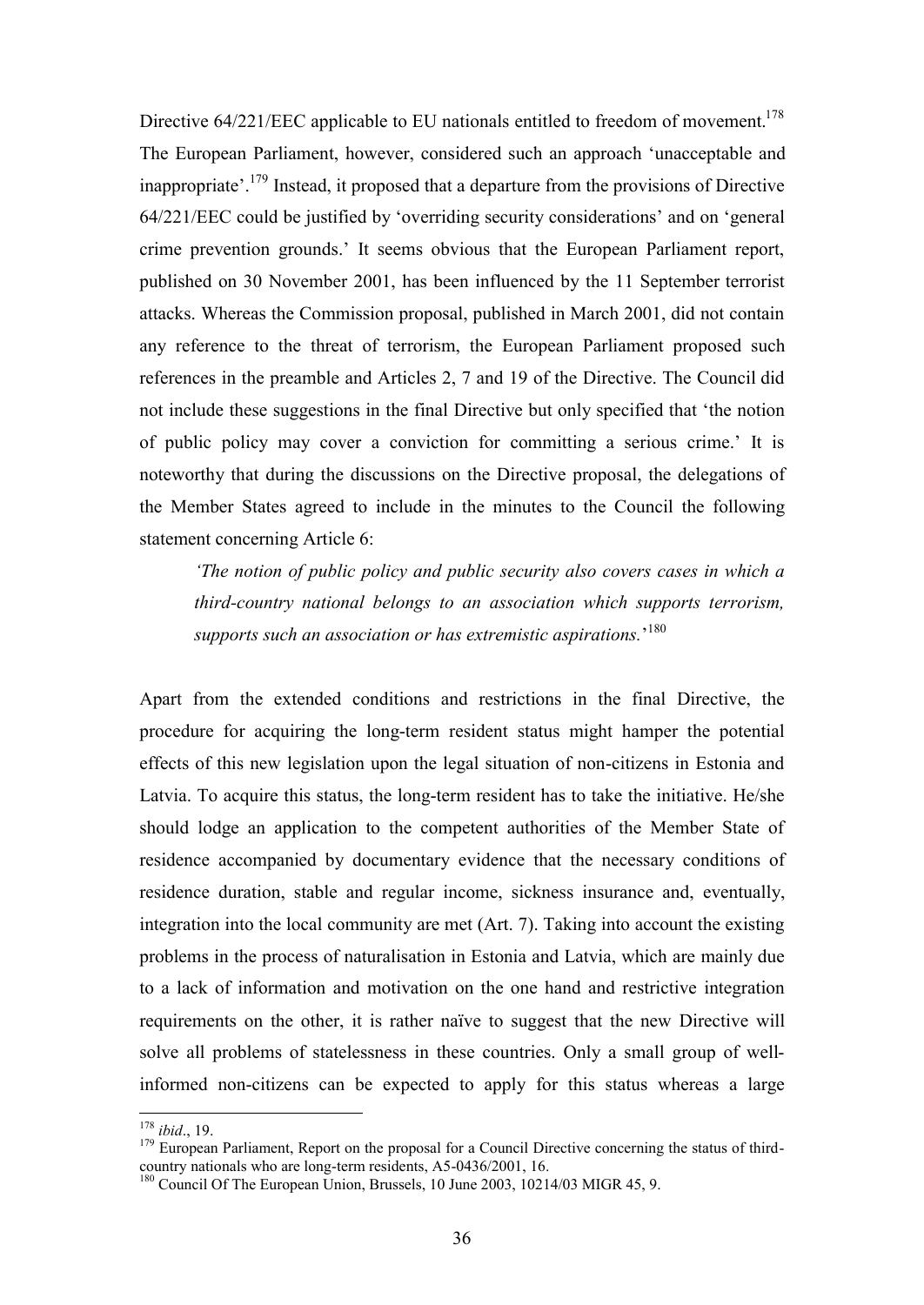Directive 64/221/EEC applicable to EU nationals entitled to freedom of movement.[178] The European Parliament, however, considered such an approach 'unacceptable and inappropriate'.[179] Instead, it proposed that a departure from the provisions of Directive 64/221/EEC could be justified by 'overriding security considerations' and on 'general crime prevention grounds.' It seems obvious that the European Parliament report, published on 30 November 2001, has been influenced by the 11 September terrorist attacks. Whereas the Commission proposal, published in March 2001, did not contain any reference to the threat of terrorism, the European Parliament proposed such references in the preamble and Articles 2, 7 and 19 of the Directive. The Council did not include these suggestions in the final Directive but only specified that 'the notion of public policy may cover a conviction for committing a serious crime.' It is noteworthy that during the discussions on the Directive proposal, the delegations of the Member States agreed to include in the minutes to the Council the following statement concerning Article 6:

> *'The notion of public policy and public security also covers cases in which a third-country national belongs to an association which supports terrorism, supports such an association or has extremistic aspirations.'*[180]

Apart from the extended conditions and restrictions in the final Directive, the procedure for acquiring the long-term resident status might hamper the potential effects of this new legislation upon the legal situation of non-citizens in Estonia and Latvia. To acquire this status, the long-term resident has to take the initiative. He/she should lodge an application to the competent authorities of the Member State of residence accompanied by documentary evidence that the necessary conditions of residence duration, stable and regular income, sickness insurance and, eventually, integration into the local community are met (Art. 7). Taking into account the existing problems in the process of naturalisation in Estonia and Latvia, which are mainly due to a lack of information and motivation on the one hand and restrictive integration requirements on the other, it is rather naïve to suggest that the new Directive will solve all problems of statelessness in these countries. Only a small group of well-informed non-citizens can be expected to apply for this status whereas a large

---

[178] *ibid*., 19.

[179] European Parliament, Report on the proposal for a Council Directive concerning the status of third-country nationals who are long-term residents, A5-0436/2001, 16.

[180] Council Of The European Union, Brussels, 10 June 2003, 10214/03 MIGR 45, 9.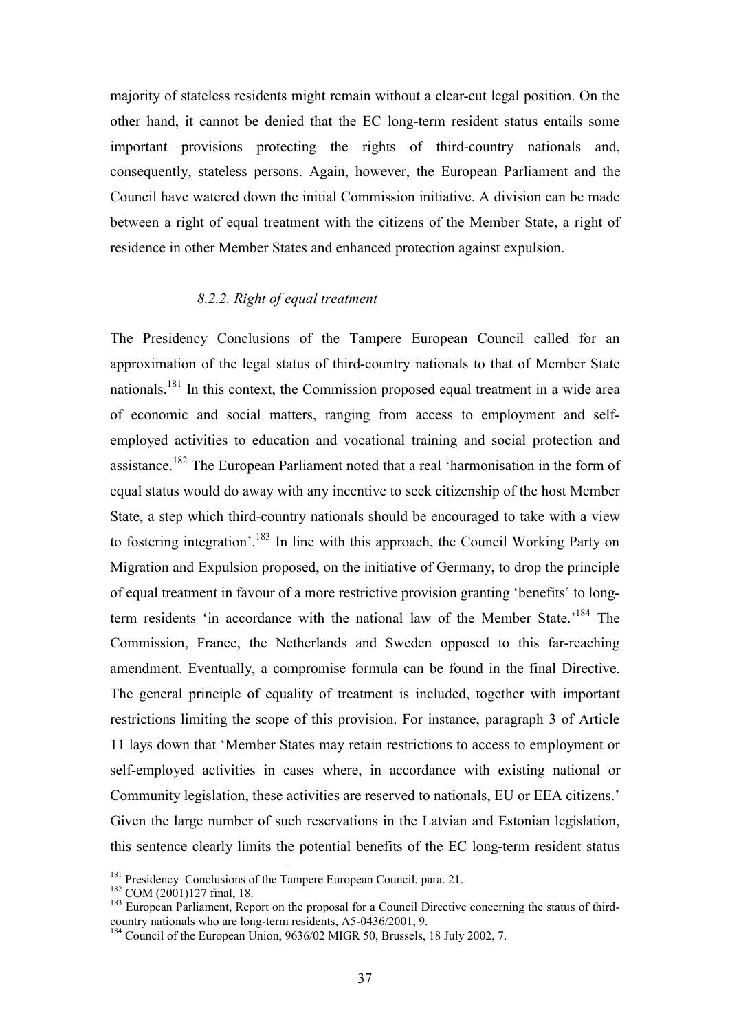majority of stateless residents might remain without a clear-cut legal position. On the other hand, it cannot be denied that the EC long-term resident status entails some important provisions protecting the rights of third-country nationals and, consequently, stateless persons. Again, however, the European Parliament and the Council have watered down the initial Commission initiative. A division can be made between a right of equal treatment with the citizens of the Member State, a right of residence in other Member States and enhanced protection against expulsion.

### *8.2.2. Right of equal treatment*

The Presidency Conclusions of the Tampere European Council called for an approximation of the legal status of third-country nationals to that of Member State nationals.[181] In this context, the Commission proposed equal treatment in a wide area of economic and social matters, ranging from access to employment and self-employed activities to education and vocational training and social protection and assistance.[182] The European Parliament noted that a real 'harmonisation in the form of equal status would do away with any incentive to seek citizenship of the host Member State, a step which third-country nationals should be encouraged to take with a view to fostering integration'.[183] In line with this approach, the Council Working Party on Migration and Expulsion proposed, on the initiative of Germany, to drop the principle of equal treatment in favour of a more restrictive provision granting 'benefits' to long-term residents 'in accordance with the national law of the Member State.'[184] The Commission, France, the Netherlands and Sweden opposed to this far-reaching amendment. Eventually, a compromise formula can be found in the final Directive. The general principle of equality of treatment is included, together with important restrictions limiting the scope of this provision. For instance, paragraph 3 of Article 11 lays down that 'Member States may retain restrictions to access to employment or self-employed activities in cases where, in accordance with existing national or Community legislation, these activities are reserved to nationals, EU or EEA citizens.' Given the large number of such reservations in the Latvian and Estonian legislation, this sentence clearly limits the potential benefits of the EC long-term resident status

[181] Presidency Conclusions of the Tampere European Council, para. 21.

[182] COM (2001)127 final, 18.

[183] European Parliament, Report on the proposal for a Council Directive concerning the status of third-country nationals who are long-term residents, A5-0436/2001, 9.

[184] Council of the European Union, 9636/02 MIGR 50, Brussels, 18 July 2002, 7.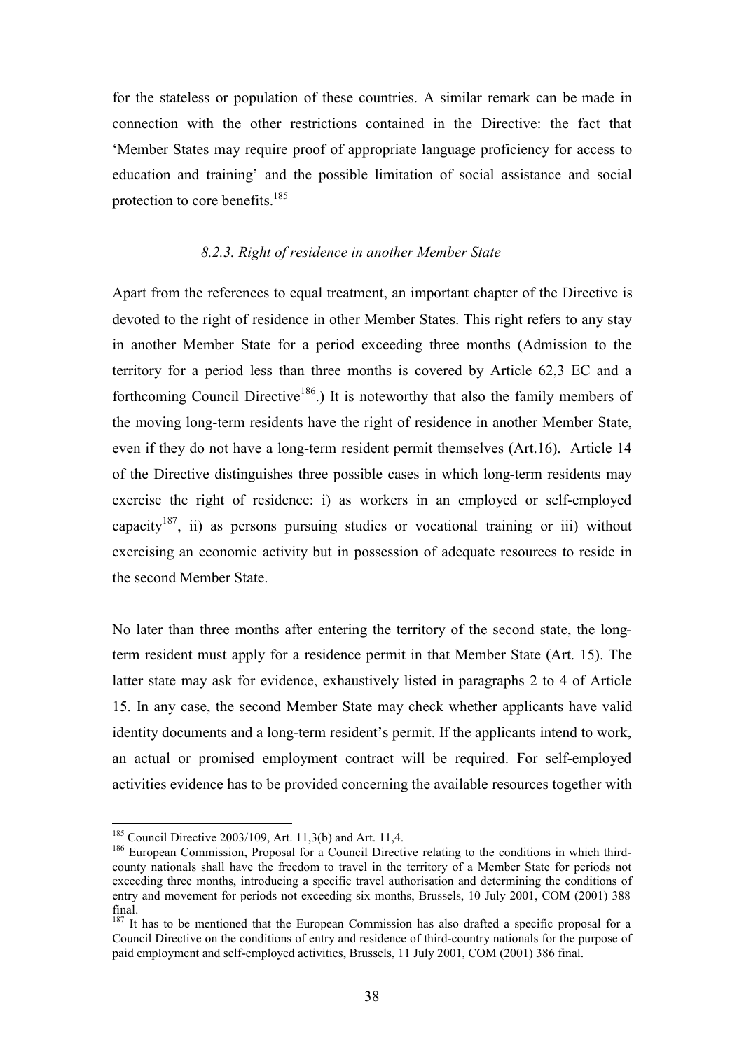for the stateless or population of these countries. A similar remark can be made in connection with the other restrictions contained in the Directive: the fact that 'Member States may require proof of appropriate language proficiency for access to education and training' and the possible limitation of social assistance and social protection to core benefits.[185]

### *8.2.3. Right of residence in another Member State*

Apart from the references to equal treatment, an important chapter of the Directive is devoted to the right of residence in other Member States. This right refers to any stay in another Member State for a period exceeding three months (Admission to the territory for a period less than three months is covered by Article 62,3 EC and a forthcoming Council Directive[186].) It is noteworthy that also the family members of the moving long-term residents have the right of residence in another Member State, even if they do not have a long-term resident permit themselves (Art.16). Article 14 of the Directive distinguishes three possible cases in which long-term residents may exercise the right of residence: i) as workers in an employed or self-employed capacity[187], ii) as persons pursuing studies or vocational training or iii) without exercising an economic activity but in possession of adequate resources to reside in the second Member State.

No later than three months after entering the territory of the second state, the long-term resident must apply for a residence permit in that Member State (Art. 15). The latter state may ask for evidence, exhaustively listed in paragraphs 2 to 4 of Article 15. In any case, the second Member State may check whether applicants have valid identity documents and a long-term resident's permit. If the applicants intend to work, an actual or promised employment contract will be required. For self-employed activities evidence has to be provided concerning the available resources together with

---

[185] Council Directive 2003/109, Art. 11,3(b) and Art. 11,4.

[186] European Commission, Proposal for a Council Directive relating to the conditions in which third-county nationals shall have the freedom to travel in the territory of a Member State for periods not exceeding three months, introducing a specific travel authorisation and determining the conditions of entry and movement for periods not exceeding six months, Brussels, 10 July 2001, COM (2001) 388 final.

[187] It has to be mentioned that the European Commission has also drafted a specific proposal for a Council Directive on the conditions of entry and residence of third-country nationals for the purpose of paid employment and self-employed activities, Brussels, 11 July 2001, COM (2001) 386 final.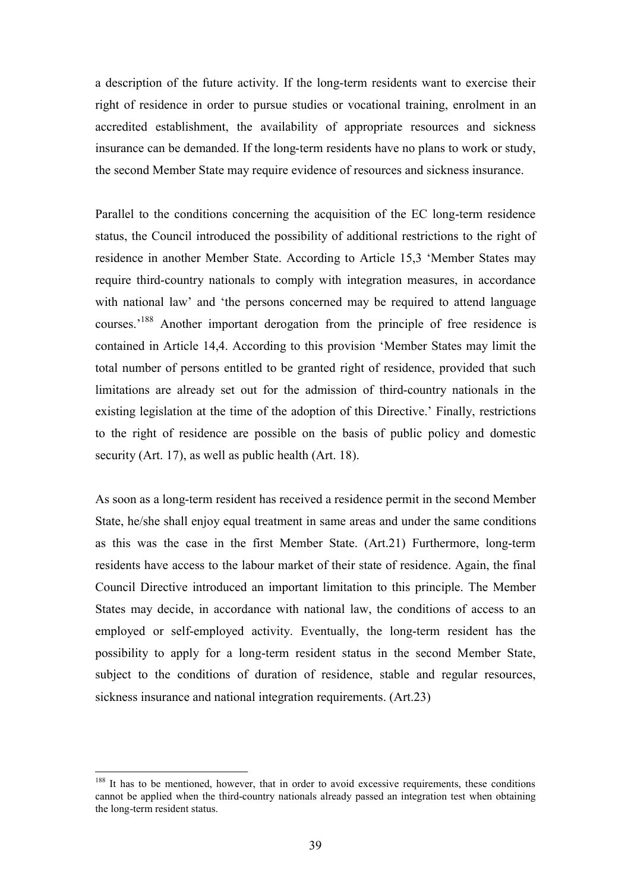a description of the future activity. If the long-term residents want to exercise their right of residence in order to pursue studies or vocational training, enrolment in an accredited establishment, the availability of appropriate resources and sickness insurance can be demanded. If the long-term residents have no plans to work or study, the second Member State may require evidence of resources and sickness insurance.

Parallel to the conditions concerning the acquisition of the EC long-term residence status, the Council introduced the possibility of additional restrictions to the right of residence in another Member State. According to Article 15,3 'Member States may require third-country nationals to comply with integration measures, in accordance with national law' and 'the persons concerned may be required to attend language courses.'[188] Another important derogation from the principle of free residence is contained in Article 14,4. According to this provision 'Member States may limit the total number of persons entitled to be granted right of residence, provided that such limitations are already set out for the admission of third-country nationals in the existing legislation at the time of the adoption of this Directive.' Finally, restrictions to the right of residence are possible on the basis of public policy and domestic security (Art. 17), as well as public health (Art. 18).

As soon as a long-term resident has received a residence permit in the second Member State, he/she shall enjoy equal treatment in same areas and under the same conditions as this was the case in the first Member State. (Art.21) Furthermore, long-term residents have access to the labour market of their state of residence. Again, the final Council Directive introduced an important limitation to this principle. The Member States may decide, in accordance with national law, the conditions of access to an employed or self-employed activity. Eventually, the long-term resident has the possibility to apply for a long-term resident status in the second Member State, subject to the conditions of duration of residence, stable and regular resources, sickness insurance and national integration requirements. (Art.23)

---

[188] It has to be mentioned, however, that in order to avoid excessive requirements, these conditions cannot be applied when the third-country nationals already passed an integration test when obtaining the long-term resident status.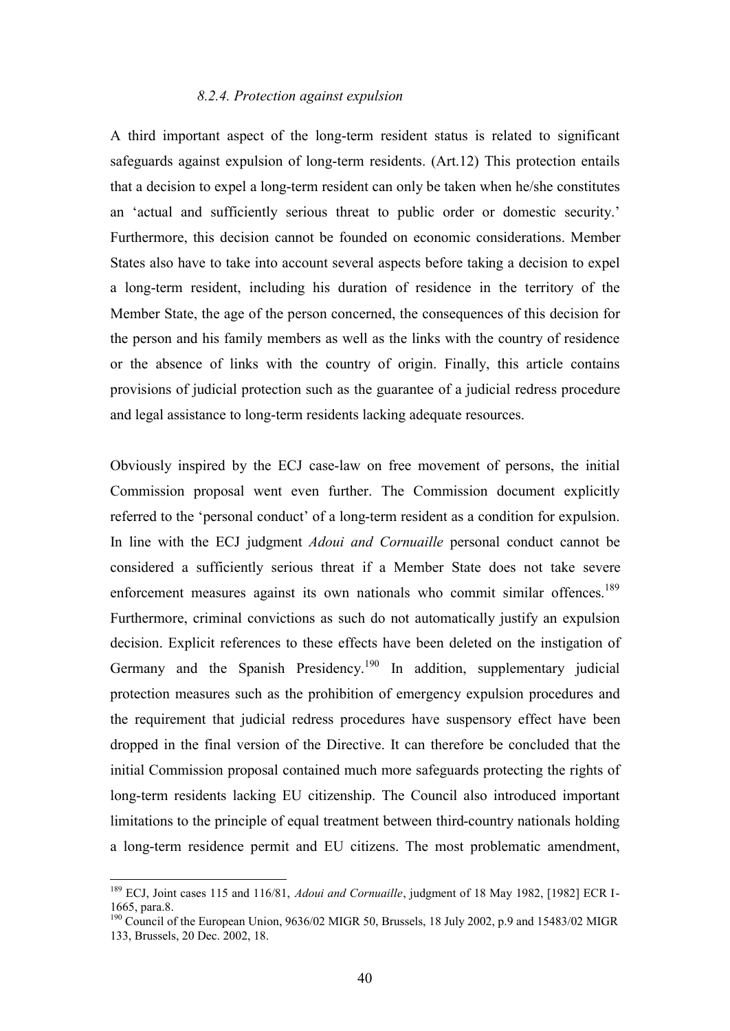#### *8.2.4. Protection against expulsion*

A third important aspect of the long-term resident status is related to significant safeguards against expulsion of long-term residents. (Art.12) This protection entails that a decision to expel a long-term resident can only be taken when he/she constitutes an 'actual and sufficiently serious threat to public order or domestic security.' Furthermore, this decision cannot be founded on economic considerations. Member States also have to take into account several aspects before taking a decision to expel a long-term resident, including his duration of residence in the territory of the Member State, the age of the person concerned, the consequences of this decision for the person and his family members as well as the links with the country of residence or the absence of links with the country of origin. Finally, this article contains provisions of judicial protection such as the guarantee of a judicial redress procedure and legal assistance to long-term residents lacking adequate resources.

Obviously inspired by the ECJ case-law on free movement of persons, the initial Commission proposal went even further. The Commission document explicitly referred to the 'personal conduct' of a long-term resident as a condition for expulsion. In line with the ECJ judgment *Adoui and Cornuaille* personal conduct cannot be considered a sufficiently serious threat if a Member State does not take severe enforcement measures against its own nationals who commit similar offences.[189] Furthermore, criminal convictions as such do not automatically justify an expulsion decision. Explicit references to these effects have been deleted on the instigation of Germany and the Spanish Presidency.[190] In addition, supplementary judicial protection measures such as the prohibition of emergency expulsion procedures and the requirement that judicial redress procedures have suspensory effect have been dropped in the final version of the Directive. It can therefore be concluded that the initial Commission proposal contained much more safeguards protecting the rights of long-term residents lacking EU citizenship. The Council also introduced important limitations to the principle of equal treatment between third-country nationals holding a long-term residence permit and EU citizens. The most problematic amendment,

---

[189] ECJ, Joint cases 115 and 116/81, *Adoui and Cornuaille*, judgment of 18 May 1982, [1982] ECR I-1665, para.8.

[190] Council of the European Union, 9636/02 MIGR 50, Brussels, 18 July 2002, p.9 and 15483/02 MIGR 133, Brussels, 20 Dec. 2002, 18.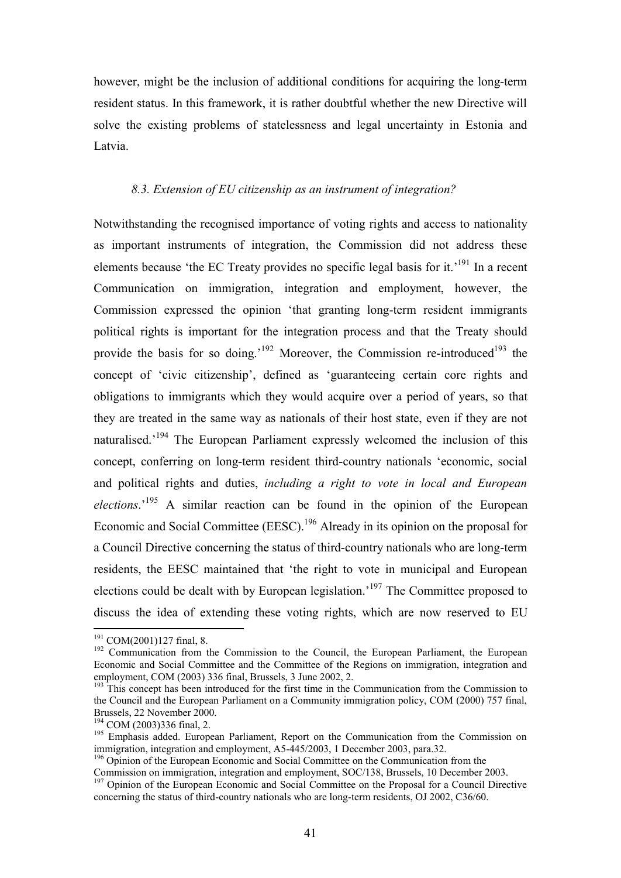however, might be the inclusion of additional conditions for acquiring the long-term resident status. In this framework, it is rather doubtful whether the new Directive will solve the existing problems of statelessness and legal uncertainty in Estonia and Latvia.

### *8.3. Extension of EU citizenship as an instrument of integration?*

Notwithstanding the recognised importance of voting rights and access to nationality as important instruments of integration, the Commission did not address these elements because 'the EC Treaty provides no specific legal basis for it.'[191] In a recent Communication on immigration, integration and employment, however, the Commission expressed the opinion 'that granting long-term resident immigrants political rights is important for the integration process and that the Treaty should provide the basis for so doing.'[192] Moreover, the Commission re-introduced[193] the concept of 'civic citizenship', defined as 'guaranteeing certain core rights and obligations to immigrants which they would acquire over a period of years, so that they are treated in the same way as nationals of their host state, even if they are not naturalised.'[194] The European Parliament expressly welcomed the inclusion of this concept, conferring on long-term resident third-country nationals 'economic, social and political rights and duties, *including a right to vote in local and European elections*.'[195] A similar reaction can be found in the opinion of the European Economic and Social Committee (EESC).[196] Already in its opinion on the proposal for a Council Directive concerning the status of third-country nationals who are long-term residents, the EESC maintained that 'the right to vote in municipal and European elections could be dealt with by European legislation.'[197] The Committee proposed to discuss the idea of extending these voting rights, which are now reserved to EU

---

[191] COM(2001)127 final, 8.

[192] Communication from the Commission to the Council, the European Parliament, the European Economic and Social Committee and the Committee of the Regions on immigration, integration and employment, COM (2003) 336 final, Brussels, 3 June 2002, 2.

[193] This concept has been introduced for the first time in the Communication from the Commission to the Council and the European Parliament on a Community immigration policy, COM (2000) 757 final, Brussels, 22 November 2000.

[194] COM (2003)336 final, 2.

[195] Emphasis added. European Parliament, Report on the Communication from the Commission on immigration, integration and employment, A5-445/2003, 1 December 2003, para.32.

[196] Opinion of the European Economic and Social Committee on the Communication from the Commission on immigration, integration and employment, SOC/138, Brussels, 10 December 2003.

[197] Opinion of the European Economic and Social Committee on the Proposal for a Council Directive concerning the status of third-country nationals who are long-term residents, OJ 2002, C36/60.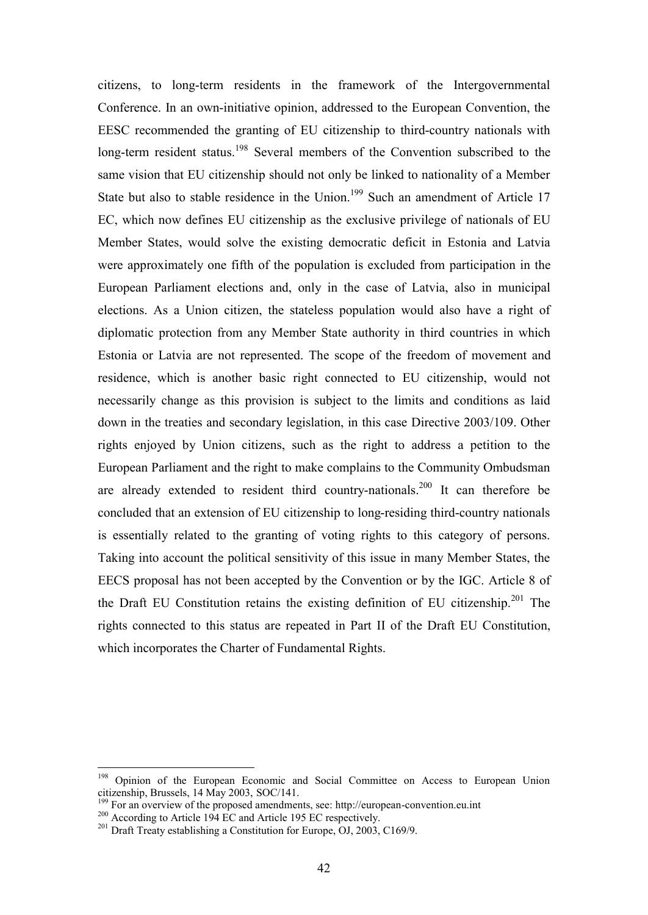citizens, to long-term residents in the framework of the Intergovernmental Conference. In an own-initiative opinion, addressed to the European Convention, the EESC recommended the granting of EU citizenship to third-country nationals with long-term resident status.[198] Several members of the Convention subscribed to the same vision that EU citizenship should not only be linked to nationality of a Member State but also to stable residence in the Union.[199] Such an amendment of Article 17 EC, which now defines EU citizenship as the exclusive privilege of nationals of EU Member States, would solve the existing democratic deficit in Estonia and Latvia were approximately one fifth of the population is excluded from participation in the European Parliament elections and, only in the case of Latvia, also in municipal elections. As a Union citizen, the stateless population would also have a right of diplomatic protection from any Member State authority in third countries in which Estonia or Latvia are not represented. The scope of the freedom of movement and residence, which is another basic right connected to EU citizenship, would not necessarily change as this provision is subject to the limits and conditions as laid down in the treaties and secondary legislation, in this case Directive 2003/109. Other rights enjoyed by Union citizens, such as the right to address a petition to the European Parliament and the right to make complains to the Community Ombudsman are already extended to resident third country-nationals.[200] It can therefore be concluded that an extension of EU citizenship to long-residing third-country nationals is essentially related to the granting of voting rights to this category of persons. Taking into account the political sensitivity of this issue in many Member States, the EECS proposal has not been accepted by the Convention or by the IGC. Article 8 of the Draft EU Constitution retains the existing definition of EU citizenship.[201] The rights connected to this status are repeated in Part II of the Draft EU Constitution, which incorporates the Charter of Fundamental Rights.

---

[198] Opinion of the European Economic and Social Committee on Access to European Union citizenship, Brussels, 14 May 2003, SOC/141.

[199] For an overview of the proposed amendments, see: http://european-convention.eu.int

[200] According to Article 194 EC and Article 195 EC respectively.

[201] Draft Treaty establishing a Constitution for Europe, OJ, 2003, C169/9.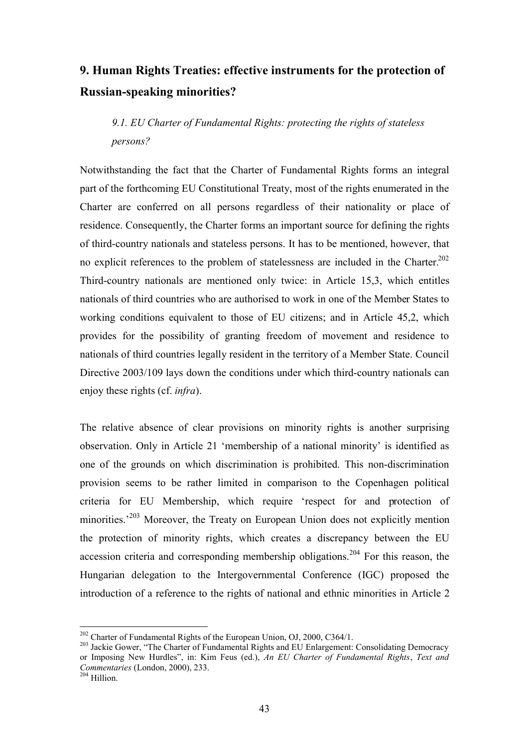## 9. Human Rights Treaties: effective instruments for the protection of Russian-speaking minorities?

### *9.1. EU Charter of Fundamental Rights: protecting the rights of stateless persons?*

Notwithstanding the fact that the Charter of Fundamental Rights forms an integral part of the forthcoming EU Constitutional Treaty, most of the rights enumerated in the Charter are conferred on all persons regardless of their nationality or place of residence. Consequently, the Charter forms an important source for defining the rights of third-country nationals and stateless persons. It has to be mentioned, however, that no explicit references to the problem of statelessness are included in the Charter.[202] Third-country nationals are mentioned only twice: in Article 15,3, which entitles nationals of third countries who are authorised to work in one of the Member States to working conditions equivalent to those of EU citizens; and in Article 45,2, which provides for the possibility of granting freedom of movement and residence to nationals of third countries legally resident in the territory of a Member State. Council Directive 2003/109 lays down the conditions under which third-country nationals can enjoy these rights (cf. *infra*).

The relative absence of clear provisions on minority rights is another surprising observation. Only in Article 21 'membership of a national minority' is identified as one of the grounds on which discrimination is prohibited. This non-discrimination provision seems to be rather limited in comparison to the Copenhagen political criteria for EU Membership, which require 'respect for and protection of minorities.'[203] Moreover, the Treaty on European Union does not explicitly mention the protection of minority rights, which creates a discrepancy between the EU accession criteria and corresponding membership obligations.[204] For this reason, the Hungarian delegation to the Intergovernmental Conference (IGC) proposed the introduction of a reference to the rights of national and ethnic minorities in Article 2

---

[202] Charter of Fundamental Rights of the European Union, OJ, 2000, C364/1.

[203] Jackie Gower, "The Charter of Fundamental Rights and EU Enlargement: Consolidating Democracy or Imposing New Hurdles", in: Kim Feus (ed.), *An EU Charter of Fundamental Rights*, *Text and Commentaries* (London, 2000), 233.

[204] Hillion.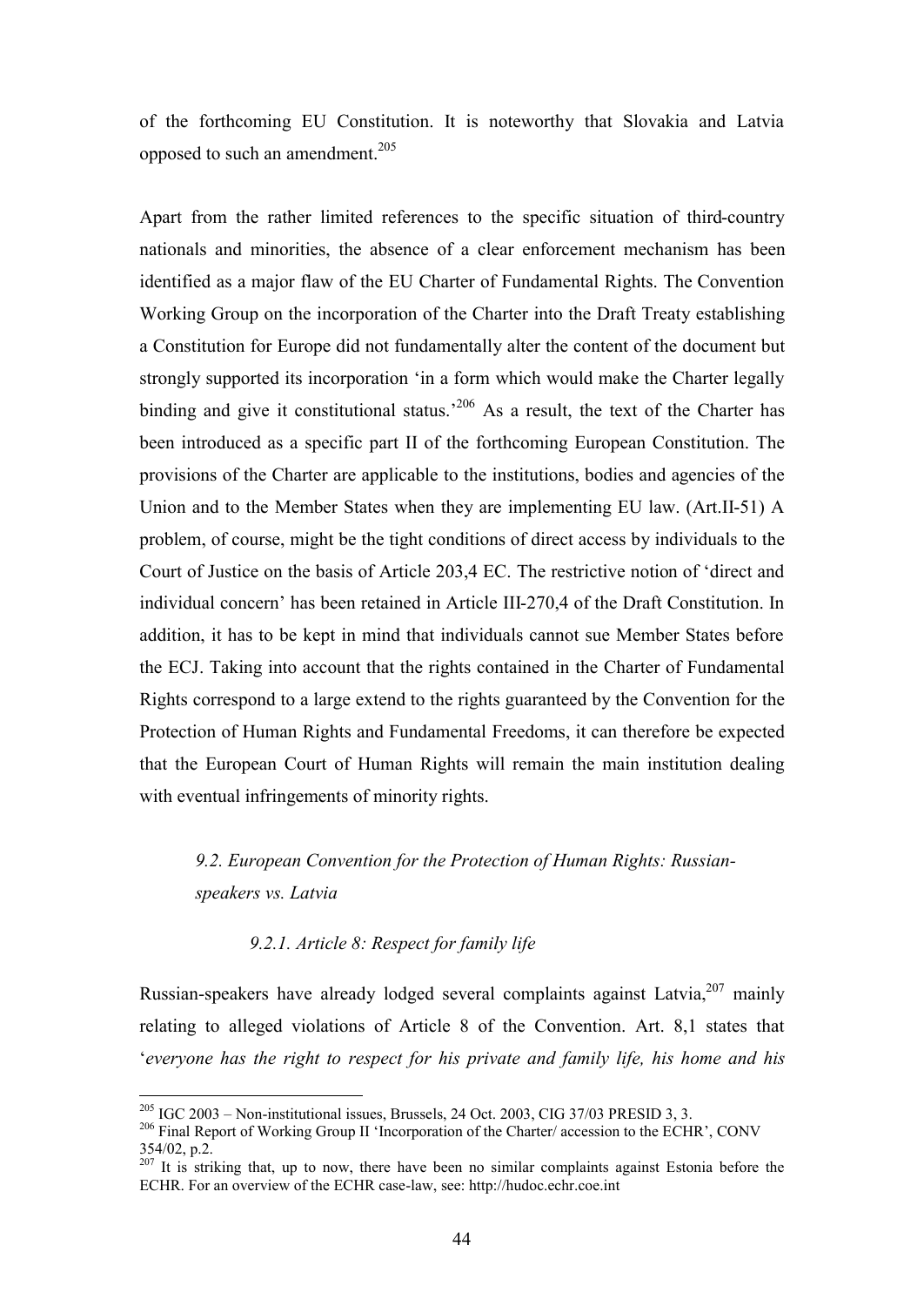of the forthcoming EU Constitution. It is noteworthy that Slovakia and Latvia opposed to such an amendment.[205]

Apart from the rather limited references to the specific situation of third-country nationals and minorities, the absence of a clear enforcement mechanism has been identified as a major flaw of the EU Charter of Fundamental Rights. The Convention Working Group on the incorporation of the Charter into the Draft Treaty establishing a Constitution for Europe did not fundamentally alter the content of the document but strongly supported its incorporation 'in a form which would make the Charter legally binding and give it constitutional status.'[206] As a result, the text of the Charter has been introduced as a specific part II of the forthcoming European Constitution. The provisions of the Charter are applicable to the institutions, bodies and agencies of the Union and to the Member States when they are implementing EU law. (Art.II-51) A problem, of course, might be the tight conditions of direct access by individuals to the Court of Justice on the basis of Article 203,4 EC. The restrictive notion of 'direct and individual concern' has been retained in Article III-270,4 of the Draft Constitution. In addition, it has to be kept in mind that individuals cannot sue Member States before the ECJ. Taking into account that the rights contained in the Charter of Fundamental Rights correspond to a large extend to the rights guaranteed by the Convention for the Protection of Human Rights and Fundamental Freedoms, it can therefore be expected that the European Court of Human Rights will remain the main institution dealing with eventual infringements of minority rights.

### *9.2. European Convention for the Protection of Human Rights: Russian-speakers vs. Latvia*

#### *9.2.1. Article 8: Respect for family life*

Russian-speakers have already lodged several complaints against Latvia,[207] mainly relating to alleged violations of Article 8 of the Convention. Art. 8,1 states that '*everyone has the right to respect for his private and family life, his home and his*

---

[205] IGC 2003 – Non-institutional issues, Brussels, 24 Oct. 2003, CIG 37/03 PRESID 3, 3.

[206] Final Report of Working Group II 'Incorporation of the Charter/ accession to the ECHR', CONV 354/02, p.2.

[207] It is striking that, up to now, there have been no similar complaints against Estonia before the ECHR. For an overview of the ECHR case-law, see: http://hudoc.echr.coe.int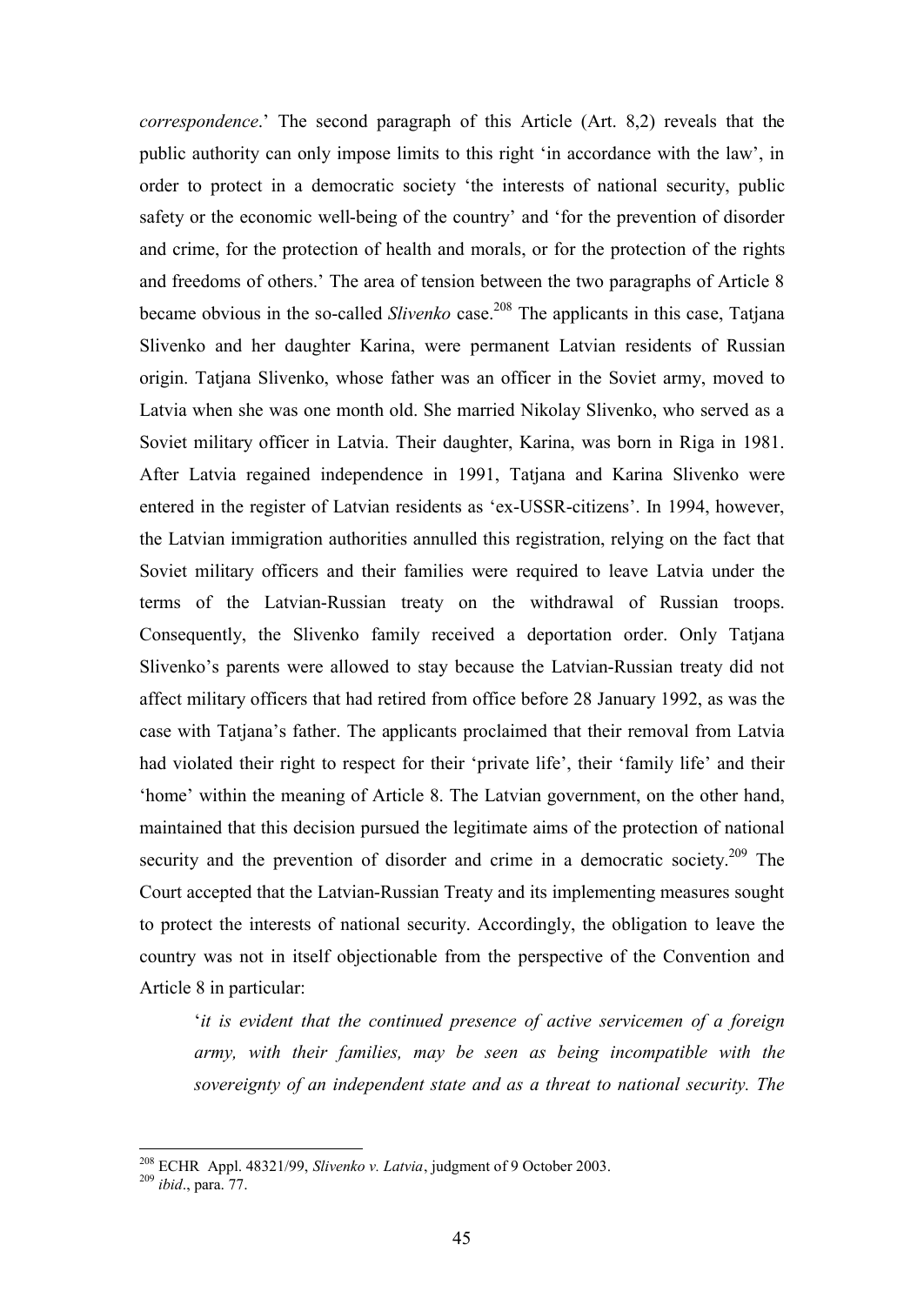*correspondence*.' The second paragraph of this Article (Art. 8,2) reveals that the public authority can only impose limits to this right 'in accordance with the law', in order to protect in a democratic society 'the interests of national security, public safety or the economic well-being of the country' and 'for the prevention of disorder and crime, for the protection of health and morals, or for the protection of the rights and freedoms of others.' The area of tension between the two paragraphs of Article 8 became obvious in the so-called *Slivenko* case.[208] The applicants in this case, Tatjana Slivenko and her daughter Karina, were permanent Latvian residents of Russian origin. Tatjana Slivenko, whose father was an officer in the Soviet army, moved to Latvia when she was one month old. She married Nikolay Slivenko, who served as a Soviet military officer in Latvia. Their daughter, Karina, was born in Riga in 1981. After Latvia regained independence in 1991, Tatjana and Karina Slivenko were entered in the register of Latvian residents as 'ex-USSR-citizens'. In 1994, however, the Latvian immigration authorities annulled this registration, relying on the fact that Soviet military officers and their families were required to leave Latvia under the terms of the Latvian-Russian treaty on the withdrawal of Russian troops. Consequently, the Slivenko family received a deportation order. Only Tatjana Slivenko's parents were allowed to stay because the Latvian-Russian treaty did not affect military officers that had retired from office before 28 January 1992, as was the case with Tatjana's father. The applicants proclaimed that their removal from Latvia had violated their right to respect for their 'private life', their 'family life' and their 'home' within the meaning of Article 8. The Latvian government, on the other hand, maintained that this decision pursued the legitimate aims of the protection of national security and the prevention of disorder and crime in a democratic society.[209] The Court accepted that the Latvian-Russian Treaty and its implementing measures sought to protect the interests of national security. Accordingly, the obligation to leave the country was not in itself objectionable from the perspective of the Convention and Article 8 in particular:

> '*it is evident that the continued presence of active servicemen of a foreign army, with their families, may be seen as being incompatible with the sovereignty of an independent state and as a threat to national security. The*

---

[208] ECHR Appl. 48321/99, *Slivenko v. Latvia*, judgment of 9 October 2003.

[209] *ibid*., para. 77.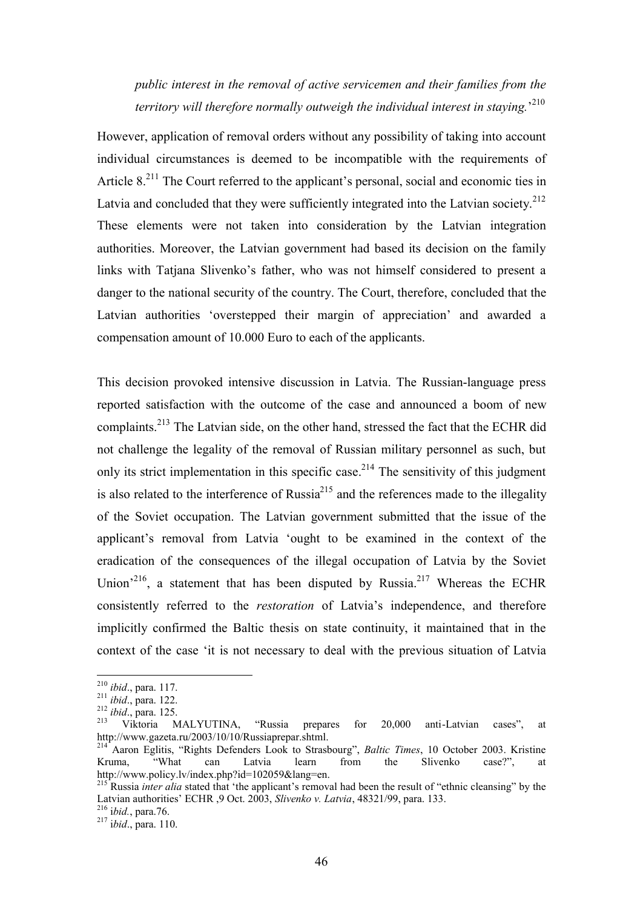*public interest in the removal of active servicemen and their families from the territory will therefore normally outweigh the individual interest in staying.*'[210]

However, application of removal orders without any possibility of taking into account individual circumstances is deemed to be incompatible with the requirements of Article 8.[211] The Court referred to the applicant's personal, social and economic ties in Latvia and concluded that they were sufficiently integrated into the Latvian society.[212] These elements were not taken into consideration by the Latvian integration authorities. Moreover, the Latvian government had based its decision on the family links with Tatjana Slivenko's father, who was not himself considered to present a danger to the national security of the country. The Court, therefore, concluded that the Latvian authorities 'overstepped their margin of appreciation' and awarded a compensation amount of 10.000 Euro to each of the applicants.

This decision provoked intensive discussion in Latvia. The Russian-language press reported satisfaction with the outcome of the case and announced a boom of new complaints.[213] The Latvian side, on the other hand, stressed the fact that the ECHR did not challenge the legality of the removal of Russian military personnel as such, but only its strict implementation in this specific case.[214] The sensitivity of this judgment is also related to the interference of Russia[215] and the references made to the illegality of the Soviet occupation. The Latvian government submitted that the issue of the applicant's removal from Latvia 'ought to be examined in the context of the eradication of the consequences of the illegal occupation of Latvia by the Soviet Union'[216], a statement that has been disputed by Russia.[217] Whereas the ECHR consistently referred to the *restoration* of Latvia's independence, and therefore implicitly confirmed the Baltic thesis on state continuity, it maintained that in the context of the case 'it is not necessary to deal with the previous situation of Latvia

---

[210] *ibid*., para. 117.
[211] *ibid*., para. 122.
[212] *ibid*., para. 125.
[213] Viktoria MALYUTINA, "Russia prepares for 20,000 anti-Latvian cases", at http://www.gazeta.ru/2003/10/10/Russiaprepar.shtml.
[214] Aaron Eglitis, "Rights Defenders Look to Strasbourg", *Baltic Times*, 10 October 2003. Kristine Kruma, "What can Latvia learn from the Slivenko case?", at http://www.policy.lv/index.php?id=102059&lang=en.
[215] Russia *inter alia* stated that 'the applicant's removal had been the result of "ethnic cleansing" by the Latvian authorities' ECHR ,9 Oct. 2003, *Slivenko v. Latvia*, 48321/99, para. 133.
[216] i*bid.*, para.76.
[217] i*bid*., para. 110.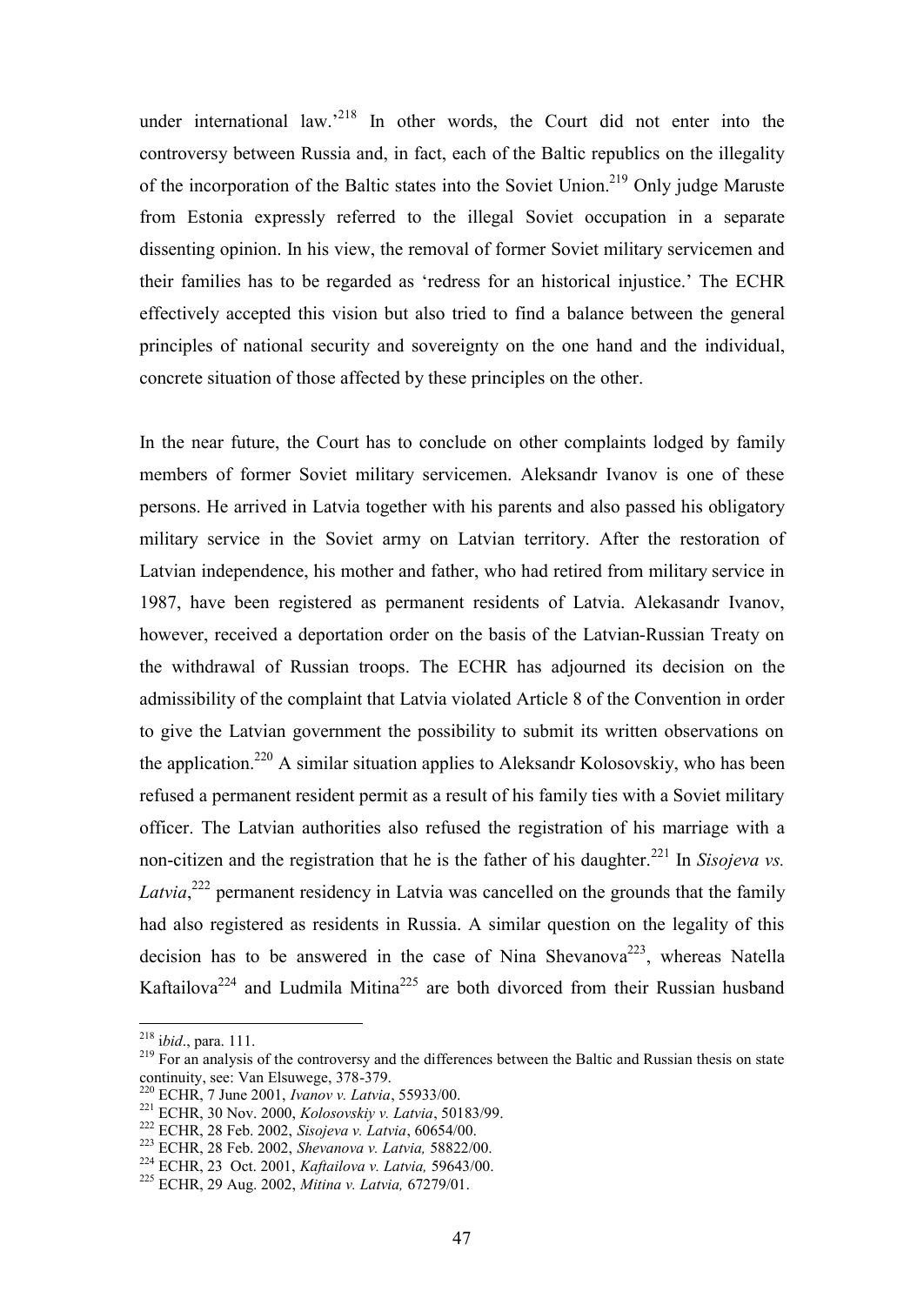under international law.'[218] In other words, the Court did not enter into the controversy between Russia and, in fact, each of the Baltic republics on the illegality of the incorporation of the Baltic states into the Soviet Union.[219] Only judge Maruste from Estonia expressly referred to the illegal Soviet occupation in a separate dissenting opinion. In his view, the removal of former Soviet military servicemen and their families has to be regarded as 'redress for an historical injustice.' The ECHR effectively accepted this vision but also tried to find a balance between the general principles of national security and sovereignty on the one hand and the individual, concrete situation of those affected by these principles on the other.

In the near future, the Court has to conclude on other complaints lodged by family members of former Soviet military servicemen. Aleksandr Ivanov is one of these persons. He arrived in Latvia together with his parents and also passed his obligatory military service in the Soviet army on Latvian territory. After the restoration of Latvian independence, his mother and father, who had retired from military service in 1987, have been registered as permanent residents of Latvia. Alekasandr Ivanov, however, received a deportation order on the basis of the Latvian-Russian Treaty on the withdrawal of Russian troops. The ECHR has adjourned its decision on the admissibility of the complaint that Latvia violated Article 8 of the Convention in order to give the Latvian government the possibility to submit its written observations on the application.[220] A similar situation applies to Aleksandr Kolosovskiy, who has been refused a permanent resident permit as a result of his family ties with a Soviet military officer. The Latvian authorities also refused the registration of his marriage with a non-citizen and the registration that he is the father of his daughter.[221] In *Sisojeva vs. Latvia*,[222] permanent residency in Latvia was cancelled on the grounds that the family had also registered as residents in Russia. A similar question on the legality of this decision has to be answered in the case of Nina Shevanova[223], whereas Natella Kaftailova[224] and Ludmila Mitina[225] are both divorced from their Russian husband

---

[218] *ibid*., para. 111.

[219] For an analysis of the controversy and the differences between the Baltic and Russian thesis on state continuity, see: Van Elsuwege, 378-379.

[220] ECHR, 7 June 2001, *Ivanov v. Latvia*, 55933/00.

[221] ECHR, 30 Nov. 2000, *Kolosovskiy v. Latvia*, 50183/99.

[222] ECHR, 28 Feb. 2002, *Sisojeva v. Latvia*, 60654/00.

[223] ECHR, 28 Feb. 2002, *Shevanova v. Latvia,* 58822/00.

[224] ECHR, 23 Oct. 2001, *Kaftailova v. Latvia,* 59643/00.

[225] ECHR, 29 Aug. 2002, *Mitina v. Latvia,* 67279/01.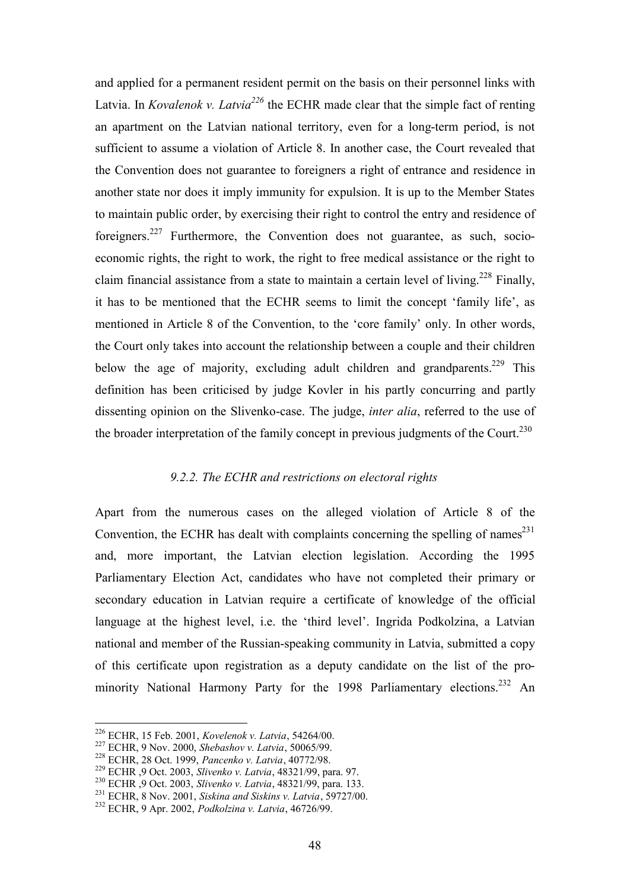and applied for a permanent resident permit on the basis on their personnel links with Latvia. In *Kovalenok v. Latvia*[226] the ECHR made clear that the simple fact of renting an apartment on the Latvian national territory, even for a long-term period, is not sufficient to assume a violation of Article 8. In another case, the Court revealed that the Convention does not guarantee to foreigners a right of entrance and residence in another state nor does it imply immunity for expulsion. It is up to the Member States to maintain public order, by exercising their right to control the entry and residence of foreigners.[227] Furthermore, the Convention does not guarantee, as such, socio-economic rights, the right to work, the right to free medical assistance or the right to claim financial assistance from a state to maintain a certain level of living.[228] Finally, it has to be mentioned that the ECHR seems to limit the concept 'family life', as mentioned in Article 8 of the Convention, to the 'core family' only. In other words, the Court only takes into account the relationship between a couple and their children below the age of majority, excluding adult children and grandparents.[229] This definition has been criticised by judge Kovler in his partly concurring and partly dissenting opinion on the Slivenko-case. The judge, *inter alia*, referred to the use of the broader interpretation of the family concept in previous judgments of the Court.[230]

### *9.2.2. The ECHR and restrictions on electoral rights*

Apart from the numerous cases on the alleged violation of Article 8 of the Convention, the ECHR has dealt with complaints concerning the spelling of names[231] and, more important, the Latvian election legislation. According the 1995 Parliamentary Election Act, candidates who have not completed their primary or secondary education in Latvian require a certificate of knowledge of the official language at the highest level, i.e. the 'third level'. Ingrida Podkolzina, a Latvian national and member of the Russian-speaking community in Latvia, submitted a copy of this certificate upon registration as a deputy candidate on the list of the pro-minority National Harmony Party for the 1998 Parliamentary elections.[232] An

---

[226] ECHR, 15 Feb. 2001, *Kovelenok v. Latvia*, 54264/00.

[227] ECHR, 9 Nov. 2000, *Shebashov v. Latvia*, 50065/99.

[228] ECHR, 28 Oct. 1999, *Pancenko v. Latvia*, 40772/98.

[229] ECHR ,9 Oct. 2003, *Slivenko v. Latvia*, 48321/99, para. 97.

[230] ECHR ,9 Oct. 2003, *Slivenko v. Latvia*, 48321/99, para. 133.

[231] ECHR, 8 Nov. 2001, *Siskina and Siskins v. Latvia*, 59727/00.

[232] ECHR, 9 Apr. 2002, *Podkolzina v. Latvia*, 46726/99.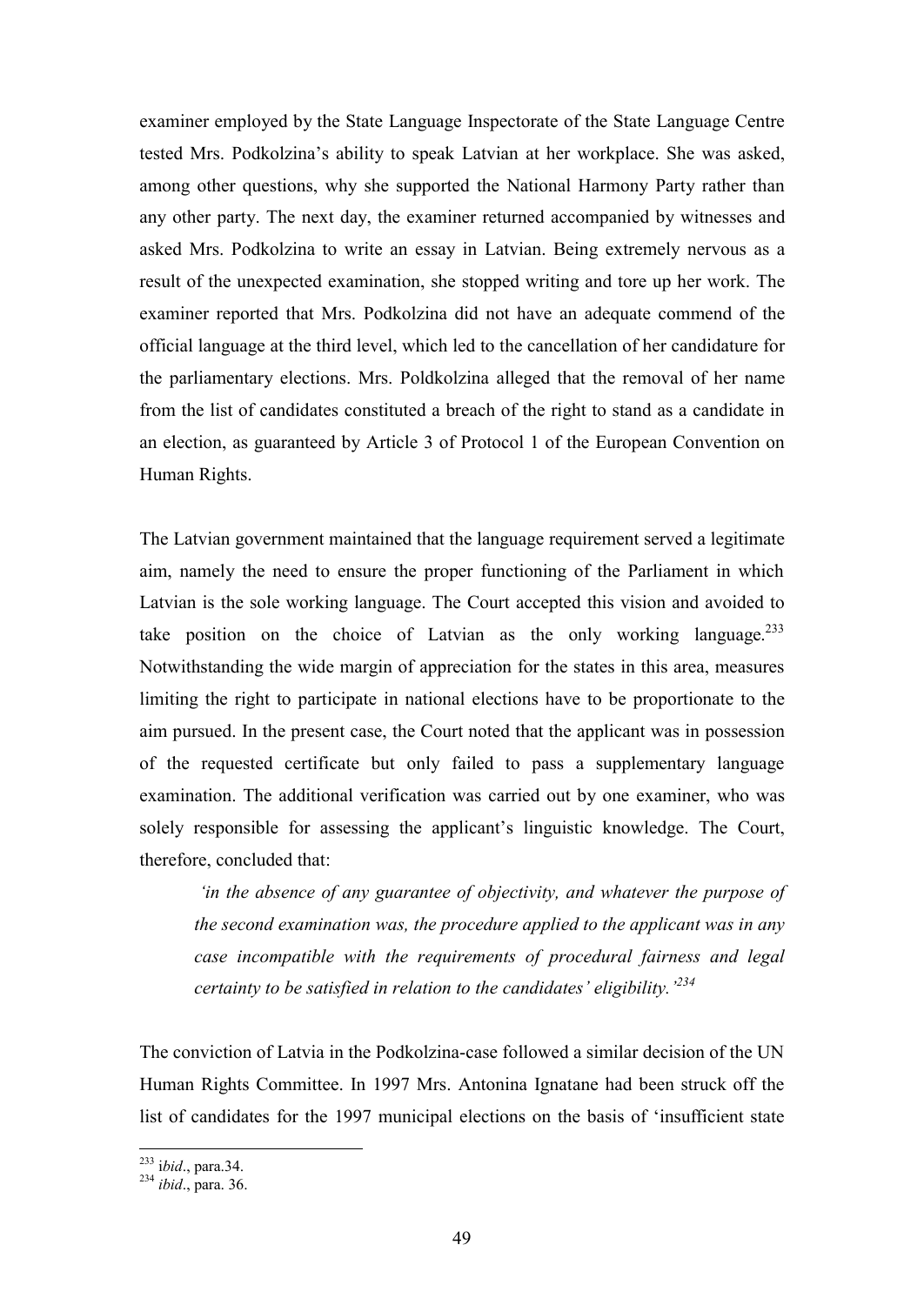examiner employed by the State Language Inspectorate of the State Language Centre tested Mrs. Podkolzina's ability to speak Latvian at her workplace. She was asked, among other questions, why she supported the National Harmony Party rather than any other party. The next day, the examiner returned accompanied by witnesses and asked Mrs. Podkolzina to write an essay in Latvian. Being extremely nervous as a result of the unexpected examination, she stopped writing and tore up her work. The examiner reported that Mrs. Podkolzina did not have an adequate commend of the official language at the third level, which led to the cancellation of her candidature for the parliamentary elections. Mrs. Poldkolzina alleged that the removal of her name from the list of candidates constituted a breach of the right to stand as a candidate in an election, as guaranteed by Article 3 of Protocol 1 of the European Convention on Human Rights.

The Latvian government maintained that the language requirement served a legitimate aim, namely the need to ensure the proper functioning of the Parliament in which Latvian is the sole working language. The Court accepted this vision and avoided to take position on the choice of Latvian as the only working language.[233] Notwithstanding the wide margin of appreciation for the states in this area, measures limiting the right to participate in national elections have to be proportionate to the aim pursued. In the present case, the Court noted that the applicant was in possession of the requested certificate but only failed to pass a supplementary language examination. The additional verification was carried out by one examiner, who was solely responsible for assessing the applicant's linguistic knowledge. The Court, therefore, concluded that:

> *'in the absence of any guarantee of objectivity, and whatever the purpose of the second examination was, the procedure applied to the applicant was in any case incompatible with the requirements of procedural fairness and legal certainty to be satisfied in relation to the candidates' eligibility.'*[234]

The conviction of Latvia in the Podkolzina-case followed a similar decision of the UN Human Rights Committee. In 1997 Mrs. Antonina Ignatane had been struck off the list of candidates for the 1997 municipal elections on the basis of 'insufficient state

---

[233] i*bid*., para.34.

[234] *ibid*., para. 36.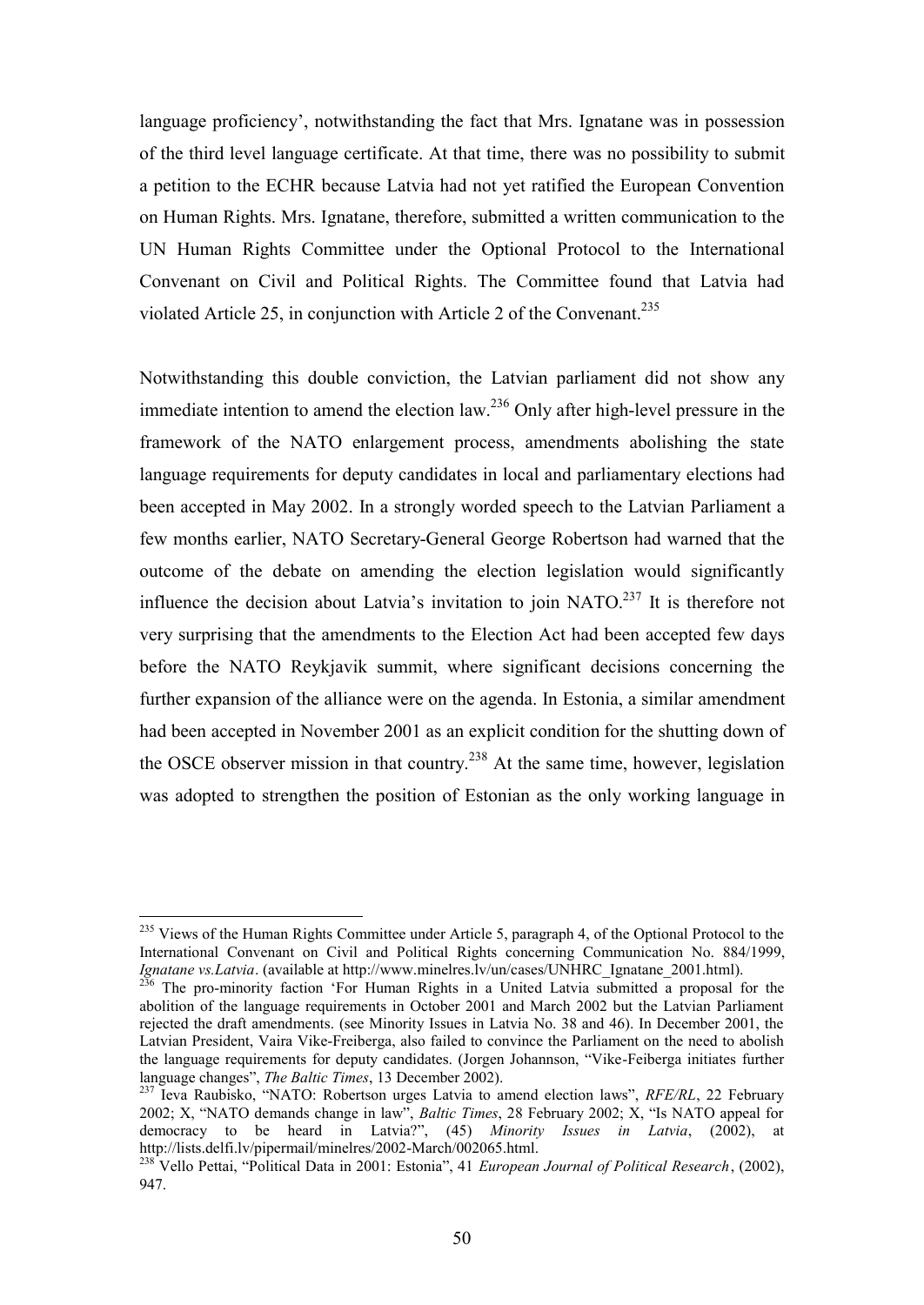language proficiency', notwithstanding the fact that Mrs. Ignatane was in possession of the third level language certificate. At that time, there was no possibility to submit a petition to the ECHR because Latvia had not yet ratified the European Convention on Human Rights. Mrs. Ignatane, therefore, submitted a written communication to the UN Human Rights Committee under the Optional Protocol to the International Convenant on Civil and Political Rights. The Committee found that Latvia had violated Article 25, in conjunction with Article 2 of the Convenant.[235]

Notwithstanding this double conviction, the Latvian parliament did not show any immediate intention to amend the election law.[236] Only after high-level pressure in the framework of the NATO enlargement process, amendments abolishing the state language requirements for deputy candidates in local and parliamentary elections had been accepted in May 2002. In a strongly worded speech to the Latvian Parliament a few months earlier, NATO Secretary-General George Robertson had warned that the outcome of the debate on amending the election legislation would significantly influence the decision about Latvia's invitation to join NATO.[237] It is therefore not very surprising that the amendments to the Election Act had been accepted few days before the NATO Reykjavik summit, where significant decisions concerning the further expansion of the alliance were on the agenda. In Estonia, a similar amendment had been accepted in November 2001 as an explicit condition for the shutting down of the OSCE observer mission in that country.[238] At the same time, however, legislation was adopted to strengthen the position of Estonian as the only working language in

---

[235] Views of the Human Rights Committee under Article 5, paragraph 4, of the Optional Protocol to the International Convenant on Civil and Political Rights concerning Communication No. 884/1999, *Ignatane vs.Latvia*. (available at http://www.minelres.lv/un/cases/UNHRC_Ignatane_2001.html).

[236] The pro-minority faction 'For Human Rights in a United Latvia submitted a proposal for the abolition of the language requirements in October 2001 and March 2002 but the Latvian Parliament rejected the draft amendments. (see Minority Issues in Latvia No. 38 and 46). In December 2001, the Latvian President, Vaira Vike-Freiberga, also failed to convince the Parliament on the need to abolish the language requirements for deputy candidates. (Jorgen Johannson, "Vike-Feiberga initiates further language changes", *The Baltic Times*, 13 December 2002).

[237] Ieva Raubisko, "NATO: Robertson urges Latvia to amend election laws", *RFE/RL*, 22 February 2002; X, "NATO demands change in law", *Baltic Times*, 28 February 2002; X, "Is NATO appeal for democracy to be heard in Latvia?", (45) *Minority Issues in Latvia*, (2002), at http://lists.delfi.lv/pipermail/minelres/2002-March/002065.html.

[238] Vello Pettai, "Political Data in 2001: Estonia", 41 *European Journal of Political Research*, (2002), 947.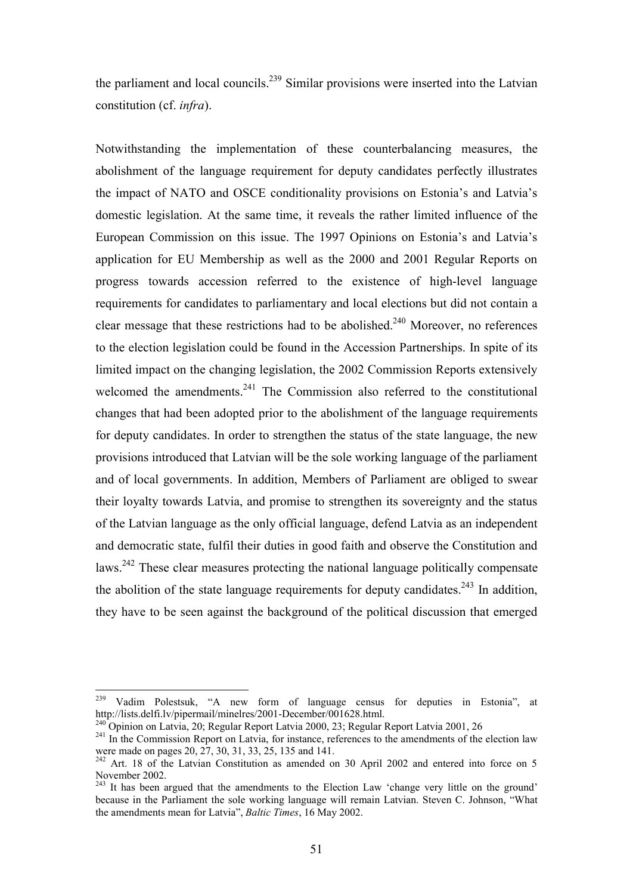the parliament and local councils.[239] Similar provisions were inserted into the Latvian constitution (cf. *infra*).

Notwithstanding the implementation of these counterbalancing measures, the abolishment of the language requirement for deputy candidates perfectly illustrates the impact of NATO and OSCE conditionality provisions on Estonia's and Latvia's domestic legislation. At the same time, it reveals the rather limited influence of the European Commission on this issue. The 1997 Opinions on Estonia's and Latvia's application for EU Membership as well as the 2000 and 2001 Regular Reports on progress towards accession referred to the existence of high-level language requirements for candidates to parliamentary and local elections but did not contain a clear message that these restrictions had to be abolished.[240] Moreover, no references to the election legislation could be found in the Accession Partnerships. In spite of its limited impact on the changing legislation, the 2002 Commission Reports extensively welcomed the amendments.[241] The Commission also referred to the constitutional changes that had been adopted prior to the abolishment of the language requirements for deputy candidates. In order to strengthen the status of the state language, the new provisions introduced that Latvian will be the sole working language of the parliament and of local governments. In addition, Members of Parliament are obliged to swear their loyalty towards Latvia, and promise to strengthen its sovereignty and the status of the Latvian language as the only official language, defend Latvia as an independent and democratic state, fulfil their duties in good faith and observe the Constitution and laws.[242] These clear measures protecting the national language politically compensate the abolition of the state language requirements for deputy candidates.[243] In addition, they have to be seen against the background of the political discussion that emerged

---

[239] Vadim Polestsuk, "A new form of language census for deputies in Estonia", at http://lists.delfi.lv/pipermail/minelres/2001-December/001628.html.

[240] Opinion on Latvia, 20; Regular Report Latvia 2000, 23; Regular Report Latvia 2001, 26

[241] In the Commission Report on Latvia, for instance, references to the amendments of the election law were made on pages 20, 27, 30, 31, 33, 25, 135 and 141.

[242] Art. 18 of the Latvian Constitution as amended on 30 April 2002 and entered into force on 5 November 2002.

[243] It has been argued that the amendments to the Election Law 'change very little on the ground' because in the Parliament the sole working language will remain Latvian. Steven C. Johnson, "What the amendments mean for Latvia", *Baltic Times*, 16 May 2002.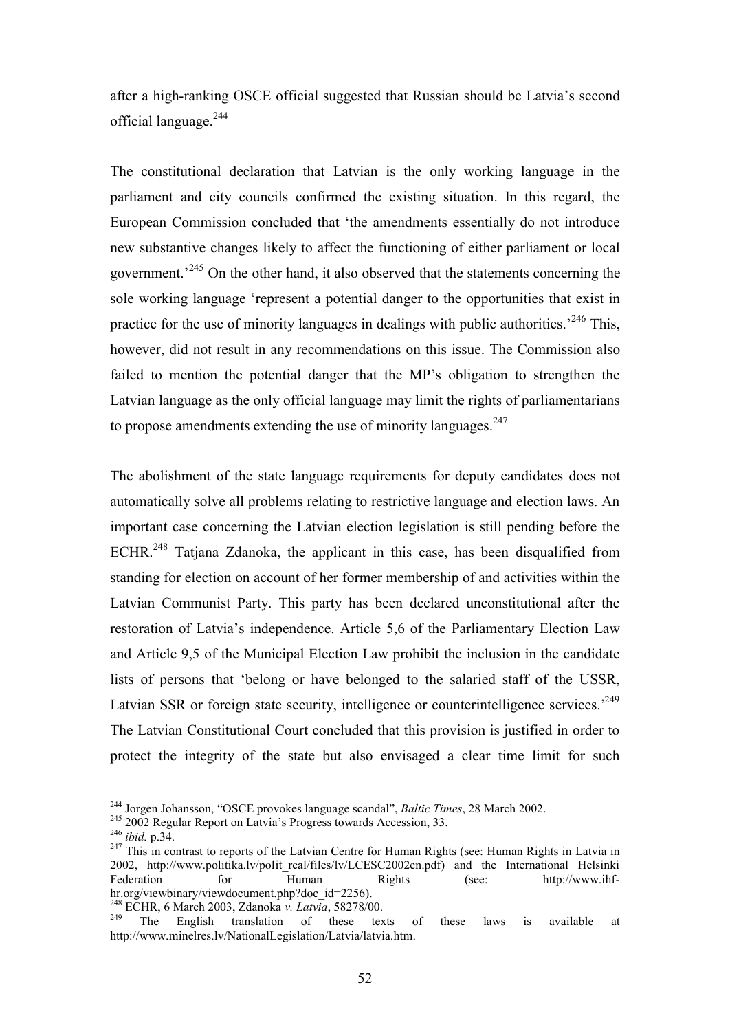after a high-ranking OSCE official suggested that Russian should be Latvia's second official language.[244]

The constitutional declaration that Latvian is the only working language in the parliament and city councils confirmed the existing situation. In this regard, the European Commission concluded that 'the amendments essentially do not introduce new substantive changes likely to affect the functioning of either parliament or local government.'[245] On the other hand, it also observed that the statements concerning the sole working language 'represent a potential danger to the opportunities that exist in practice for the use of minority languages in dealings with public authorities.'[246] This, however, did not result in any recommendations on this issue. The Commission also failed to mention the potential danger that the MP's obligation to strengthen the Latvian language as the only official language may limit the rights of parliamentarians to propose amendments extending the use of minority languages.[247]

The abolishment of the state language requirements for deputy candidates does not automatically solve all problems relating to restrictive language and election laws. An important case concerning the Latvian election legislation is still pending before the ECHR.[248] Tatjana Zdanoka, the applicant in this case, has been disqualified from standing for election on account of her former membership of and activities within the Latvian Communist Party. This party has been declared unconstitutional after the restoration of Latvia's independence. Article 5,6 of the Parliamentary Election Law and Article 9,5 of the Municipal Election Law prohibit the inclusion in the candidate lists of persons that 'belong or have belonged to the salaried staff of the USSR, Latvian SSR or foreign state security, intelligence or counterintelligence services.'[249] The Latvian Constitutional Court concluded that this provision is justified in order to protect the integrity of the state but also envisaged a clear time limit for such

---

[244] Jorgen Johansson, "OSCE provokes language scandal", *Baltic Times*, 28 March 2002.

[245] 2002 Regular Report on Latvia's Progress towards Accession, 33.

[246] *ibid.* p.34.

[247] This in contrast to reports of the Latvian Centre for Human Rights (see: Human Rights in Latvia in 2002, http://www.politika.lv/polit_real/files/lv/LCESC2002en.pdf) and the International Helsinki Federation for Human Rights (see: http://www.ihf-hr.org/viewbinary/viewdocument.php?doc_id=2256).

[248] ECHR, 6 March 2003, Zdanoka *v. Latvia*, 58278/00.

[249] The English translation of these texts of these laws is available at http://www.minelres.lv/NationalLegislation/Latvia/latvia.htm.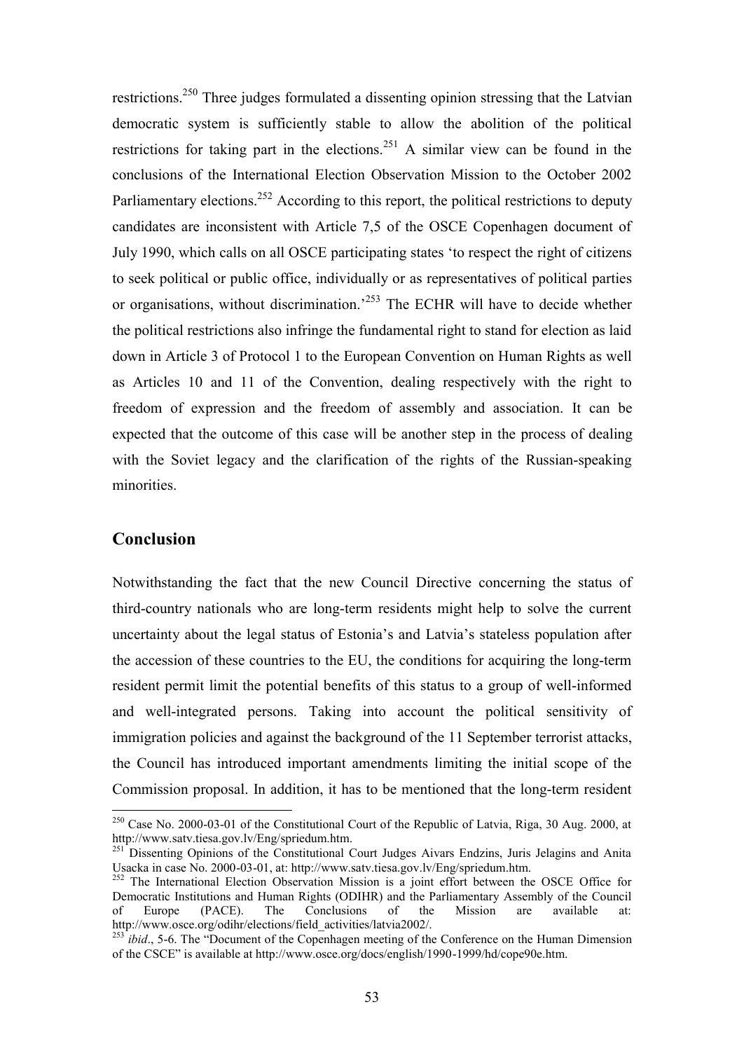restrictions.[250] Three judges formulated a dissenting opinion stressing that the Latvian democratic system is sufficiently stable to allow the abolition of the political restrictions for taking part in the elections.[251] A similar view can be found in the conclusions of the International Election Observation Mission to the October 2002 Parliamentary elections.[252] According to this report, the political restrictions to deputy candidates are inconsistent with Article 7,5 of the OSCE Copenhagen document of July 1990, which calls on all OSCE participating states 'to respect the right of citizens to seek political or public office, individually or as representatives of political parties or organisations, without discrimination.'[253] The ECHR will have to decide whether the political restrictions also infringe the fundamental right to stand for election as laid down in Article 3 of Protocol 1 to the European Convention on Human Rights as well as Articles 10 and 11 of the Convention, dealing respectively with the right to freedom of expression and the freedom of assembly and association. It can be expected that the outcome of this case will be another step in the process of dealing with the Soviet legacy and the clarification of the rights of the Russian-speaking minorities.

## Conclusion

Notwithstanding the fact that the new Council Directive concerning the status of third-country nationals who are long-term residents might help to solve the current uncertainty about the legal status of Estonia's and Latvia's stateless population after the accession of these countries to the EU, the conditions for acquiring the long-term resident permit limit the potential benefits of this status to a group of well-informed and well-integrated persons. Taking into account the political sensitivity of immigration policies and against the background of the 11 September terrorist attacks, the Council has introduced important amendments limiting the initial scope of the Commission proposal. In addition, it has to be mentioned that the long-term resident

---

[250] Case No. 2000-03-01 of the Constitutional Court of the Republic of Latvia, Riga, 30 Aug. 2000, at http://www.satv.tiesa.gov.lv/Eng/spriedum.htm.

[251] Dissenting Opinions of the Constitutional Court Judges Aivars Endzins, Juris Jelagins and Anita Usacka in case No. 2000-03-01, at: http://www.satv.tiesa.gov.lv/Eng/spriedum.htm.

[252] The International Election Observation Mission is a joint effort between the OSCE Office for Democratic Institutions and Human Rights (ODIHR) and the Parliamentary Assembly of the Council of Europe (PACE). The Conclusions of the Mission are available at: http://www.osce.org/odihr/elections/field_activities/latvia2002/.

[253] *ibid*., 5-6. The "Document of the Copenhagen meeting of the Conference on the Human Dimension of the CSCE" is available at http://www.osce.org/docs/english/1990-1999/hd/cope90e.htm.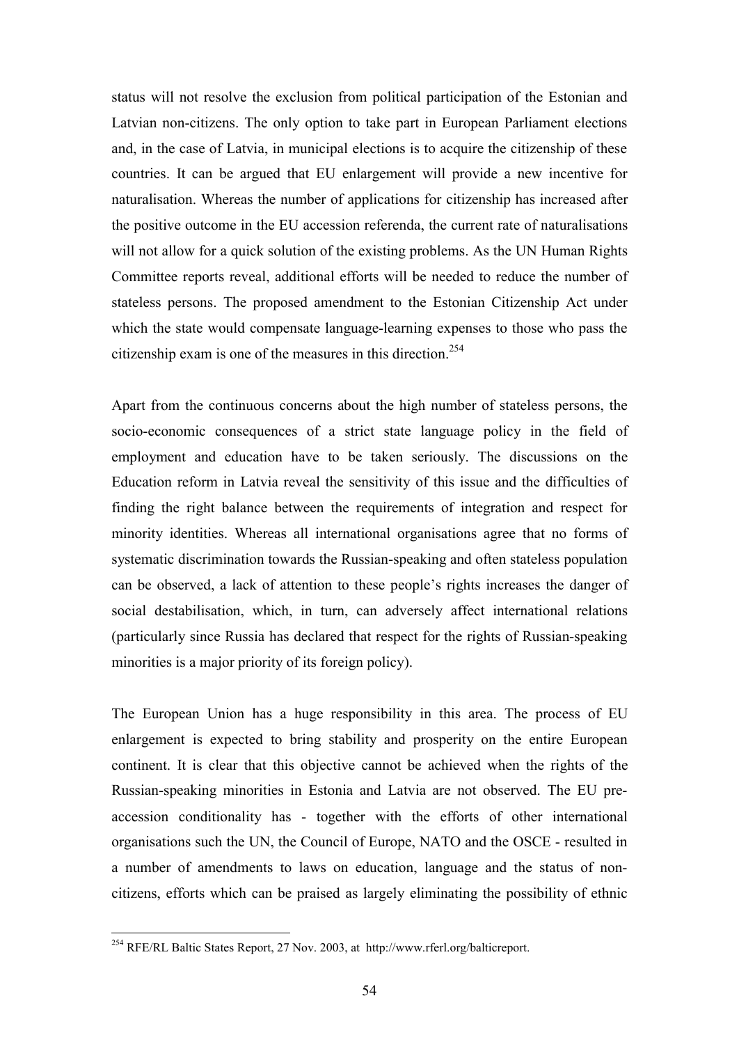status will not resolve the exclusion from political participation of the Estonian and Latvian non-citizens. The only option to take part in European Parliament elections and, in the case of Latvia, in municipal elections is to acquire the citizenship of these countries. It can be argued that EU enlargement will provide a new incentive for naturalisation. Whereas the number of applications for citizenship has increased after the positive outcome in the EU accession referenda, the current rate of naturalisations will not allow for a quick solution of the existing problems. As the UN Human Rights Committee reports reveal, additional efforts will be needed to reduce the number of stateless persons. The proposed amendment to the Estonian Citizenship Act under which the state would compensate language-learning expenses to those who pass the citizenship exam is one of the measures in this direction.[254]

Apart from the continuous concerns about the high number of stateless persons, the socio-economic consequences of a strict state language policy in the field of employment and education have to be taken seriously. The discussions on the Education reform in Latvia reveal the sensitivity of this issue and the difficulties of finding the right balance between the requirements of integration and respect for minority identities. Whereas all international organisations agree that no forms of systematic discrimination towards the Russian-speaking and often stateless population can be observed, a lack of attention to these people's rights increases the danger of social destabilisation, which, in turn, can adversely affect international relations (particularly since Russia has declared that respect for the rights of Russian-speaking minorities is a major priority of its foreign policy).

The European Union has a huge responsibility in this area. The process of EU enlargement is expected to bring stability and prosperity on the entire European continent. It is clear that this objective cannot be achieved when the rights of the Russian-speaking minorities in Estonia and Latvia are not observed. The EU pre-accession conditionality has - together with the efforts of other international organisations such the UN, the Council of Europe, NATO and the OSCE - resulted in a number of amendments to laws on education, language and the status of non-citizens, efforts which can be praised as largely eliminating the possibility of ethnic

[254] RFE/RL Baltic States Report, 27 Nov. 2003, at http://www.rferl.org/balticreport.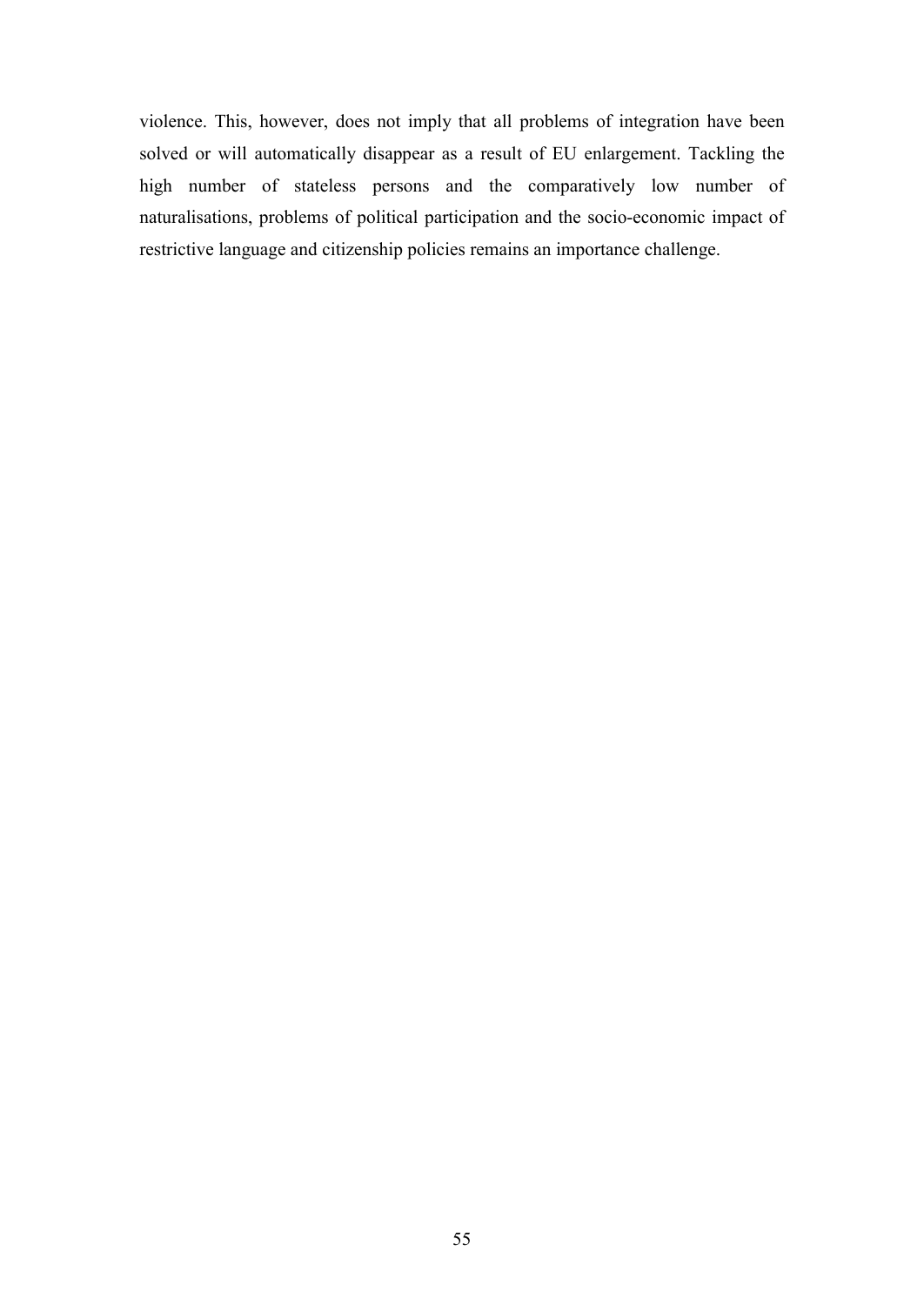violence. This, however, does not imply that all problems of integration have been solved or will automatically disappear as a result of EU enlargement. Tackling the high number of stateless persons and the comparatively low number of naturalisations, problems of political participation and the socio-economic impact of restrictive language and citizenship policies remains an importance challenge.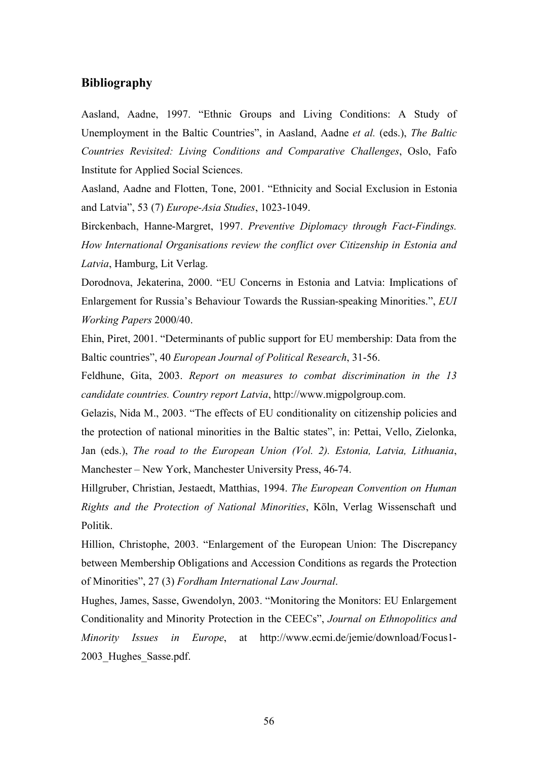## Bibliography

Aasland, Aadne, 1997. "Ethnic Groups and Living Conditions: A Study of Unemployment in the Baltic Countries", in Aasland, Aadne *et al.* (eds.), *The Baltic Countries Revisited: Living Conditions and Comparative Challenges*, Oslo, Fafo Institute for Applied Social Sciences.

Aasland, Aadne and Flotten, Tone, 2001. "Ethnicity and Social Exclusion in Estonia and Latvia", 53 (7) *Europe-Asia Studies*, 1023-1049.

Birckenbach, Hanne-Margret, 1997. *Preventive Diplomacy through Fact-Findings. How International Organisations review the conflict over Citizenship in Estonia and Latvia*, Hamburg, Lit Verlag.

Dorodnova, Jekaterina, 2000. "EU Concerns in Estonia and Latvia: Implications of Enlargement for Russia's Behaviour Towards the Russian-speaking Minorities.", *EUI Working Papers* 2000/40.

Ehin, Piret, 2001. "Determinants of public support for EU membership: Data from the Baltic countries", 40 *European Journal of Political Research*, 31-56.

Feldhune, Gita, 2003. *Report on measures to combat discrimination in the 13 candidate countries. Country report Latvia*, http://www.migpolgroup.com.

Gelazis, Nida M., 2003. "The effects of EU conditionality on citizenship policies and the protection of national minorities in the Baltic states", in: Pettai, Vello, Zielonka, Jan (eds.), *The road to the European Union (Vol. 2). Estonia, Latvia, Lithuania*, Manchester – New York, Manchester University Press, 46-74.

Hillgruber, Christian, Jestaedt, Matthias, 1994. *The European Convention on Human Rights and the Protection of National Minorities*, Köln, Verlag Wissenschaft und Politik.

Hillion, Christophe, 2003. "Enlargement of the European Union: The Discrepancy between Membership Obligations and Accession Conditions as regards the Protection of Minorities", 27 (3) *Fordham International Law Journal*.

Hughes, James, Sasse, Gwendolyn, 2003. "Monitoring the Monitors: EU Enlargement Conditionality and Minority Protection in the CEECs", *Journal on Ethnopolitics and Minority Issues in Europe*, at http://www.ecmi.de/jemie/download/Focus1-2003_Hughes_Sasse.pdf.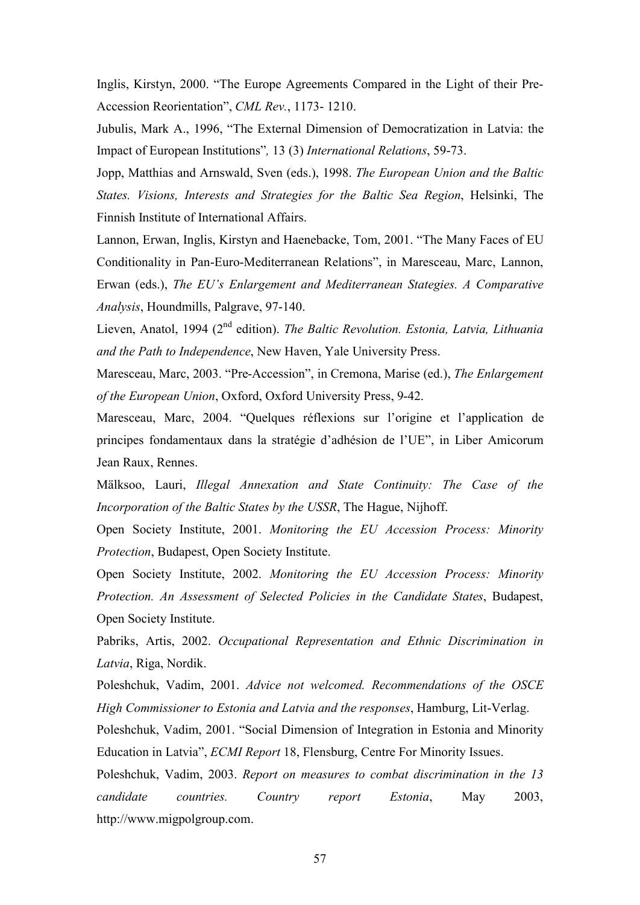Inglis, Kirstyn, 2000. "The Europe Agreements Compared in the Light of their Pre-Accession Reorientation", *CML Rev.*, 1173- 1210.

Jubulis, Mark A., 1996, "The External Dimension of Democratization in Latvia: the Impact of European Institutions"*,* 13 (3) *International Relations*, 59-73.

Jopp, Matthias and Arnswald, Sven (eds.), 1998. *The European Union and the Baltic States. Visions, Interests and Strategies for the Baltic Sea Region*, Helsinki, The Finnish Institute of International Affairs.

Lannon, Erwan, Inglis, Kirstyn and Haenebacke, Tom, 2001. "The Many Faces of EU Conditionality in Pan-Euro-Mediterranean Relations", in Maresceau, Marc, Lannon, Erwan (eds.), *The EU's Enlargement and Mediterranean Stategies. A Comparative Analysis*, Houndmills, Palgrave, 97-140.

Lieven, Anatol, 1994 (2nd edition). *The Baltic Revolution. Estonia, Latvia, Lithuania and the Path to Independence*, New Haven, Yale University Press.

Maresceau, Marc, 2003. "Pre-Accession", in Cremona, Marise (ed.), *The Enlargement of the European Union*, Oxford, Oxford University Press, 9-42.

Maresceau, Marc, 2004. "Quelques réflexions sur l'origine et l'application de principes fondamentaux dans la stratégie d'adhésion de l'UE", in Liber Amicorum Jean Raux, Rennes.

Mälksoo, Lauri, *Illegal Annexation and State Continuity: The Case of the Incorporation of the Baltic States by the USSR*, The Hague, Nijhoff.

Open Society Institute, 2001. *Monitoring the EU Accession Process: Minority Protection*, Budapest, Open Society Institute.

Open Society Institute, 2002. *Monitoring the EU Accession Process: Minority Protection. An Assessment of Selected Policies in the Candidate States*, Budapest, Open Society Institute.

Pabriks, Artis, 2002. *Occupational Representation and Ethnic Discrimination in Latvia*, Riga, Nordik.

Poleshchuk, Vadim, 2001. *Advice not welcomed. Recommendations of the OSCE High Commissioner to Estonia and Latvia and the responses*, Hamburg, Lit-Verlag.

Poleshchuk, Vadim, 2001. "Social Dimension of Integration in Estonia and Minority Education in Latvia", *ECMI Report* 18, Flensburg, Centre For Minority Issues.

Poleshchuk, Vadim, 2003. *Report on measures to combat discrimination in the 13 candidate countries. Country report Estonia*, May 2003, http://www.migpolgroup.com.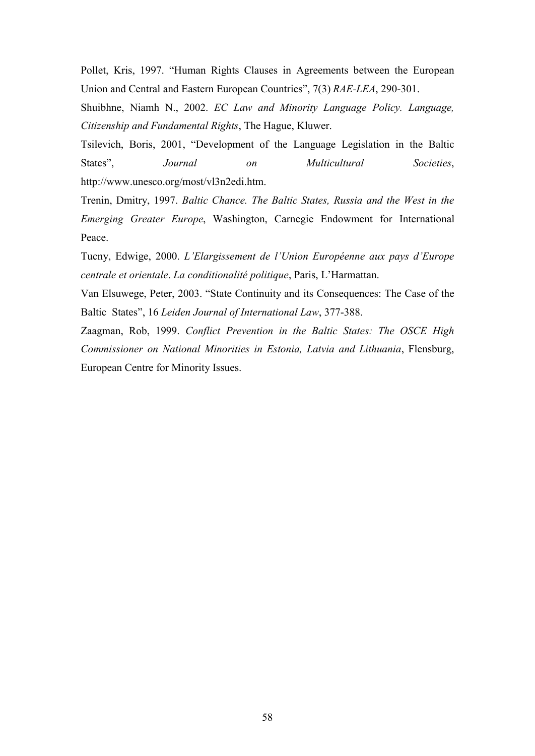Pollet, Kris, 1997. "Human Rights Clauses in Agreements between the European Union and Central and Eastern European Countries", 7(3) *RAE-LEA*, 290-301.

Shuibhne, Niamh N., 2002. *EC Law and Minority Language Policy. Language, Citizenship and Fundamental Rights*, The Hague, Kluwer.

Tsilevich, Boris, 2001, "Development of the Language Legislation in the Baltic States", *Journal on Multicultural Societies*, http://www.unesco.org/most/vl3n2edi.htm.

Trenin, Dmitry, 1997. *Baltic Chance. The Baltic States, Russia and the West in the Emerging Greater Europe*, Washington, Carnegie Endowment for International Peace.

Tucny, Edwige, 2000. *L'Elargissement de l'Union Européenne aux pays d'Europe centrale et orientale*. *La conditionalité politique*, Paris, L'Harmattan.

Van Elsuwege, Peter, 2003. "State Continuity and its Consequences: The Case of the Baltic States", 16 *Leiden Journal of International Law*, 377-388.

Zaagman, Rob, 1999. *Conflict Prevention in the Baltic States: The OSCE High Commissioner on National Minorities in Estonia, Latvia and Lithuania*, Flensburg, European Centre for Minority Issues.